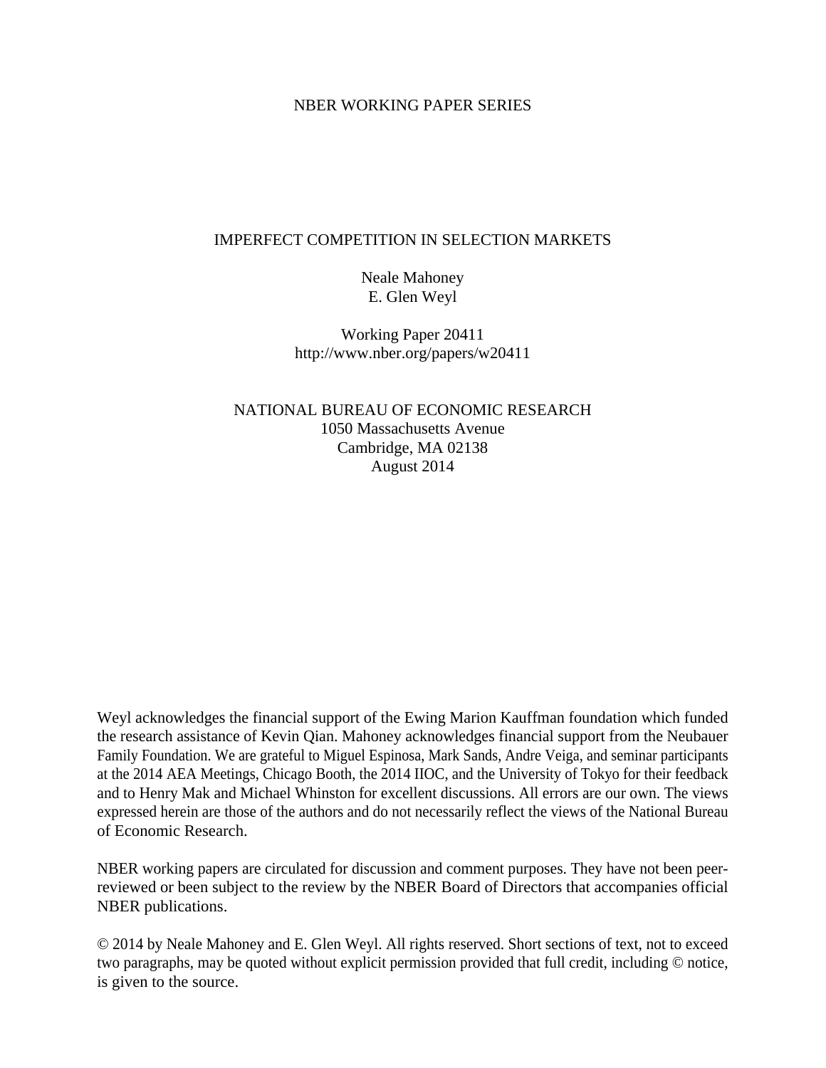NBER WORKING PAPER SERIES

# IMPERFECT COMPETITION IN SELECTION MARKETS

Neale Mahoney
E. Glen Weyl

Working Paper 20411
http://www.nber.org/papers/w20411

NATIONAL BUREAU OF ECONOMIC RESEARCH
1050 Massachusetts Avenue
Cambridge, MA 02138
August 2014

Weyl acknowledges the financial support of the Ewing Marion Kauffman foundation which funded the research assistance of Kevin Qian. Mahoney acknowledges financial support from the Neubauer Family Foundation. We are grateful to Miguel Espinosa, Mark Sands, Andre Veiga, and seminar participants at the 2014 AEA Meetings, Chicago Booth, the 2014 IIOC, and the University of Tokyo for their feedback and to Henry Mak and Michael Whinston for excellent discussions. All errors are our own. The views expressed herein are those of the authors and do not necessarily reflect the views of the National Bureau of Economic Research.

NBER working papers are circulated for discussion and comment purposes. They have not been peer-reviewed or been subject to the review by the NBER Board of Directors that accompanies official NBER publications.

© 2014 by Neale Mahoney and E. Glen Weyl. All rights reserved. Short sections of text, not to exceed two paragraphs, may be quoted without explicit permission provided that full credit, including © notice, is given to the source.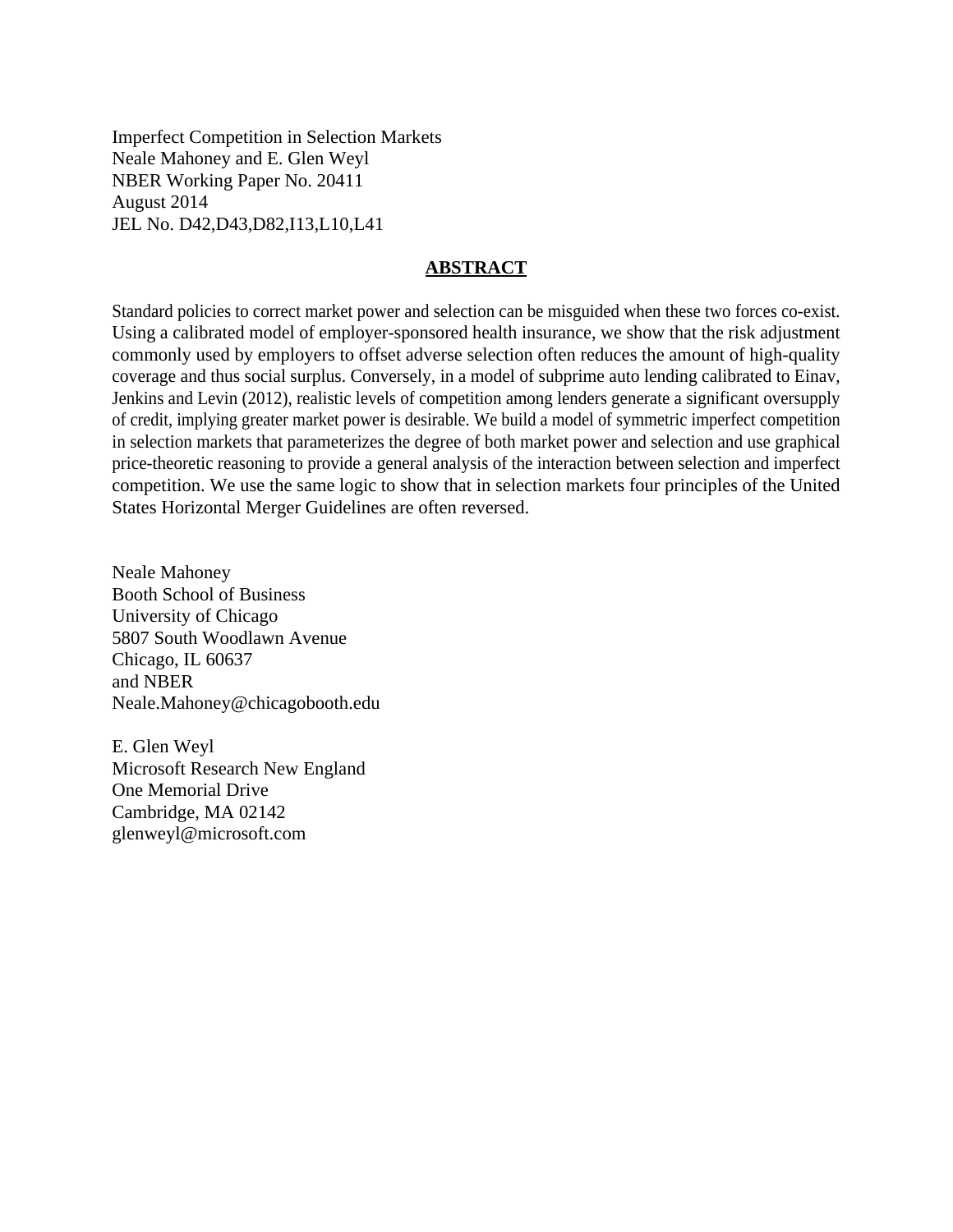Imperfect Competition in Selection Markets
Neale Mahoney and E. Glen Weyl
NBER Working Paper No. 20411
August 2014
JEL No. D42,D43,D82,I13,L10,L41

## ABSTRACT

Standard policies to correct market power and selection can be misguided when these two forces co-exist. Using a calibrated model of employer-sponsored health insurance, we show that the risk adjustment commonly used by employers to offset adverse selection often reduces the amount of high-quality coverage and thus social surplus. Conversely, in a model of subprime auto lending calibrated to Einav, Jenkins and Levin (2012), realistic levels of competition among lenders generate a significant oversupply of credit, implying greater market power is desirable. We build a model of symmetric imperfect competition in selection markets that parameterizes the degree of both market power and selection and use graphical price-theoretic reasoning to provide a general analysis of the interaction between selection and imperfect competition. We use the same logic to show that in selection markets four principles of the United States Horizontal Merger Guidelines are often reversed.

Neale Mahoney
Booth School of Business
University of Chicago
5807 South Woodlawn Avenue
Chicago, IL 60637
and NBER
Neale.Mahoney@chicagobooth.edu

E. Glen Weyl
Microsoft Research New England
One Memorial Drive
Cambridge, MA 02142
glenweyl@microsoft.com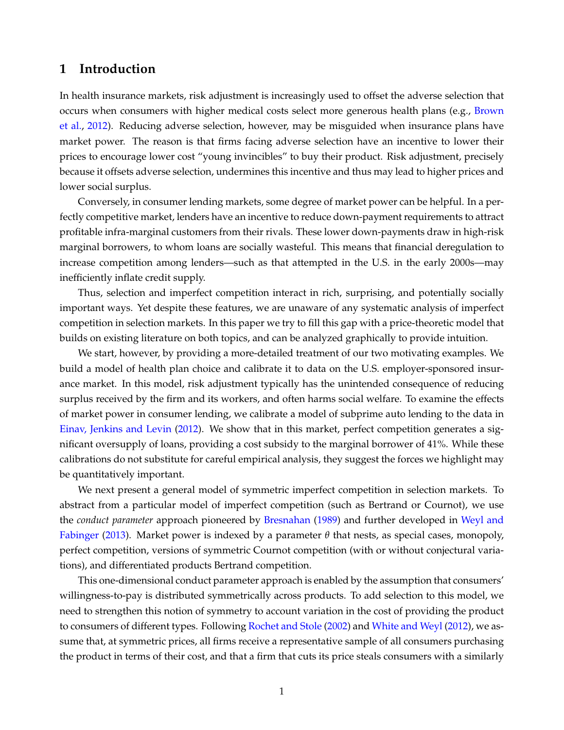# 1 Introduction

In health insurance markets, risk adjustment is increasingly used to offset the adverse selection that occurs when consumers with higher medical costs select more generous health plans (e.g., Brown et al., 2012). Reducing adverse selection, however, may be misguided when insurance plans have market power. The reason is that firms facing adverse selection have an incentive to lower their prices to encourage lower cost "young invincibles" to buy their product. Risk adjustment, precisely because it offsets adverse selection, undermines this incentive and thus may lead to higher prices and lower social surplus.

Conversely, in consumer lending markets, some degree of market power can be helpful. In a perfectly competitive market, lenders have an incentive to reduce down-payment requirements to attract profitable infra-marginal customers from their rivals. These lower down-payments draw in high-risk marginal borrowers, to whom loans are socially wasteful. This means that financial deregulation to increase competition among lenders—such as that attempted in the U.S. in the early 2000s—may inefficiently inflate credit supply.

Thus, selection and imperfect competition interact in rich, surprising, and potentially socially important ways. Yet despite these features, we are unaware of any systematic analysis of imperfect competition in selection markets. In this paper we try to fill this gap with a price-theoretic model that builds on existing literature on both topics, and can be analyzed graphically to provide intuition.

We start, however, by providing a more-detailed treatment of our two motivating examples. We build a model of health plan choice and calibrate it to data on the U.S. employer-sponsored insurance market. In this model, risk adjustment typically has the unintended consequence of reducing surplus received by the firm and its workers, and often harms social welfare. To examine the effects of market power in consumer lending, we calibrate a model of subprime auto lending to the data in Einav, Jenkins and Levin (2012). We show that in this market, perfect competition generates a significant oversupply of loans, providing a cost subsidy to the marginal borrower of 41%. While these calibrations do not substitute for careful empirical analysis, they suggest the forces we highlight may be quantitatively important.

We next present a general model of symmetric imperfect competition in selection markets. To abstract from a particular model of imperfect competition (such as Bertrand or Cournot), we use the *conduct parameter* approach pioneered by Bresnahan (1989) and further developed in Weyl and Fabinger (2013). Market power is indexed by a parameter $\theta$ that nests, as special cases, monopoly, perfect competition, versions of symmetric Cournot competition (with or without conjectural variations), and differentiated products Bertrand competition.

This one-dimensional conduct parameter approach is enabled by the assumption that consumers' willingness-to-pay is distributed symmetrically across products. To add selection to this model, we need to strengthen this notion of symmetry to account variation in the cost of providing the product to consumers of different types. Following Rochet and Stole (2002) and White and Weyl (2012), we assume that, at symmetric prices, all firms receive a representative sample of all consumers purchasing the product in terms of their cost, and that a firm that cuts its price steals consumers with a similarly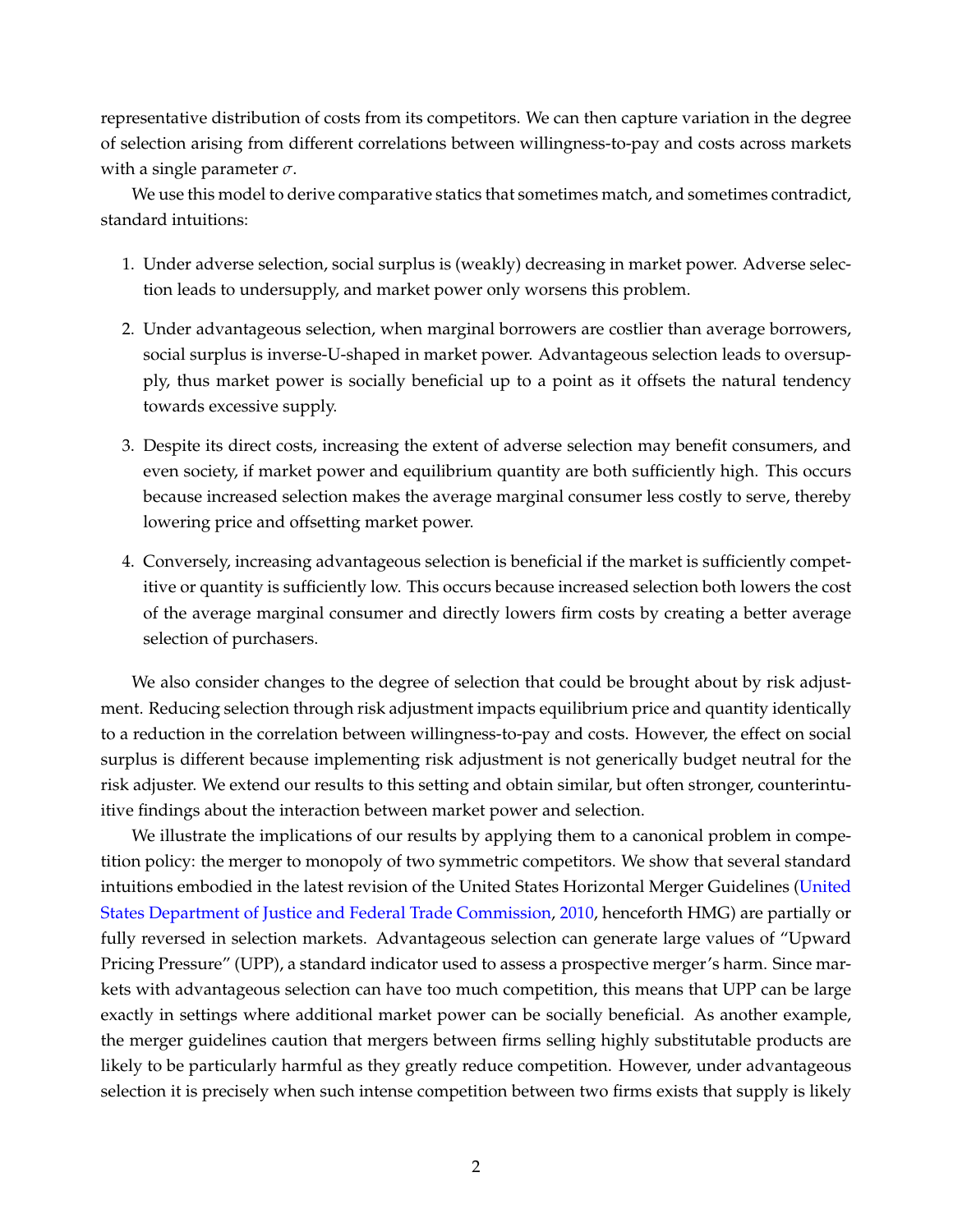representative distribution of costs from its competitors. We can then capture variation in the degree of selection arising from different correlations between willingness-to-pay and costs across markets with a single parameter $\sigma$.

We use this model to derive comparative statics that sometimes match, and sometimes contradict, standard intuitions:

1. Under adverse selection, social surplus is (weakly) decreasing in market power. Adverse selection leads to undersupply, and market power only worsens this problem.
2. Under advantageous selection, when marginal borrowers are costlier than average borrowers, social surplus is inverse-U-shaped in market power. Advantageous selection leads to oversupply, thus market power is socially beneficial up to a point as it offsets the natural tendency towards excessive supply.
3. Despite its direct costs, increasing the extent of adverse selection may benefit consumers, and even society, if market power and equilibrium quantity are both sufficiently high. This occurs because increased selection makes the average marginal consumer less costly to serve, thereby lowering price and offsetting market power.
4. Conversely, increasing advantageous selection is beneficial if the market is sufficiently competitive or quantity is sufficiently low. This occurs because increased selection both lowers the cost of the average marginal consumer and directly lowers firm costs by creating a better average selection of purchasers.

We also consider changes to the degree of selection that could be brought about by risk adjustment. Reducing selection through risk adjustment impacts equilibrium price and quantity identically to a reduction in the correlation between willingness-to-pay and costs. However, the effect on social surplus is different because implementing risk adjustment is not generically budget neutral for the risk adjuster. We extend our results to this setting and obtain similar, but often stronger, counterintuitive findings about the interaction between market power and selection.

We illustrate the implications of our results by applying them to a canonical problem in competition policy: the merger to monopoly of two symmetric competitors. We show that several standard intuitions embodied in the latest revision of the United States Horizontal Merger Guidelines (United States Department of Justice and Federal Trade Commission, 2010, henceforth HMG) are partially or fully reversed in selection markets. Advantageous selection can generate large values of "Upward Pricing Pressure" (UPP), a standard indicator used to assess a prospective merger's harm. Since markets with advantageous selection can have too much competition, this means that UPP can be large exactly in settings where additional market power can be socially beneficial. As another example, the merger guidelines caution that mergers between firms selling highly substitutable products are likely to be particularly harmful as they greatly reduce competition. However, under advantageous selection it is precisely when such intense competition between two firms exists that supply is likely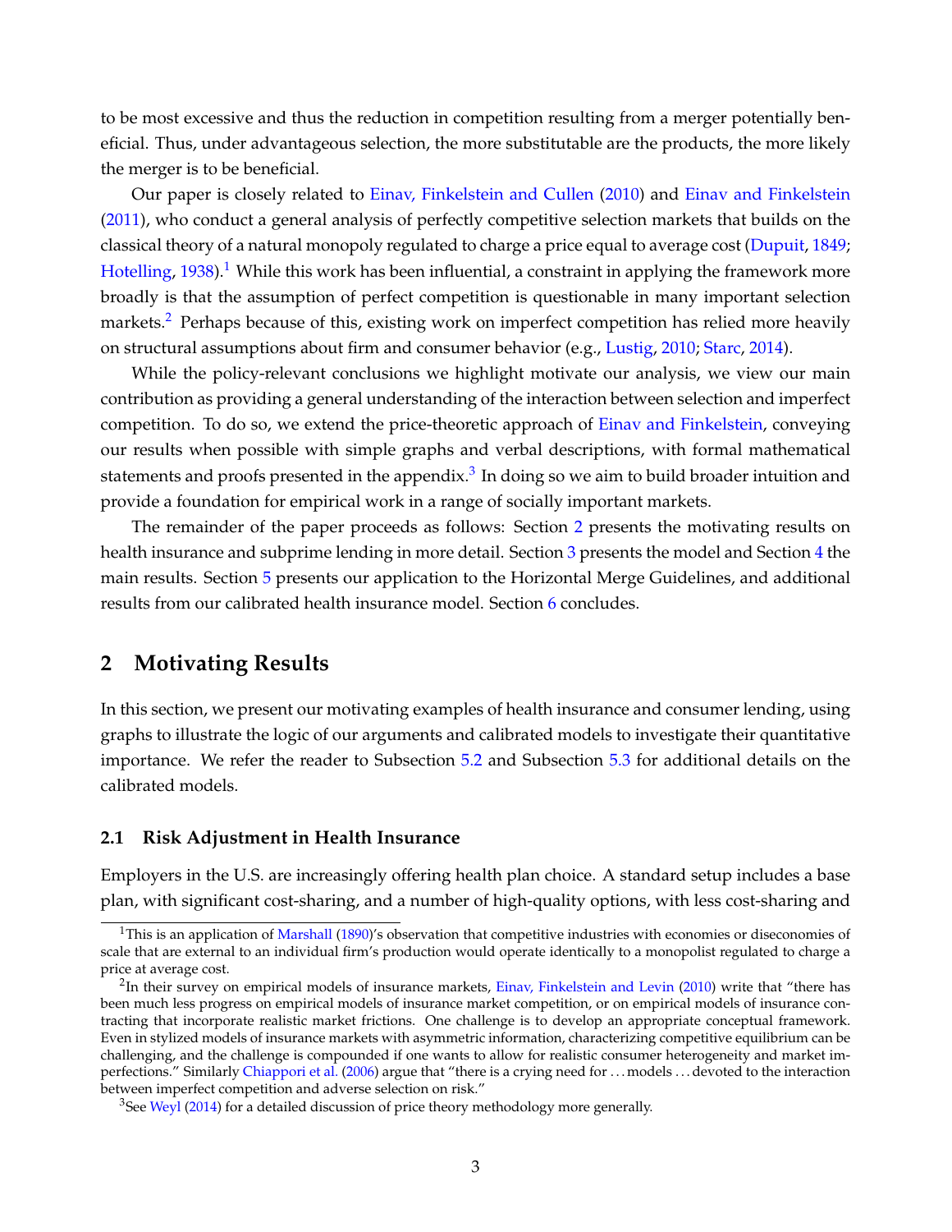to be most excessive and thus the reduction in competition resulting from a merger potentially beneficial. Thus, under advantageous selection, the more substitutable are the products, the more likely the merger is to be beneficial.

Our paper is closely related to Einav, Finkelstein and Cullen (2010) and Einav and Finkelstein (2011), who conduct a general analysis of perfectly competitive selection markets that builds on the classical theory of a natural monopoly regulated to charge a price equal to average cost (Dupuit, 1849; Hotelling, 1938).[1] While this work has been influential, a constraint in applying the framework more broadly is that the assumption of perfect competition is questionable in many important selection markets.[2] Perhaps because of this, existing work on imperfect competition has relied more heavily on structural assumptions about firm and consumer behavior (e.g., Lustig, 2010; Starc, 2014).

While the policy-relevant conclusions we highlight motivate our analysis, we view our main contribution as providing a general understanding of the interaction between selection and imperfect competition. To do so, we extend the price-theoretic approach of Einav and Finkelstein, conveying our results when possible with simple graphs and verbal descriptions, with formal mathematical statements and proofs presented in the appendix.[3] In doing so we aim to build broader intuition and provide a foundation for empirical work in a range of socially important markets.

The remainder of the paper proceeds as follows: Section 2 presents the motivating results on health insurance and subprime lending in more detail. Section 3 presents the model and Section 4 the main results. Section 5 presents our application to the Horizontal Merge Guidelines, and additional results from our calibrated health insurance model. Section 6 concludes.

## 2 Motivating Results

In this section, we present our motivating examples of health insurance and consumer lending, using graphs to illustrate the logic of our arguments and calibrated models to investigate their quantitative importance. We refer the reader to Subsection 5.2 and Subsection 5.3 for additional details on the calibrated models.

### 2.1 Risk Adjustment in Health Insurance

Employers in the U.S. are increasingly offering health plan choice. A standard setup includes a base plan, with significant cost-sharing, and a number of high-quality options, with less cost-sharing and

[1] This is an application of Marshall (1890)'s observation that competitive industries with economies or diseconomies of scale that are external to an individual firm's production would operate identically to a monopolist regulated to charge a price at average cost.

[2] In their survey on empirical models of insurance markets, Einav, Finkelstein and Levin (2010) write that "there has been much less progress on empirical models of insurance market competition, or on empirical models of insurance contracting that incorporate realistic market frictions. One challenge is to develop an appropriate conceptual framework. Even in stylized models of insurance markets with asymmetric information, characterizing competitive equilibrium can be challenging, and the challenge is compounded if one wants to allow for realistic consumer heterogeneity and market imperfections." Similarly Chiappori et al. (2006) argue that "there is a crying need for ... models ... devoted to the interaction between imperfect competition and adverse selection on risk."

[3] See Weyl (2014) for a detailed discussion of price theory methodology more generally.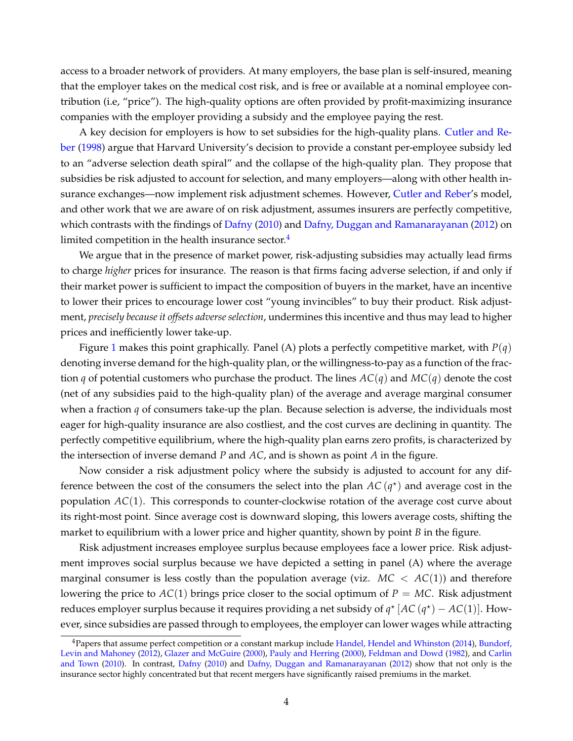access to a broader network of providers. At many employers, the base plan is self-insured, meaning that the employer takes on the medical cost risk, and is free or available at a nominal employee contribution (i.e, "price"). The high-quality options are often provided by profit-maximizing insurance companies with the employer providing a subsidy and the employee paying the rest.

A key decision for employers is how to set subsidies for the high-quality plans. Cutler and Reber (1998) argue that Harvard University's decision to provide a constant per-employee subsidy led to an "adverse selection death spiral" and the collapse of the high-quality plan. They propose that subsidies be risk adjusted to account for selection, and many employers—along with other health insurance exchanges—now implement risk adjustment schemes. However, Cutler and Reber's model, and other work that we are aware of on risk adjustment, assumes insurers are perfectly competitive, which contrasts with the findings of Dafny (2010) and Dafny, Duggan and Ramanarayanan (2012) on limited competition in the health insurance sector.[4]

We argue that in the presence of market power, risk-adjusting subsidies may actually lead firms to charge *higher* prices for insurance. The reason is that firms facing adverse selection, if and only if their market power is sufficient to impact the composition of buyers in the market, have an incentive to lower their prices to encourage lower cost "young invincibles" to buy their product. Risk adjustment, *precisely because it offsets adverse selection*, undermines this incentive and thus may lead to higher prices and inefficiently lower take-up.

Figure 1 makes this point graphically. Panel (A) plots a perfectly competitive market, with $P(q)$ denoting inverse demand for the high-quality plan, or the willingness-to-pay as a function of the fraction $q$ of potential customers who purchase the product. The lines $AC(q)$ and $MC(q)$ denote the cost (net of any subsidies paid to the high-quality plan) of the average and average marginal consumer when a fraction $q$ of consumers take-up the plan. Because selection is adverse, the individuals most eager for high-quality insurance are also costliest, and the cost curves are declining in quantity. The perfectly competitive equilibrium, where the high-quality plan earns zero profits, is characterized by the intersection of inverse demand $P$ and $AC$, and is shown as point $A$ in the figure.

Now consider a risk adjustment policy where the subsidy is adjusted to account for any difference between the cost of the consumers the select into the plan $AC(q^{\star})$ and average cost in the population $AC(1)$. This corresponds to counter-clockwise rotation of the average cost curve about its right-most point. Since average cost is downward sloping, this lowers average costs, shifting the market to equilibrium with a lower price and higher quantity, shown by point $B$ in the figure.

Risk adjustment increases employee surplus because employees face a lower price. Risk adjustment improves social surplus because we have depicted a setting in panel (A) where the average marginal consumer is less costly than the population average (viz. $MC < AC(1)$) and therefore lowering the price to $AC(1)$ brings price closer to the social optimum of $P = MC$. Risk adjustment reduces employer surplus because it requires providing a net subsidy of $q^{\star}[AC(q^{\star}) - AC(1)]$. However, since subsidies are passed through to employees, the employer can lower wages while attracting

[4] Papers that assume perfect competition or a constant markup include Handel, Hendel and Whinston (2014), Bundorf, Levin and Mahoney (2012), Glazer and McGuire (2000), Pauly and Herring (2000), Feldman and Dowd (1982), and Carlin and Town (2010). In contrast, Dafny (2010) and Dafny, Duggan and Ramanarayanan (2012) show that not only is the insurance sector highly concentrated but that recent mergers have significantly raised premiums in the market.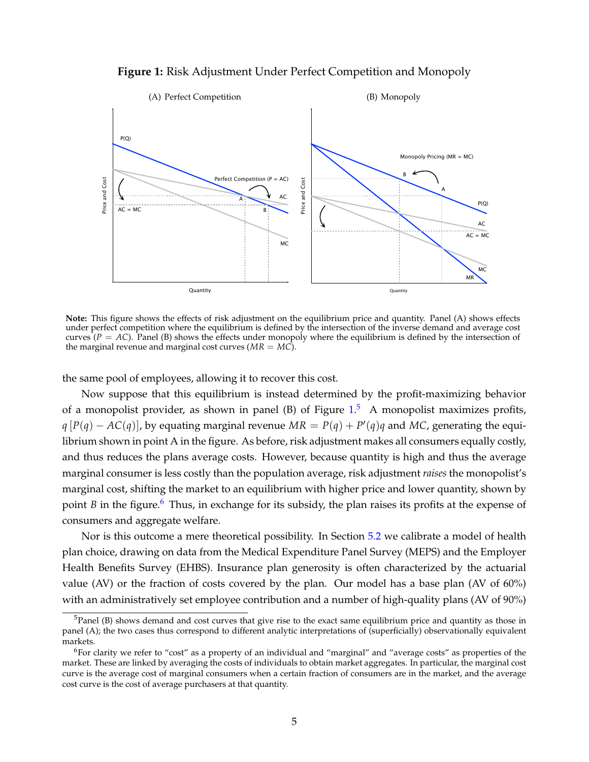**Figure 1:** Risk Adjustment Under Perfect Competition and Monopoly

**Note:** This figure shows the effects of risk adjustment on the equilibrium price and quantity. Panel (A) shows effects under perfect competition where the equilibrium is defined by the intersection of the inverse demand and average cost curves ($P = AC$). Panel (B) shows the effects under monopoly where the equilibrium is defined by the intersection of the marginal revenue and marginal cost curves ($MR = MC$).

the same pool of employees, allowing it to recover this cost.

Now suppose that this equilibrium is instead determined by the profit-maximizing behavior of a monopolist provider, as shown in panel (B) of Figure 1.[5] A monopolist maximizes profits, $q\left[P(q) - AC(q)\right]$, by equating marginal revenue $MR = P(q) + P'(q)q$ and $MC$, generating the equilibrium shown in point A in the figure. As before, risk adjustment makes all consumers equally costly, and thus reduces the plans average costs. However, because quantity is high and thus the average marginal consumer is less costly than the population average, risk adjustment *raises* the monopolist's marginal cost, shifting the market to an equilibrium with higher price and lower quantity, shown by point $B$ in the figure.[6] Thus, in exchange for its subsidy, the plan raises its profits at the expense of consumers and aggregate welfare.

Nor is this outcome a mere theoretical possibility. In Section 5.2 we calibrate a model of health plan choice, drawing on data from the Medical Expenditure Panel Survey (MEPS) and the Employer Health Benefits Survey (EHBS). Insurance plan generosity is often characterized by the actuarial value (AV) or the fraction of costs covered by the plan. Our model has a base plan (AV of 60%) with an administratively set employee contribution and a number of high-quality plans (AV of 90%)

[5] Panel (B) shows demand and cost curves that give rise to the exact same equilibrium price and quantity as those in panel (A); the two cases thus correspond to different analytic interpretations of (superficially) observationally equivalent markets.

[6] For clarity we refer to "cost" as a property of an individual and "marginal" and "average costs" as properties of the market. These are linked by averaging the costs of individuals to obtain market aggregates. In particular, the marginal cost curve is the average cost of marginal consumers when a certain fraction of consumers are in the market, and the average cost curve is the cost of average purchasers at that quantity.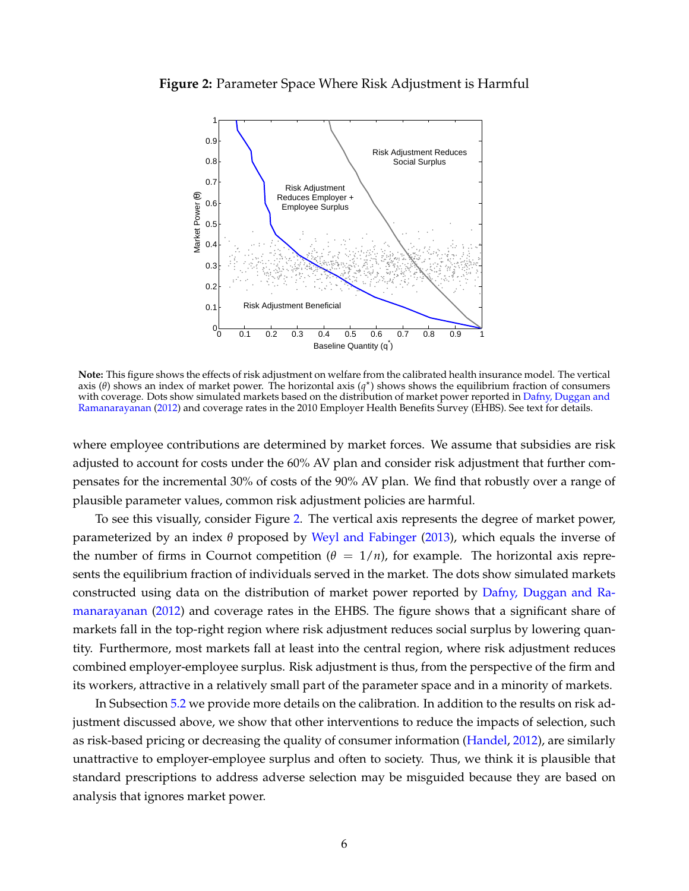**Figure 2:** Parameter Space Where Risk Adjustment is Harmful

**Note:** This figure shows the effects of risk adjustment on welfare from the calibrated health insurance model. The vertical axis ($\theta$) shows an index of market power. The horizontal axis ($q^{\star}$) shows shows the equilibrium fraction of consumers with coverage. Dots show simulated markets based on the distribution of market power reported in Dafny, Duggan and Ramanarayanan (2012) and coverage rates in the 2010 Employer Health Benefits Survey (EHBS). See text for details.

where employee contributions are determined by market forces. We assume that subsidies are risk adjusted to account for costs under the 60% AV plan and consider risk adjustment that further compensates for the incremental 30% of costs of the 90% AV plan. We find that robustly over a range of plausible parameter values, common risk adjustment policies are harmful.

To see this visually, consider Figure 2. The vertical axis represents the degree of market power, parameterized by an index $\theta$ proposed by Weyl and Fabinger (2013), which equals the inverse of the number of firms in Cournot competition ($\theta = 1/n$), for example. The horizontal axis represents the equilibrium fraction of individuals served in the market. The dots show simulated markets constructed using data on the distribution of market power reported by Dafny, Duggan and Ramanarayanan (2012) and coverage rates in the EHBS. The figure shows that a significant share of markets fall in the top-right region where risk adjustment reduces social surplus by lowering quantity. Furthermore, most markets fall at least into the central region, where risk adjustment reduces combined employer-employee surplus. Risk adjustment is thus, from the perspective of the firm and its workers, attractive in a relatively small part of the parameter space and in a minority of markets.

In Subsection 5.2 we provide more details on the calibration. In addition to the results on risk adjustment discussed above, we show that other interventions to reduce the impacts of selection, such as risk-based pricing or decreasing the quality of consumer information (Handel, 2012), are similarly unattractive to employer-employee surplus and often to society. Thus, we think it is plausible that standard prescriptions to address adverse selection may be misguided because they are based on analysis that ignores market power.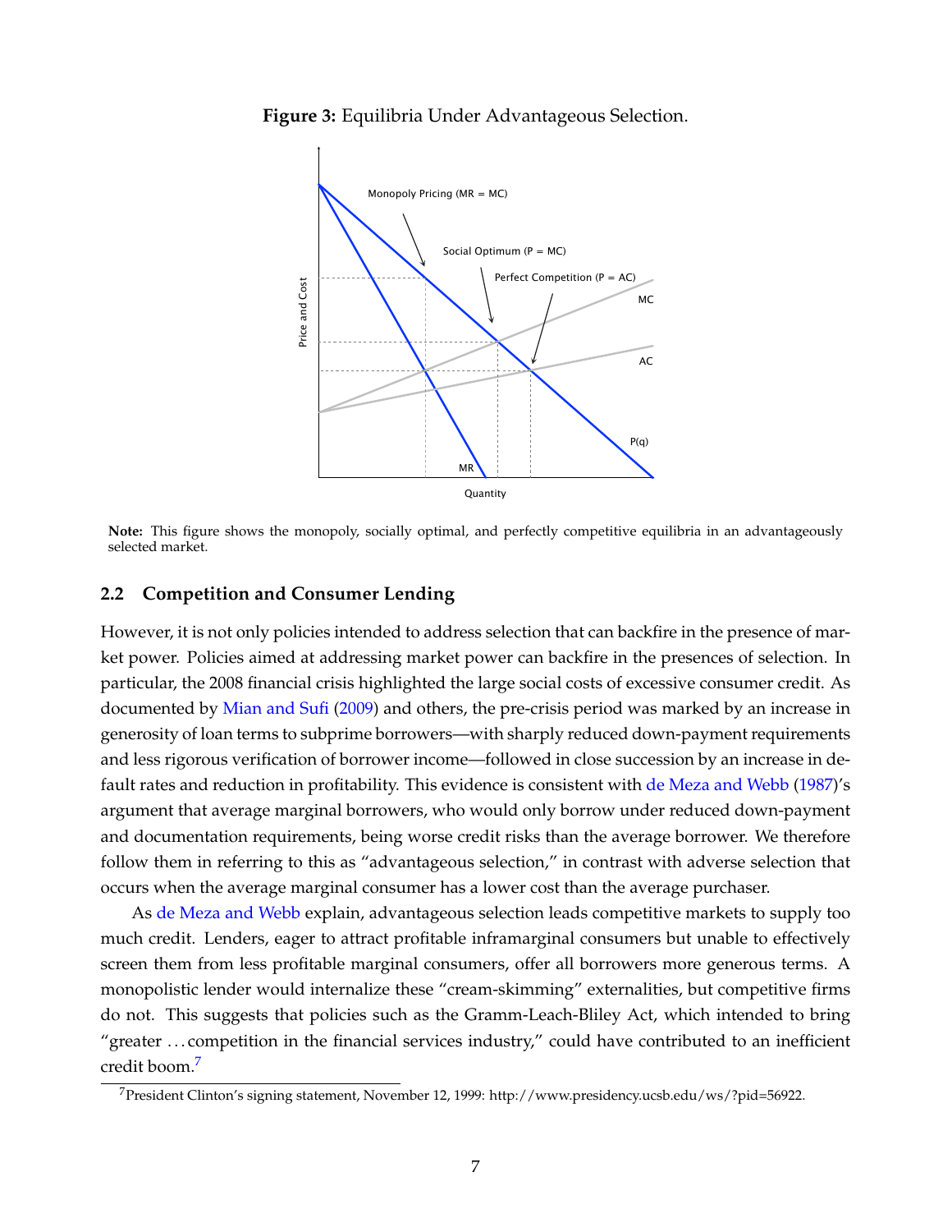**Figure 3:** Equilibria Under Advantageous Selection.

**Note:** This figure shows the monopoly, socially optimal, and perfectly competitive equilibria in an advantageously selected market.

### 2.2 Competition and Consumer Lending

However, it is not only policies intended to address selection that can backfire in the presence of market power. Policies aimed at addressing market power can backfire in the presences of selection. In particular, the 2008 financial crisis highlighted the large social costs of excessive consumer credit. As documented by Mian and Sufi (2009) and others, the pre-crisis period was marked by an increase in generosity of loan terms to subprime borrowers—with sharply reduced down-payment requirements and less rigorous verification of borrower income—followed in close succession by an increase in default rates and reduction in profitability. This evidence is consistent with de Meza and Webb (1987)'s argument that average marginal borrowers, who would only borrow under reduced down-payment and documentation requirements, being worse credit risks than the average borrower. We therefore follow them in referring to this as "advantageous selection," in contrast with adverse selection that occurs when the average marginal consumer has a lower cost than the average purchaser.

As de Meza and Webb explain, advantageous selection leads competitive markets to supply too much credit. Lenders, eager to attract profitable inframarginal consumers but unable to effectively screen them from less profitable marginal consumers, offer all borrowers more generous terms. A monopolistic lender would internalize these "cream-skimming" externalities, but competitive firms do not. This suggests that policies such as the Gramm-Leach-Bliley Act, which intended to bring "greater ... competition in the financial services industry," could have contributed to an inefficient credit boom.[7]

[7] President Clinton's signing statement, November 12, 1999: http://www.presidency.ucsb.edu/ws/?pid=56922.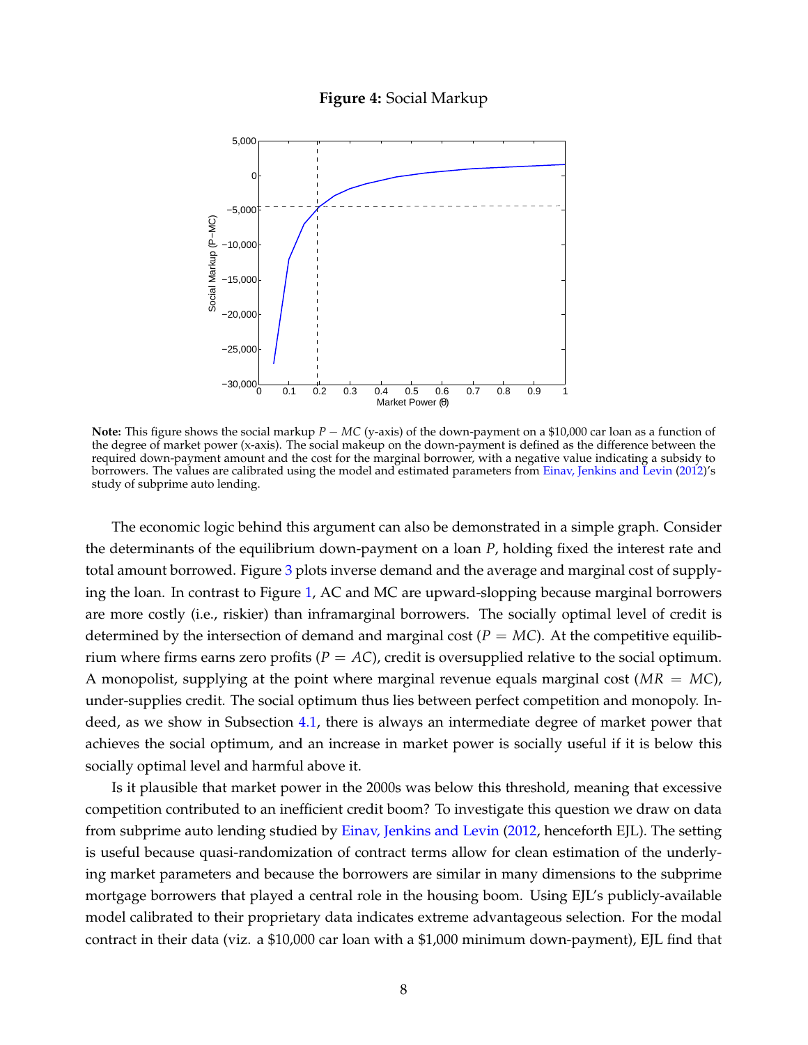**Figure 4:** Social Markup

**Note:** This figure shows the social markup $P - MC$ (y-axis) of the down-payment on a \$10,000 car loan as a function of the degree of market power (x-axis). The social makeup on the down-payment is defined as the difference between the required down-payment amount and the cost for the marginal borrower, with a negative value indicating a subsidy to borrowers. The values are calibrated using the model and estimated parameters from Einav, Jenkins and Levin (2012)'s study of subprime auto lending.

The economic logic behind this argument can also be demonstrated in a simple graph. Consider the determinants of the equilibrium down-payment on a loan $P$, holding fixed the interest rate and total amount borrowed. Figure 3 plots inverse demand and the average and marginal cost of supplying the loan. In contrast to Figure 1, AC and MC are upward-slopping because marginal borrowers are more costly (i.e., riskier) than inframarginal borrowers. The socially optimal level of credit is determined by the intersection of demand and marginal cost ($P = MC$). At the competitive equilibrium where firms earns zero profits ($P = AC$), credit is oversupplied relative to the social optimum. A monopolist, supplying at the point where marginal revenue equals marginal cost ($MR = MC$), under-supplies credit. The social optimum thus lies between perfect competition and monopoly. Indeed, as we show in Subsection 4.1, there is always an intermediate degree of market power that achieves the social optimum, and an increase in market power is socially useful if it is below this socially optimal level and harmful above it.

Is it plausible that market power in the 2000s was below this threshold, meaning that excessive competition contributed to an inefficient credit boom? To investigate this question we draw on data from subprime auto lending studied by Einav, Jenkins and Levin (2012, henceforth EJL). The setting is useful because quasi-randomization of contract terms allow for clean estimation of the underlying market parameters and because the borrowers are similar in many dimensions to the subprime mortgage borrowers that played a central role in the housing boom. Using EJL's publicly-available model calibrated to their proprietary data indicates extreme advantageous selection. For the modal contract in their data (viz. a \$10,000 car loan with a \$1,000 minimum down-payment), EJL find that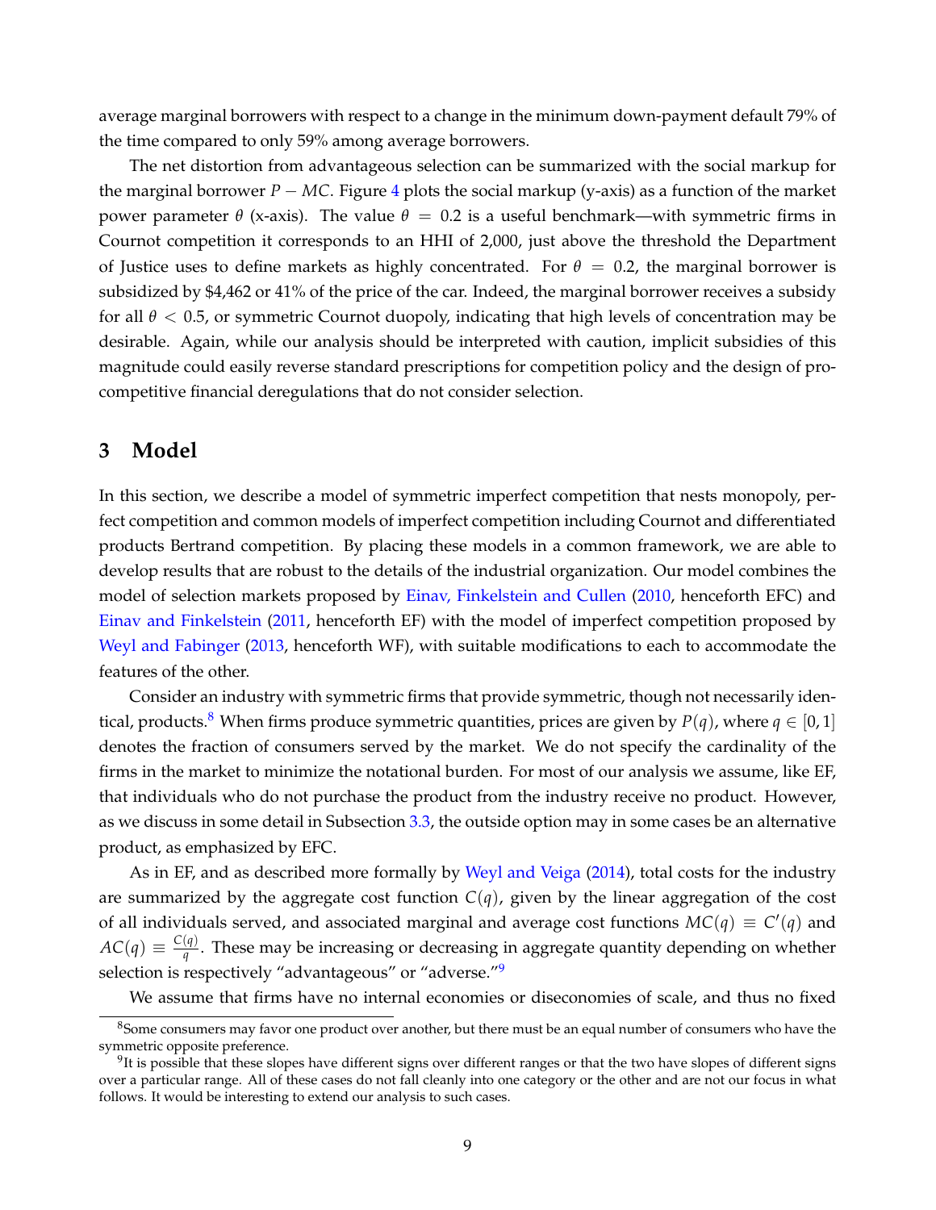average marginal borrowers with respect to a change in the minimum down-payment default 79% of the time compared to only 59% among average borrowers.

The net distortion from advantageous selection can be summarized with the social markup for the marginal borrower $P - MC$. Figure 4 plots the social markup (y-axis) as a function of the market power parameter $\theta$ (x-axis). The value $\theta = 0.2$ is a useful benchmark—with symmetric firms in Cournot competition it corresponds to an HHI of 2,000, just above the threshold the Department of Justice uses to define markets as highly concentrated. For $\theta = 0.2$, the marginal borrower is subsidized by $4,462 or 41% of the price of the car. Indeed, the marginal borrower receives a subsidy for all $\theta < 0.5$, or symmetric Cournot duopoly, indicating that high levels of concentration may be desirable. Again, while our analysis should be interpreted with caution, implicit subsidies of this magnitude could easily reverse standard prescriptions for competition policy and the design of pro-competitive financial deregulations that do not consider selection.

## 3 Model

In this section, we describe a model of symmetric imperfect competition that nests monopoly, perfect competition and common models of imperfect competition including Cournot and differentiated products Bertrand competition. By placing these models in a common framework, we are able to develop results that are robust to the details of the industrial organization. Our model combines the model of selection markets proposed by Einav, Finkelstein and Cullen (2010, henceforth EFC) and Einav and Finkelstein (2011, henceforth EF) with the model of imperfect competition proposed by Weyl and Fabinger (2013, henceforth WF), with suitable modifications to each to accommodate the features of the other.

Consider an industry with symmetric firms that provide symmetric, though not necessarily identical, products.[8] When firms produce symmetric quantities, prices are given by $P(q)$, where $q \in [0, 1]$ denotes the fraction of consumers served by the market. We do not specify the cardinality of the firms in the market to minimize the notational burden. For most of our analysis we assume, like EF, that individuals who do not purchase the product from the industry receive no product. However, as we discuss in some detail in Subsection 3.3, the outside option may in some cases be an alternative product, as emphasized by EFC.

As in EF, and as described more formally by Weyl and Veiga (2014), total costs for the industry are summarized by the aggregate cost function $C(q)$, given by the linear aggregation of the cost of all individuals served, and associated marginal and average cost functions $MC(q) \equiv C'(q)$ and $AC(q) \equiv \frac{C(q)}{q}$. These may be increasing or decreasing in aggregate quantity depending on whether selection is respectively "advantageous" or "adverse."[9]

We assume that firms have no internal economies or diseconomies of scale, and thus no fixed

[8] Some consumers may favor one product over another, but there must be an equal number of consumers who have the symmetric opposite preference.

[9] It is possible that these slopes have different signs over different ranges or that the two have slopes of different signs over a particular range. All of these cases do not fall cleanly into one category or the other and are not our focus in what follows. It would be interesting to extend our analysis to such cases.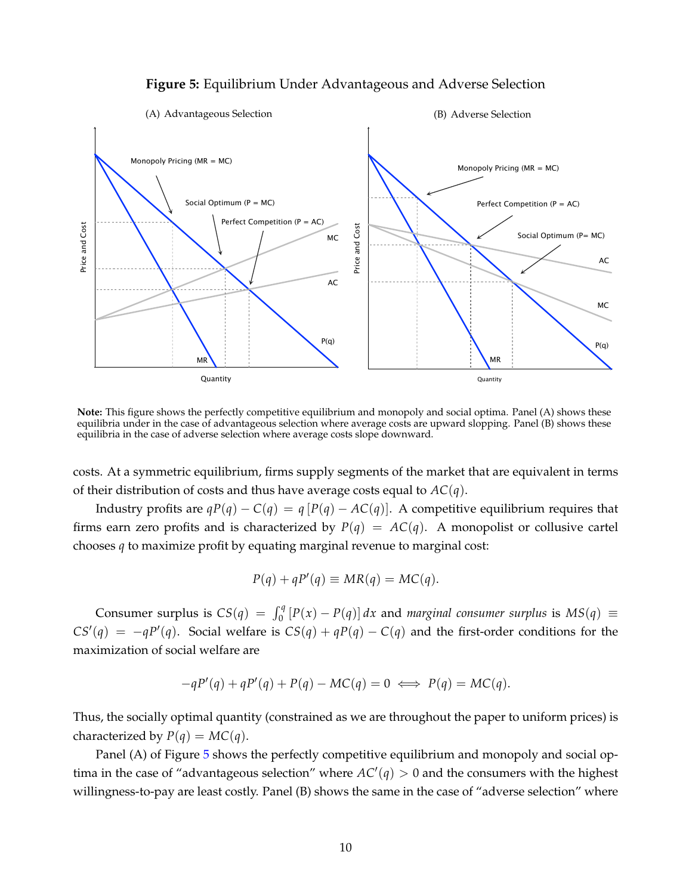**Figure 5:** Equilibrium Under Advantageous and Adverse Selection

(A) Advantageous Selection

(B) Adverse Selection

**Note:** This figure shows the perfectly competitive equilibrium and monopoly and social optima. Panel (A) shows these equilibria under in the case of advantageous selection where average costs are upward slopping. Panel (B) shows these equilibria in the case of adverse selection where average costs slope downward.

costs. At a symmetric equilibrium, firms supply segments of the market that are equivalent in terms of their distribution of costs and thus have average costs equal to $AC(q)$.

Industry profits are $qP(q) - C(q) = q[P(q) - AC(q)]$. A competitive equilibrium requires that firms earn zero profits and is characterized by $P(q) = AC(q)$. A monopolist or collusive cartel chooses $q$ to maximize profit by equating marginal revenue to marginal cost:

$$P(q) + qP'(q) \equiv MR(q) = MC(q).$$

Consumer surplus is $CS(q) = \int_0^q [P(x) - P(q)]\,dx$ and *marginal consumer surplus* is $MS(q) \equiv CS'(q) = -qP'(q)$. Social welfare is $CS(q) + qP(q) - C(q)$ and the first-order conditions for the maximization of social welfare are

$$-qP'(q) + qP'(q) + P(q) - MC(q) = 0 \iff P(q) = MC(q).$$

Thus, the socially optimal quantity (constrained as we are throughout the paper to uniform prices) is characterized by $P(q) = MC(q)$.

Panel (A) of Figure 5 shows the perfectly competitive equilibrium and monopoly and social optima in the case of "advantageous selection" where $AC'(q) > 0$ and the consumers with the highest willingness-to-pay are least costly. Panel (B) shows the same in the case of "adverse selection" where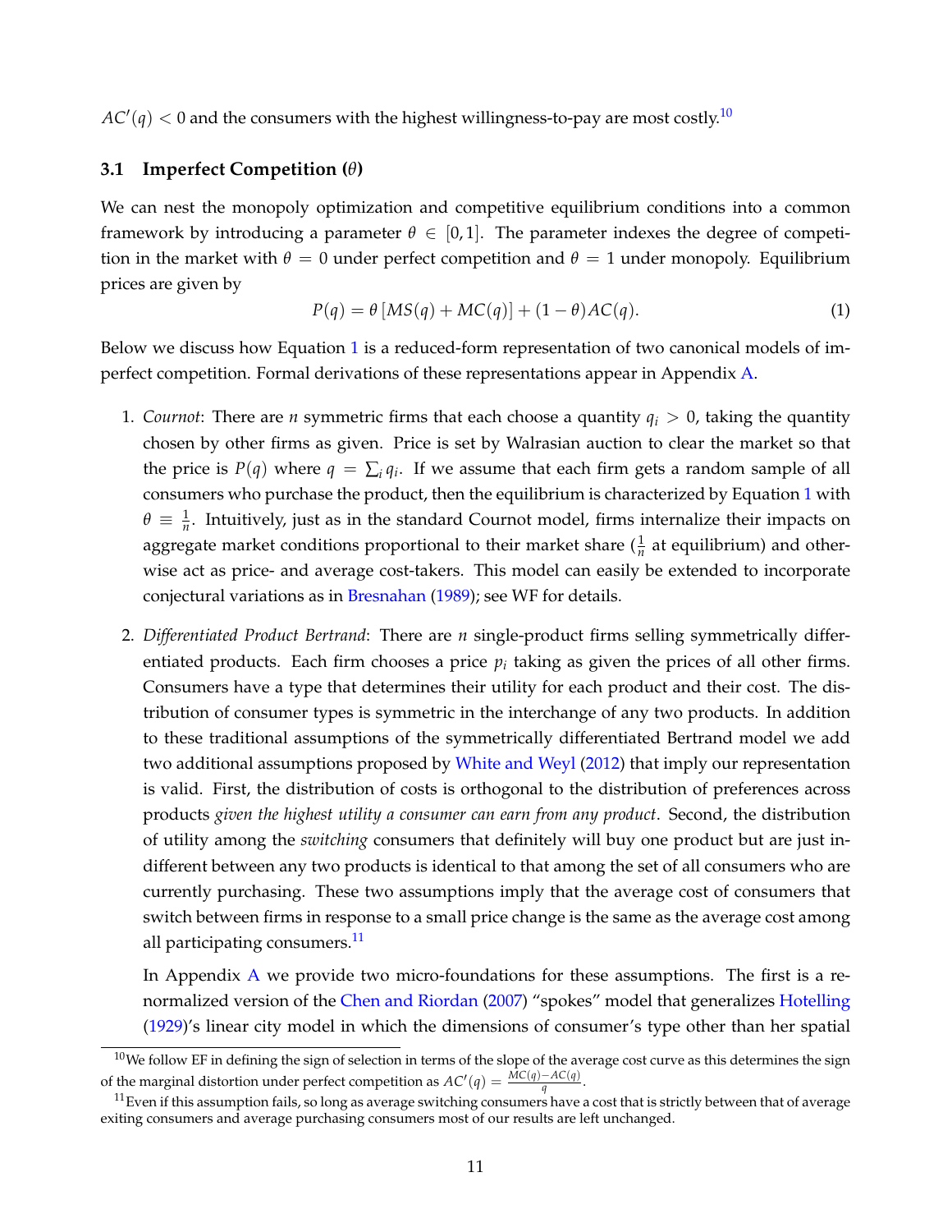$AC'(q) < 0$ and the consumers with the highest willingness-to-pay are most costly.[10]

### 3.1 Imperfect Competition ($\theta$)

We can nest the monopoly optimization and competitive equilibrium conditions into a common framework by introducing a parameter $\theta \in [0, 1]$. The parameter indexes the degree of competition in the market with $\theta = 0$ under perfect competition and $\theta = 1$ under monopoly. Equilibrium prices are given by

$$P(q) = \theta \left[ MS(q) + MC(q) \right] + (1 - \theta) AC(q). \tag{1}$$

Below we discuss how Equation 1 is a reduced-form representation of two canonical models of imperfect competition. Formal derivations of these representations appear in Appendix A.

1. *Cournot*: There are $n$ symmetric firms that each choose a quantity $q_i > 0$, taking the quantity chosen by other firms as given. Price is set by Walrasian auction to clear the market so that the price is $P(q)$ where $q = \sum_i q_i$. If we assume that each firm gets a random sample of all consumers who purchase the product, then the equilibrium is characterized by Equation 1 with $\theta \equiv \frac{1}{n}$. Intuitively, just as in the standard Cournot model, firms internalize their impacts on aggregate market conditions proportional to their market share ($\frac{1}{n}$ at equilibrium) and otherwise act as price- and average cost-takers. This model can easily be extended to incorporate conjectural variations as in Bresnahan (1989); see WF for details.

2. *Differentiated Product Bertrand*: There are $n$ single-product firms selling symmetrically differentiated products. Each firm chooses a price $p_i$ taking as given the prices of all other firms. Consumers have a type that determines their utility for each product and their cost. The distribution of consumer types is symmetric in the interchange of any two products. In addition to these traditional assumptions of the symmetrically differentiated Bertrand model we add two additional assumptions proposed by White and Weyl (2012) that imply our representation is valid. First, the distribution of costs is orthogonal to the distribution of preferences across products *given the highest utility a consumer can earn from any product*. Second, the distribution of utility among the *switching* consumers that definitely will buy one product but are just indifferent between any two products is identical to that among the set of all consumers who are currently purchasing. These two assumptions imply that the average cost of consumers that switch between firms in response to a small price change is the same as the average cost among all participating consumers.[11]

   In Appendix A we provide two micro-foundations for these assumptions. The first is a renormalized version of the Chen and Riordan (2007) "spokes" model that generalizes Hotelling (1929)'s linear city model in which the dimensions of consumer's type other than her spatial

---

[10] We follow EF in defining the sign of selection in terms of the slope of the average cost curve as this determines the sign of the marginal distortion under perfect competition as $AC'(q) = \frac{MC(q) - AC(q)}{q}$.

[11] Even if this assumption fails, so long as average switching consumers have a cost that is strictly between that of average exiting consumers and average purchasing consumers most of our results are left unchanged.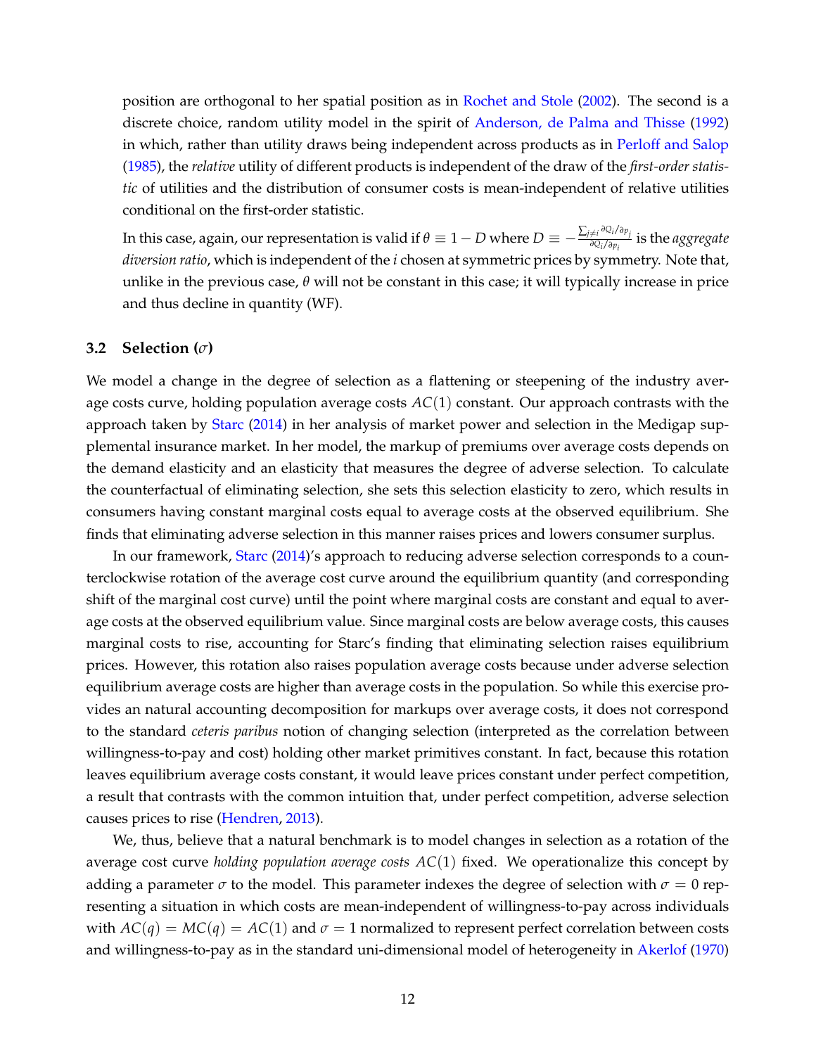position are orthogonal to her spatial position as in Rochet and Stole (2002). The second is a discrete choice, random utility model in the spirit of Anderson, de Palma and Thisse (1992) in which, rather than utility draws being independent across products as in Perloff and Salop (1985), the *relative* utility of different products is independent of the draw of the *first-order statistic* of utilities and the distribution of consumer costs is mean-independent of relative utilities conditional on the first-order statistic.

In this case, again, our representation is valid if $\theta \equiv 1 - D$ where $D \equiv -\frac{\sum_{j \neq i} \partial Q_i / \partial p_j}{\partial Q_i / \partial p_i}$ is the *aggregate diversion ratio*, which is independent of the $i$ chosen at symmetric prices by symmetry. Note that, unlike in the previous case, $\theta$ will not be constant in this case; it will typically increase in price and thus decline in quantity (WF).

### 3.2 Selection ($\sigma$)

We model a change in the degree of selection as a flattening or steepening of the industry average costs curve, holding population average costs $AC(1)$ constant. Our approach contrasts with the approach taken by Starc (2014) in her analysis of market power and selection in the Medigap supplemental insurance market. In her model, the markup of premiums over average costs depends on the demand elasticity and an elasticity that measures the degree of adverse selection. To calculate the counterfactual of eliminating selection, she sets this selection elasticity to zero, which results in consumers having constant marginal costs equal to average costs at the observed equilibrium. She finds that eliminating adverse selection in this manner raises prices and lowers consumer surplus.

In our framework, Starc (2014)'s approach to reducing adverse selection corresponds to a counterclockwise rotation of the average cost curve around the equilibrium quantity (and corresponding shift of the marginal cost curve) until the point where marginal costs are constant and equal to average costs at the observed equilibrium value. Since marginal costs are below average costs, this causes marginal costs to rise, accounting for Starc's finding that eliminating selection raises equilibrium prices. However, this rotation also raises population average costs because under adverse selection equilibrium average costs are higher than average costs in the population. So while this exercise provides an natural accounting decomposition for markups over average costs, it does not correspond to the standard *ceteris paribus* notion of changing selection (interpreted as the correlation between willingness-to-pay and cost) holding other market primitives constant. In fact, because this rotation leaves equilibrium average costs constant, it would leave prices constant under perfect competition, a result that contrasts with the common intuition that, under perfect competition, adverse selection causes prices to rise (Hendren, 2013).

We, thus, believe that a natural benchmark is to model changes in selection as a rotation of the average cost curve *holding population average costs* $AC(1)$ fixed. We operationalize this concept by adding a parameter $\sigma$ to the model. This parameter indexes the degree of selection with $\sigma = 0$ representing a situation in which costs are mean-independent of willingness-to-pay across individuals with $AC(q) = MC(q) = AC(1)$ and $\sigma = 1$ normalized to represent perfect correlation between costs and willingness-to-pay as in the standard uni-dimensional model of heterogeneity in Akerlof (1970)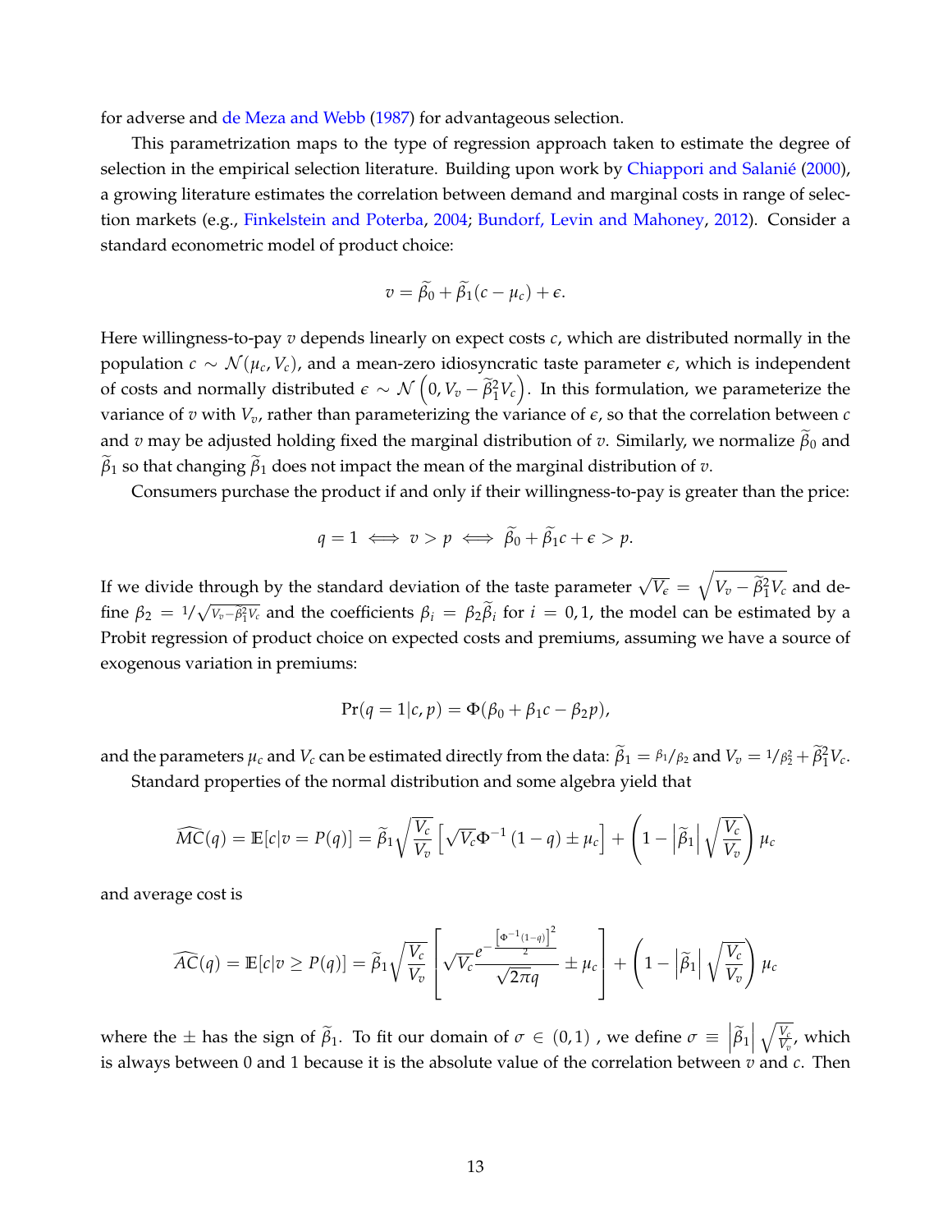for adverse and de Meza and Webb (1987) for advantageous selection.

This parametrization maps to the type of regression approach taken to estimate the degree of selection in the empirical selection literature. Building upon work by Chiappori and Salanié (2000), a growing literature estimates the correlation between demand and marginal costs in range of selection markets (e.g., Finkelstein and Poterba, 2004; Bundorf, Levin and Mahoney, 2012). Consider a standard econometric model of product choice:

$$v = \widetilde{\beta}_0 + \widetilde{\beta}_1(c - \mu_c) + \epsilon.$$

Here willingness-to-pay $v$ depends linearly on expect costs $c$, which are distributed normally in the population $c \sim \mathcal{N}(\mu_c, V_c)$, and a mean-zero idiosyncratic taste parameter $\epsilon$, which is independent of costs and normally distributed $\epsilon \sim \mathcal{N}\left(0, V_v - \widetilde{\beta}_1^2 V_c\right)$. In this formulation, we parameterize the variance of $v$ with $V_v$, rather than parameterizing the variance of $\epsilon$, so that the correlation between $c$ and $v$ may be adjusted holding fixed the marginal distribution of $v$. Similarly, we normalize $\widetilde{\beta}_0$ and $\widetilde{\beta}_1$ so that changing $\widetilde{\beta}_1$ does not impact the mean of the marginal distribution of $v$.

Consumers purchase the product if and only if their willingness-to-pay is greater than the price:

$$q = 1 \iff v > p \iff \widetilde{\beta}_0 + \widetilde{\beta}_1 c + \epsilon > p.$$

If we divide through by the standard deviation of the taste parameter $\sqrt{V_\epsilon} = \sqrt{V_v - \widetilde{\beta}_1^2 V_c}$ and define $\beta_2 = 1/\sqrt{V_v - \widetilde{\beta}_1^2 V_c}$ and the coefficients $\beta_i = \beta_2 \widetilde{\beta}_i$ for $i = 0, 1$, the model can be estimated by a Probit regression of product choice on expected costs and premiums, assuming we have a source of exogenous variation in premiums:

$$\Pr(q = 1 | c, p) = \Phi(\beta_0 + \beta_1 c - \beta_2 p),$$

and the parameters $\mu_c$ and $V_c$ can be estimated directly from the data: $\widetilde{\beta}_1 = \beta_1/\beta_2$ and $V_v = 1/\beta_2^2 + \widetilde{\beta}_1^2 V_c$.

Standard properties of the normal distribution and some algebra yield that

$$\widehat{MC}(q) = \mathbb{E}[c | v = P(q)] = \widetilde{\beta}_1 \sqrt{\frac{V_c}{V_v}} \left[\sqrt{V_c} \Phi^{-1}(1 - q) \pm \mu_c\right] + \left(1 - \left|\widetilde{\beta}_1\right| \sqrt{\frac{V_c}{V_v}}\right) \mu_c$$

and average cost is

$$\widehat{AC}(q) = \mathbb{E}[c | v \geq P(q)] = \widetilde{\beta}_1 \sqrt{\frac{V_c}{V_v}} \left[\sqrt{V_c} \frac{e^{-\frac{\left[\Phi^{-1}(1-q)\right]^2}{2}}}{\sqrt{2\pi} q} \pm \mu_c\right] + \left(1 - \left|\widetilde{\beta}_1\right| \sqrt{\frac{V_c}{V_v}}\right) \mu_c$$

where the $\pm$ has the sign of $\widetilde{\beta}_1$. To fit our domain of $\sigma \in (0, 1)$ , we define $\sigma \equiv \left|\widetilde{\beta}_1\right| \sqrt{\frac{V_c}{V_v}}$, which is always between 0 and 1 because it is the absolute value of the correlation between $v$ and $c$. Then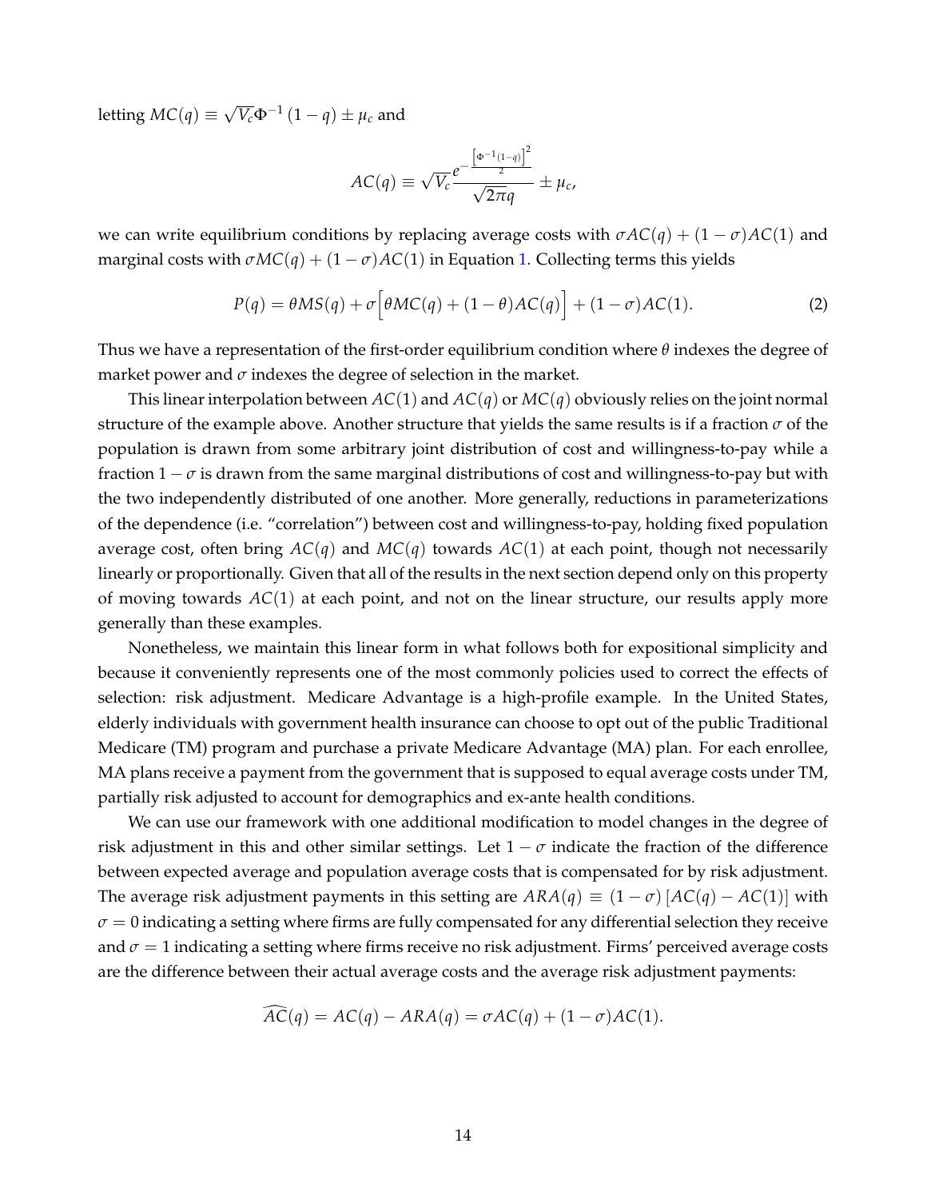letting $MC(q) \equiv \sqrt{V_c}\Phi^{-1}(1-q) \pm \mu_c$ and

$$AC(q) \equiv \sqrt{V_c}\frac{e^{-\frac{\left[\Phi^{-1}(1-q)\right]^2}{2}}}{\sqrt{2\pi}q} \pm \mu_c,$$

we can write equilibrium conditions by replacing average costs with $\sigma AC(q) + (1-\sigma)AC(1)$ and marginal costs with $\sigma MC(q) + (1-\sigma)AC(1)$ in Equation 1. Collecting terms this yields

$$P(q) = \theta MS(q) + \sigma\Big[\theta MC(q) + (1-\theta)AC(q)\Big] + (1-\sigma)AC(1). \tag{2}$$

Thus we have a representation of the first-order equilibrium condition where $\theta$ indexes the degree of market power and $\sigma$ indexes the degree of selection in the market.

This linear interpolation between $AC(1)$ and $AC(q)$ or $MC(q)$ obviously relies on the joint normal structure of the example above. Another structure that yields the same results is if a fraction $\sigma$ of the population is drawn from some arbitrary joint distribution of cost and willingness-to-pay while a fraction $1-\sigma$ is drawn from the same marginal distributions of cost and willingness-to-pay but with the two independently distributed of one another. More generally, reductions in parameterizations of the dependence (i.e. "correlation") between cost and willingness-to-pay, holding fixed population average cost, often bring $AC(q)$ and $MC(q)$ towards $AC(1)$ at each point, though not necessarily linearly or proportionally. Given that all of the results in the next section depend only on this property of moving towards $AC(1)$ at each point, and not on the linear structure, our results apply more generally than these examples.

Nonetheless, we maintain this linear form in what follows both for expositional simplicity and because it conveniently represents one of the most commonly policies used to correct the effects of selection: risk adjustment. Medicare Advantage is a high-profile example. In the United States, elderly individuals with government health insurance can choose to opt out of the public Traditional Medicare (TM) program and purchase a private Medicare Advantage (MA) plan. For each enrollee, MA plans receive a payment from the government that is supposed to equal average costs under TM, partially risk adjusted to account for demographics and ex-ante health conditions.

We can use our framework with one additional modification to model changes in the degree of risk adjustment in this and other similar settings. Let $1-\sigma$ indicate the fraction of the difference between expected average and population average costs that is compensated for by risk adjustment. The average risk adjustment payments in this setting are $ARA(q) \equiv (1-\sigma)\left[AC(q) - AC(1)\right]$ with $\sigma = 0$ indicating a setting where firms are fully compensated for any differential selection they receive and $\sigma = 1$ indicating a setting where firms receive no risk adjustment. Firms' perceived average costs are the difference between their actual average costs and the average risk adjustment payments:

$$\widehat{AC}(q) = AC(q) - ARA(q) = \sigma AC(q) + (1-\sigma)AC(1).$$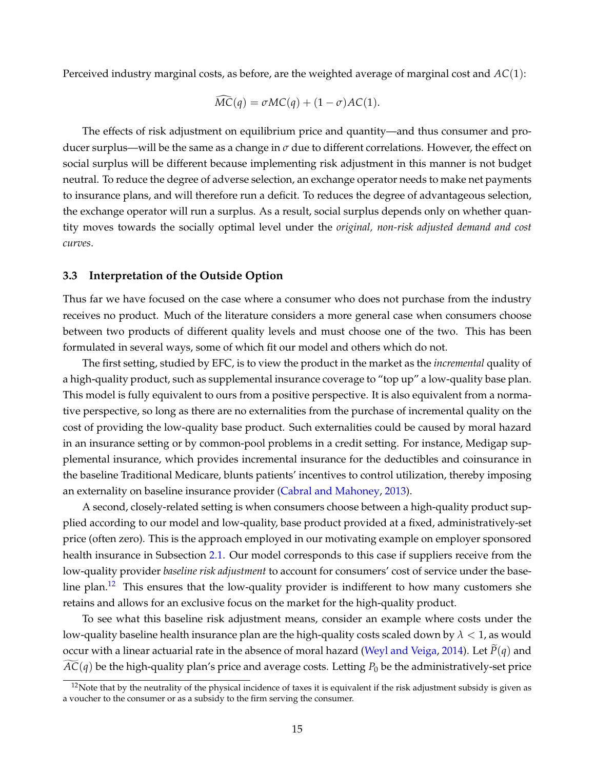Perceived industry marginal costs, as before, are the weighted average of marginal cost and $AC(1)$:

$$\widehat{MC}(q) = \sigma MC(q) + (1-\sigma)AC(1).$$

The effects of risk adjustment on equilibrium price and quantity—and thus consumer and producer surplus—will be the same as a change in $\sigma$ due to different correlations. However, the effect on social surplus will be different because implementing risk adjustment in this manner is not budget neutral. To reduce the degree of adverse selection, an exchange operator needs to make net payments to insurance plans, and will therefore run a deficit. To reduces the degree of advantageous selection, the exchange operator will run a surplus. As a result, social surplus depends only on whether quantity moves towards the socially optimal level under the *original, non-risk adjusted demand and cost curves*.

### 3.3 Interpretation of the Outside Option

Thus far we have focused on the case where a consumer who does not purchase from the industry receives no product. Much of the literature considers a more general case when consumers choose between two products of different quality levels and must choose one of the two. This has been formulated in several ways, some of which fit our model and others which do not.

The first setting, studied by EFC, is to view the product in the market as the *incremental* quality of a high-quality product, such as supplemental insurance coverage to "top up" a low-quality base plan. This model is fully equivalent to ours from a positive perspective. It is also equivalent from a normative perspective, so long as there are no externalities from the purchase of incremental quality on the cost of providing the low-quality base product. Such externalities could be caused by moral hazard in an insurance setting or by common-pool problems in a credit setting. For instance, Medigap supplemental insurance, which provides incremental insurance for the deductibles and coinsurance in the baseline Traditional Medicare, blunts patients' incentives to control utilization, thereby imposing an externality on baseline insurance provider (Cabral and Mahoney, 2013).

A second, closely-related setting is when consumers choose between a high-quality product supplied according to our model and low-quality, base product provided at a fixed, administratively-set price (often zero). This is the approach employed in our motivating example on employer sponsored health insurance in Subsection 2.1. Our model corresponds to this case if suppliers receive from the low-quality provider *baseline risk adjustment* to account for consumers' cost of service under the baseline plan.[12] This ensures that the low-quality provider is indifferent to how many customers she retains and allows for an exclusive focus on the market for the high-quality product.

To see what this baseline risk adjustment means, consider an example where costs under the low-quality baseline health insurance plan are the high-quality costs scaled down by $\lambda < 1$, as would occur with a linear actuarial rate in the absence of moral hazard (Weyl and Veiga, 2014). Let $\widetilde{P}(q)$ and $\widetilde{AC}(q)$ be the high-quality plan's price and average costs. Letting $P_0$ be the administratively-set price

[12] Note that by the neutrality of the physical incidence of taxes it is equivalent if the risk adjustment subsidy is given as a voucher to the consumer or as a subsidy to the firm serving the consumer.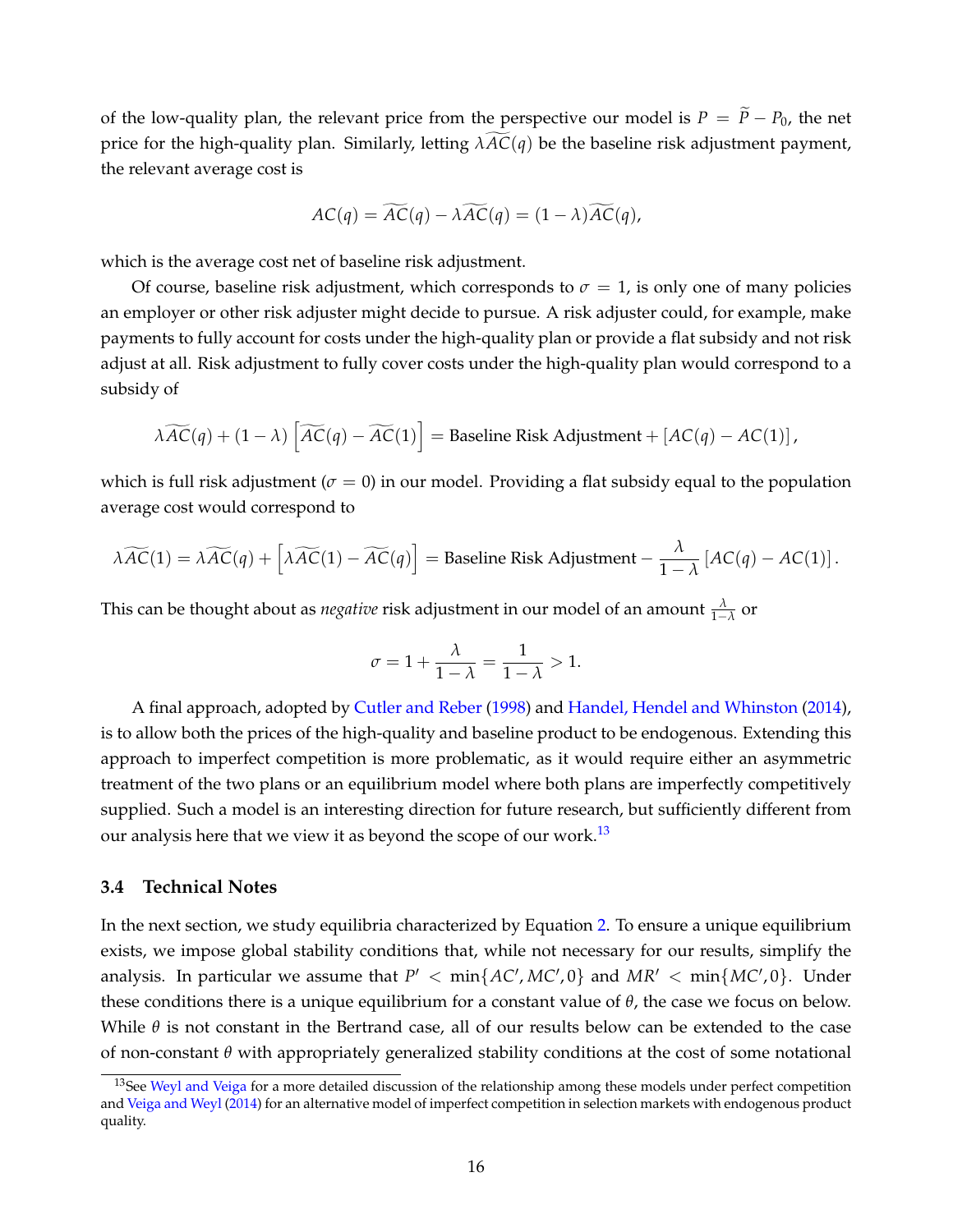of the low-quality plan, the relevant price from the perspective our model is $P = \widetilde{P} - P_0$, the net price for the high-quality plan. Similarly, letting $\lambda \widetilde{AC}(q)$ be the baseline risk adjustment payment, the relevant average cost is

$$AC(q) = \widetilde{AC}(q) - \lambda \widetilde{AC}(q) = (1-\lambda)\widetilde{AC}(q),$$

which is the average cost net of baseline risk adjustment.

Of course, baseline risk adjustment, which corresponds to $\sigma = 1$, is only one of many policies an employer or other risk adjuster might decide to pursue. A risk adjuster could, for example, make payments to fully account for costs under the high-quality plan or provide a flat subsidy and not risk adjust at all. Risk adjustment to fully cover costs under the high-quality plan would correspond to a subsidy of

$$\lambda \widetilde{AC}(q) + (1-\lambda)\left[\widetilde{AC}(q) - \widetilde{AC}(1)\right] = \text{Baseline Risk Adjustment} + \left[AC(q) - AC(1)\right],$$

which is full risk adjustment ($\sigma = 0$) in our model. Providing a flat subsidy equal to the population average cost would correspond to

$$\lambda \widetilde{AC}(1) = \lambda \widetilde{AC}(q) + \left[\lambda \widetilde{AC}(1) - \widetilde{AC}(q)\right] = \text{Baseline Risk Adjustment} - \frac{\lambda}{1-\lambda}\left[AC(q) - AC(1)\right].$$

This can be thought about as *negative* risk adjustment in our model of an amount $\frac{\lambda}{1-\lambda}$ or

$$\sigma = 1 + \frac{\lambda}{1-\lambda} = \frac{1}{1-\lambda} > 1.$$

A final approach, adopted by Cutler and Reber (1998) and Handel, Hendel and Whinston (2014), is to allow both the prices of the high-quality and baseline product to be endogenous. Extending this approach to imperfect competition is more problematic, as it would require either an asymmetric treatment of the two plans or an equilibrium model where both plans are imperfectly competitively supplied. Such a model is an interesting direction for future research, but sufficiently different from our analysis here that we view it as beyond the scope of our work.[13]

### 3.4 Technical Notes

In the next section, we study equilibria characterized by Equation 2. To ensure a unique equilibrium exists, we impose global stability conditions that, while not necessary for our results, simplify the analysis. In particular we assume that $P' < \min\{AC', MC', 0\}$ and $MR' < \min\{MC', 0\}$. Under these conditions there is a unique equilibrium for a constant value of $\theta$, the case we focus on below. While $\theta$ is not constant in the Bertrand case, all of our results below can be extended to the case of non-constant $\theta$ with appropriately generalized stability conditions at the cost of some notational

[13]See Weyl and Veiga for a more detailed discussion of the relationship among these models under perfect competition and Veiga and Weyl (2014) for an alternative model of imperfect competition in selection markets with endogenous product quality.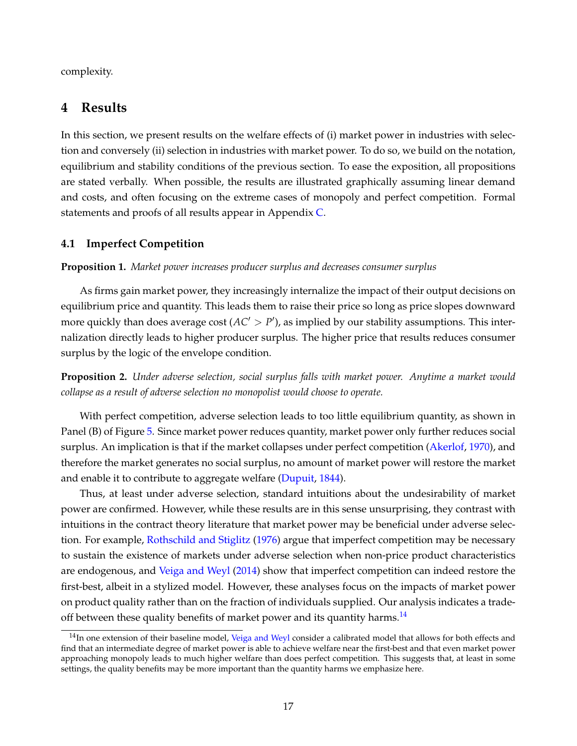complexity.

## 4 Results

In this section, we present results on the welfare effects of (i) market power in industries with selection and conversely (ii) selection in industries with market power. To do so, we build on the notation, equilibrium and stability conditions of the previous section. To ease the exposition, all propositions are stated verbally. When possible, the results are illustrated graphically assuming linear demand and costs, and often focusing on the extreme cases of monopoly and perfect competition. Formal statements and proofs of all results appear in Appendix C.

### 4.1 Imperfect Competition

**Proposition 1.** *Market power increases producer surplus and decreases consumer surplus*

As firms gain market power, they increasingly internalize the impact of their output decisions on equilibrium price and quantity. This leads them to raise their price so long as price slopes downward more quickly than does average cost ($AC' > P'$), as implied by our stability assumptions. This internalization directly leads to higher producer surplus. The higher price that results reduces consumer surplus by the logic of the envelope condition.

**Proposition 2.** *Under adverse selection, social surplus falls with market power. Anytime a market would collapse as a result of adverse selection no monopolist would choose to operate.*

With perfect competition, adverse selection leads to too little equilibrium quantity, as shown in Panel (B) of Figure 5. Since market power reduces quantity, market power only further reduces social surplus. An implication is that if the market collapses under perfect competition (Akerlof, 1970), and therefore the market generates no social surplus, no amount of market power will restore the market and enable it to contribute to aggregate welfare (Dupuit, 1844).

Thus, at least under adverse selection, standard intuitions about the undesirability of market power are confirmed. However, while these results are in this sense unsurprising, they contrast with intuitions in the contract theory literature that market power may be beneficial under adverse selection. For example, Rothschild and Stiglitz (1976) argue that imperfect competition may be necessary to sustain the existence of markets under adverse selection when non-price product characteristics are endogenous, and Veiga and Weyl (2014) show that imperfect competition can indeed restore the first-best, albeit in a stylized model. However, these analyses focus on the impacts of market power on product quality rather than on the fraction of individuals supplied. Our analysis indicates a trade-off between these quality benefits of market power and its quantity harms.[14]

[14] In one extension of their baseline model, Veiga and Weyl consider a calibrated model that allows for both effects and find that an intermediate degree of market power is able to achieve welfare near the first-best and that even market power approaching monopoly leads to much higher welfare than does perfect competition. This suggests that, at least in some settings, the quality benefits may be more important than the quantity harms we emphasize here.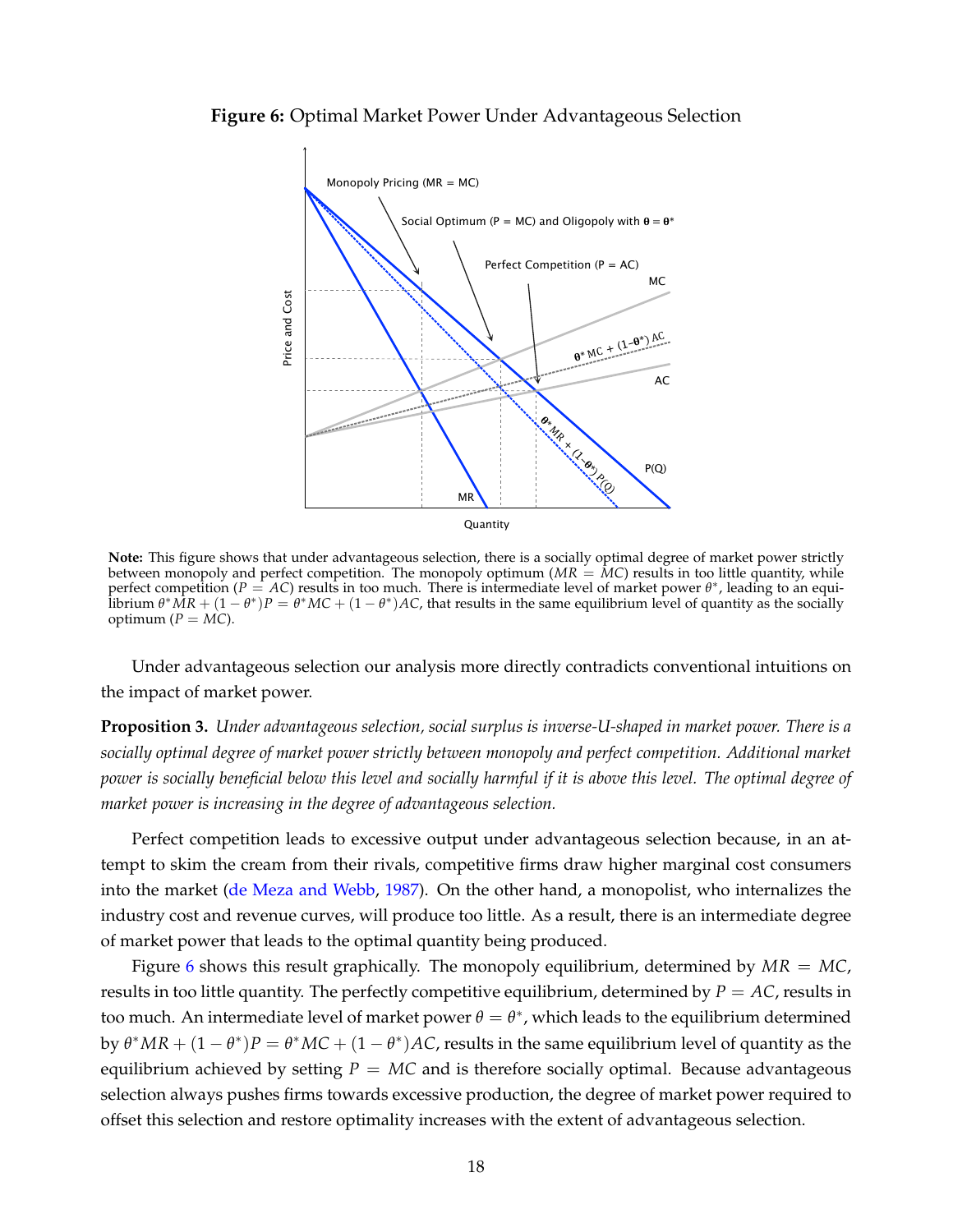**Figure 6:** Optimal Market Power Under Advantageous Selection

**Note:** This figure shows that under advantageous selection, there is a socially optimal degree of market power strictly between monopoly and perfect competition. The monopoly optimum ($MR = MC$) results in too little quantity, while perfect competition ($P = AC$) results in too much. There is intermediate level of market power $\theta^*$, leading to an equilibrium $\theta^* MR + (1 - \theta^*)P = \theta^* MC + (1 - \theta^*)AC$, that results in the same equilibrium level of quantity as the socially optimum ($P = MC$).

Under advantageous selection our analysis more directly contradicts conventional intuitions on the impact of market power.

**Proposition 3.** *Under advantageous selection, social surplus is inverse-U-shaped in market power. There is a socially optimal degree of market power strictly between monopoly and perfect competition. Additional market power is socially beneficial below this level and socially harmful if it is above this level. The optimal degree of market power is increasing in the degree of advantageous selection.*

Perfect competition leads to excessive output under advantageous selection because, in an attempt to skim the cream from their rivals, competitive firms draw higher marginal cost consumers into the market (de Meza and Webb, 1987). On the other hand, a monopolist, who internalizes the industry cost and revenue curves, will produce too little. As a result, there is an intermediate degree of market power that leads to the optimal quantity being produced.

Figure 6 shows this result graphically. The monopoly equilibrium, determined by $MR = MC$, results in too little quantity. The perfectly competitive equilibrium, determined by $P = AC$, results in too much. An intermediate level of market power $\theta = \theta^*$, which leads to the equilibrium determined by $\theta^* MR + (1 - \theta^*)P = \theta^* MC + (1 - \theta^*)AC$, results in the same equilibrium level of quantity as the equilibrium achieved by setting $P = MC$ and is therefore socially optimal. Because advantageous selection always pushes firms towards excessive production, the degree of market power required to offset this selection and restore optimality increases with the extent of advantageous selection.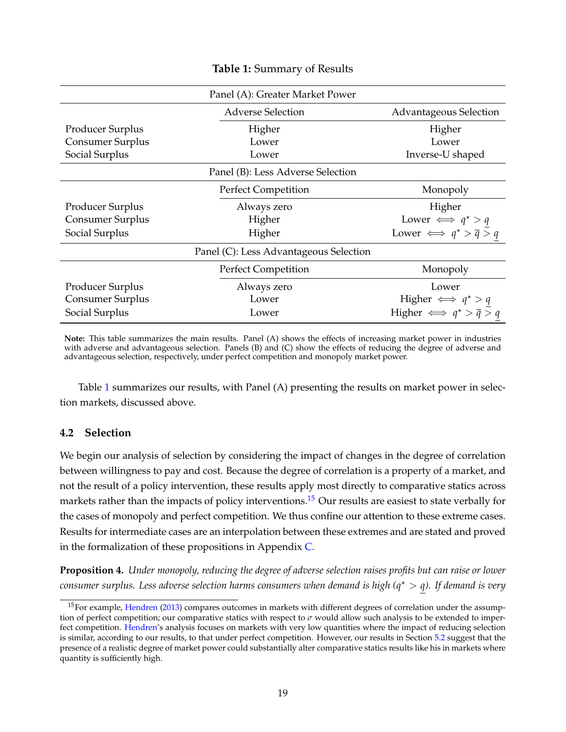**Table 1:** Summary of Results

| Panel (A): Greater Market Power | | |
|---|---|---|
| | Adverse Selection | Advantageous Selection |
| Producer Surplus | Higher | Higher |
| Consumer Surplus | Lower | Lower |
| Social Surplus | Lower | Inverse-U shaped |
| **Panel (B): Less Adverse Selection** | | |
| | Perfect Competition | Monopoly |
| Producer Surplus | Always zero | Higher |
| Consumer Surplus | Higher | Lower $\iff q^\star > \underline{q}$ |
| Social Surplus | Higher | Lower $\iff q^\star > \overline{q} > \underline{q}$ |
| **Panel (C): Less Advantageous Selection** | | |
| | Perfect Competition | Monopoly |
| Producer Surplus | Always zero | Lower |
| Consumer Surplus | Lower | Higher $\iff q^\star > \underline{q}$ |
| Social Surplus | Lower | Higher $\iff q^\star > \overline{q} > \underline{q}$ |

**Note:** This table summarizes the main results. Panel (A) shows the effects of increasing market power in industries with adverse and advantageous selection. Panels (B) and (C) show the effects of reducing the degree of adverse and advantageous selection, respectively, under perfect competition and monopoly market power.

Table 1 summarizes our results, with Panel (A) presenting the results on market power in selection markets, discussed above.

### 4.2 Selection

We begin our analysis of selection by considering the impact of changes in the degree of correlation between willingness to pay and cost. Because the degree of correlation is a property of a market, and not the result of a policy intervention, these results apply most directly to comparative statics across markets rather than the impacts of policy interventions.[15] Our results are easiest to state verbally for the cases of monopoly and perfect competition. We thus confine our attention to these extreme cases. Results for intermediate cases are an interpolation between these extremes and are stated and proved in the formalization of these propositions in Appendix C.

**Proposition 4.** *Under monopoly, reducing the degree of adverse selection raises profits but can raise or lower consumer surplus. Less adverse selection harms consumers when demand is high ($q^\star > \underline{q}$). If demand is very*

[15] For example, Hendren (2013) compares outcomes in markets with different degrees of correlation under the assumption of perfect competition; our comparative statics with respect to $\sigma$ would allow such analysis to be extended to imperfect competition. Hendren's analysis focuses on markets with very low quantities where the impact of reducing selection is similar, according to our results, to that under perfect competition. However, our results in Section 5.2 suggest that the presence of a realistic degree of market power could substantially alter comparative statics results like his in markets where quantity is sufficiently high.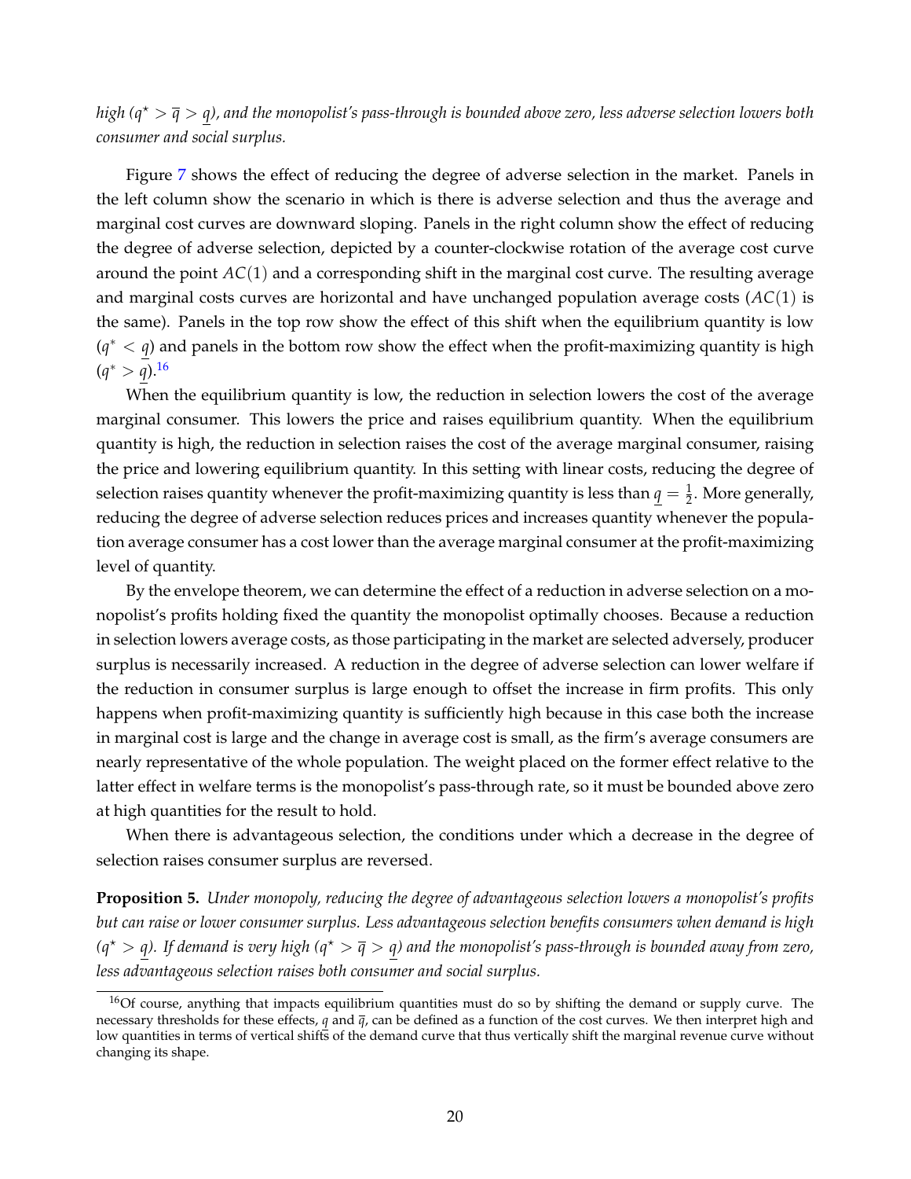*high ($q^\star > \overline{q} > \underline{q}$), and the monopolist's pass-through is bounded above zero, less adverse selection lowers both consumer and social surplus.*

Figure 7 shows the effect of reducing the degree of adverse selection in the market. Panels in the left column show the scenario in which is there is adverse selection and thus the average and marginal cost curves are downward sloping. Panels in the right column show the effect of reducing the degree of adverse selection, depicted by a counter-clockwise rotation of the average cost curve around the point $AC(1)$ and a corresponding shift in the marginal cost curve. The resulting average and marginal costs curves are horizontal and have unchanged population average costs ($AC(1)$ is the same). Panels in the top row show the effect of this shift when the equilibrium quantity is low ($q^* < \underline{q}$) and panels in the bottom row show the effect when the profit-maximizing quantity is high ($q^* > \underline{q}$).[16]

When the equilibrium quantity is low, the reduction in selection lowers the cost of the average marginal consumer. This lowers the price and raises equilibrium quantity. When the equilibrium quantity is high, the reduction in selection raises the cost of the average marginal consumer, raising the price and lowering equilibrium quantity. In this setting with linear costs, reducing the degree of selection raises quantity whenever the profit-maximizing quantity is less than $\underline{q} = \frac{1}{2}$. More generally, reducing the degree of adverse selection reduces prices and increases quantity whenever the population average consumer has a cost lower than the average marginal consumer at the profit-maximizing level of quantity.

By the envelope theorem, we can determine the effect of a reduction in adverse selection on a monopolist's profits holding fixed the quantity the monopolist optimally chooses. Because a reduction in selection lowers average costs, as those participating in the market are selected adversely, producer surplus is necessarily increased. A reduction in the degree of adverse selection can lower welfare if the reduction in consumer surplus is large enough to offset the increase in firm profits. This only happens when profit-maximizing quantity is sufficiently high because in this case both the increase in marginal cost is large and the change in average cost is small, as the firm's average consumers are nearly representative of the whole population. The weight placed on the former effect relative to the latter effect in welfare terms is the monopolist's pass-through rate, so it must be bounded above zero at high quantities for the result to hold.

When there is advantageous selection, the conditions under which a decrease in the degree of selection raises consumer surplus are reversed.

**Proposition 5.** *Under monopoly, reducing the degree of advantageous selection lowers a monopolist's profits but can raise or lower consumer surplus. Less advantageous selection benefits consumers when demand is high ($q^\star > \underline{q}$). If demand is very high ($q^\star > \overline{q} > \underline{q}$) and the monopolist's pass-through is bounded away from zero, less advantageous selection raises both consumer and social surplus.*

[16] Of course, anything that impacts equilibrium quantities must do so by shifting the demand or supply curve. The necessary thresholds for these effects, $\underline{q}$ and $\overline{q}$, can be defined as a function of the cost curves. We then interpret high and low quantities in terms of vertical shifts of the demand curve that thus vertically shift the marginal revenue curve without changing its shape.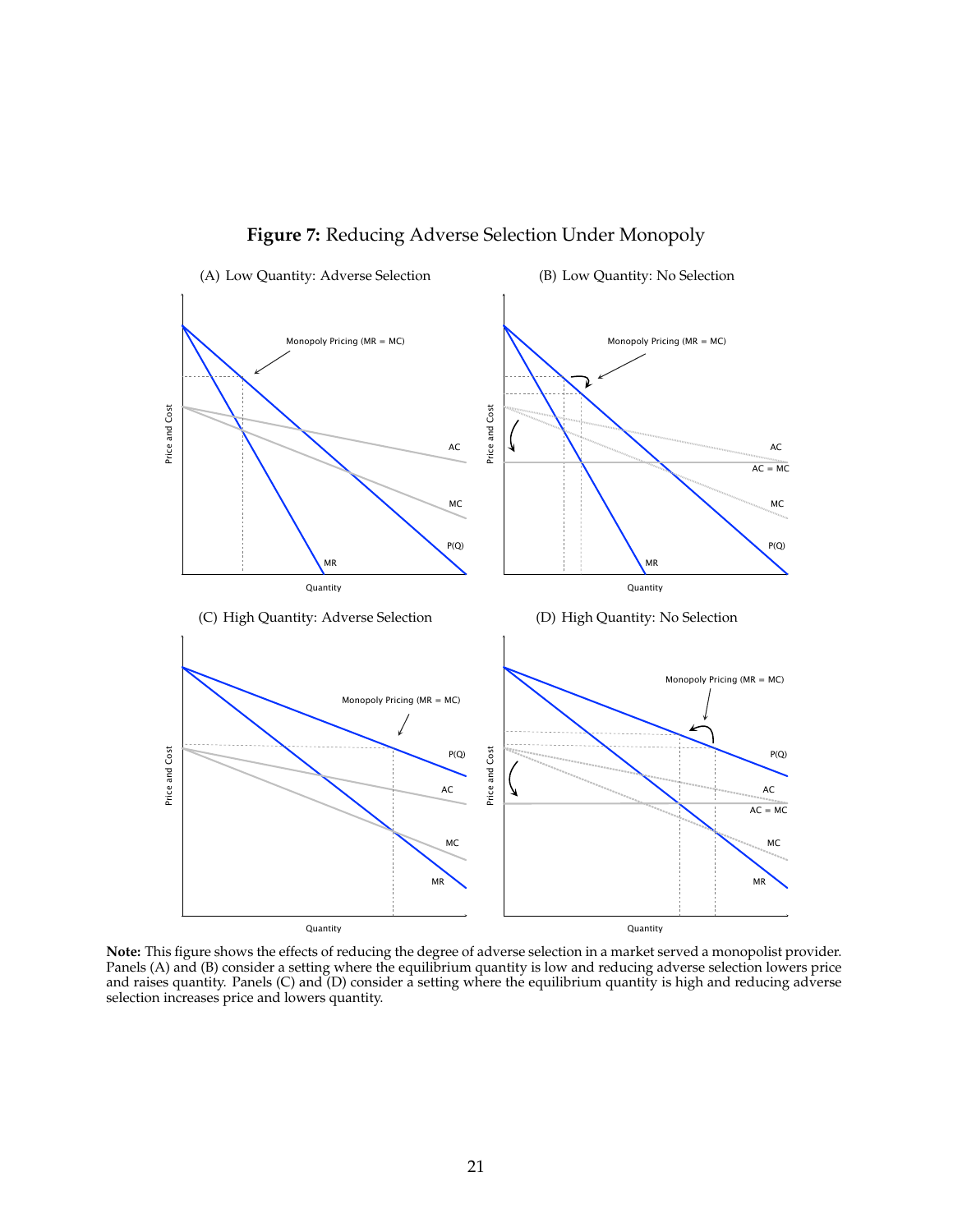**Figure 7:** Reducing Adverse Selection Under Monopoly

(A) Low Quantity: Adverse Selection

(B) Low Quantity: No Selection

(C) High Quantity: Adverse Selection

(D) High Quantity: No Selection

**Note:** This figure shows the effects of reducing the degree of adverse selection in a market served a monopolist provider. Panels (A) and (B) consider a setting where the equilibrium quantity is low and reducing adverse selection lowers price and raises quantity. Panels (C) and (D) consider a setting where the equilibrium quantity is high and reducing adverse selection increases price and lowers quantity.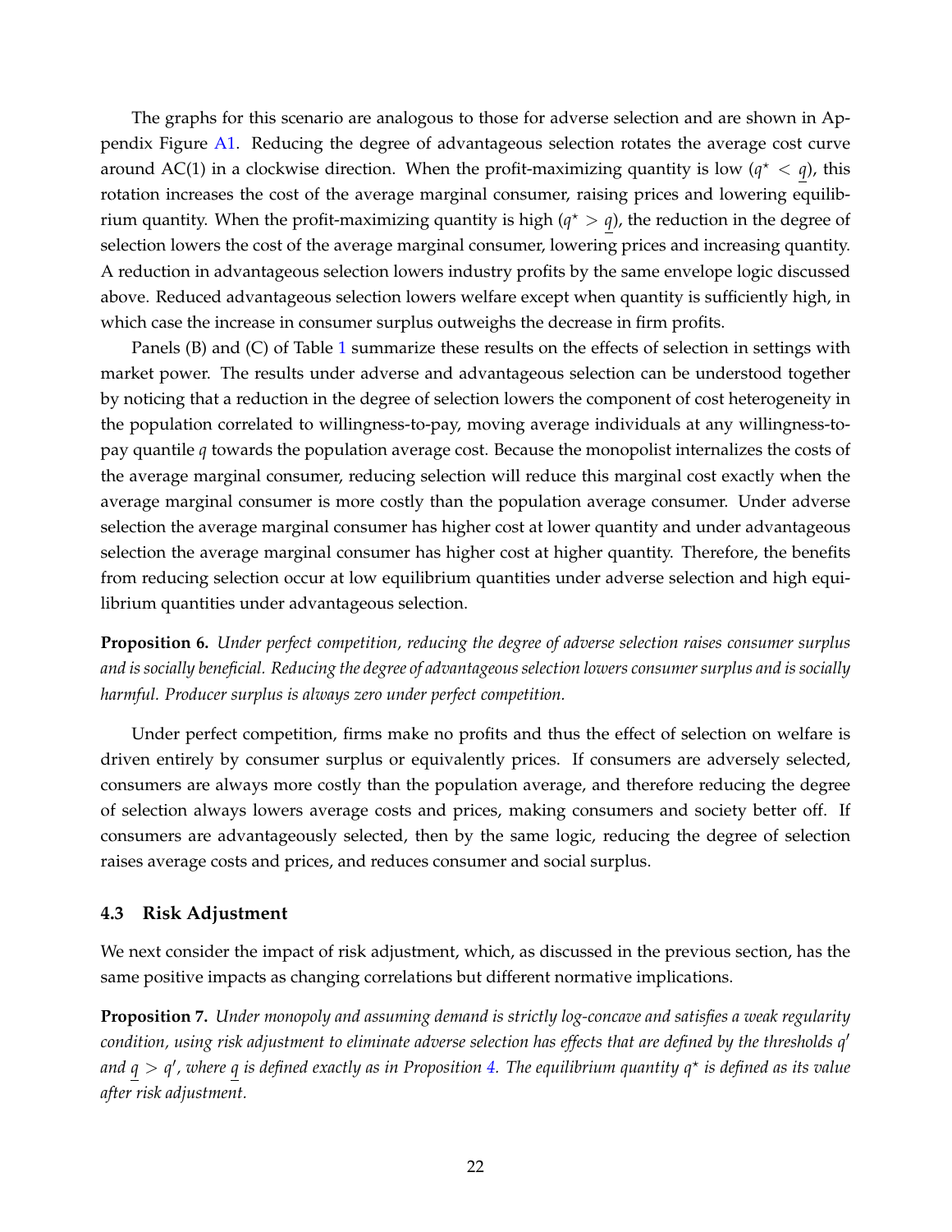The graphs for this scenario are analogous to those for adverse selection and are shown in Appendix Figure A1. Reducing the degree of advantageous selection rotates the average cost curve around AC(1) in a clockwise direction. When the profit-maximizing quantity is low ($q^\star < \underline{q}$), this rotation increases the cost of the average marginal consumer, raising prices and lowering equilibrium quantity. When the profit-maximizing quantity is high ($q^\star > \underline{q}$), the reduction in the degree of selection lowers the cost of the average marginal consumer, lowering prices and increasing quantity. A reduction in advantageous selection lowers industry profits by the same envelope logic discussed above. Reduced advantageous selection lowers welfare except when quantity is sufficiently high, in which case the increase in consumer surplus outweighs the decrease in firm profits.

Panels (B) and (C) of Table 1 summarize these results on the effects of selection in settings with market power. The results under adverse and advantageous selection can be understood together by noticing that a reduction in the degree of selection lowers the component of cost heterogeneity in the population correlated to willingness-to-pay, moving average individuals at any willingness-to-pay quantile $q$ towards the population average cost. Because the monopolist internalizes the costs of the average marginal consumer, reducing selection will reduce this marginal cost exactly when the average marginal consumer is more costly than the population average consumer. Under adverse selection the average marginal consumer has higher cost at lower quantity and under advantageous selection the average marginal consumer has higher cost at higher quantity. Therefore, the benefits from reducing selection occur at low equilibrium quantities under adverse selection and high equilibrium quantities under advantageous selection.

**Proposition 6.** *Under perfect competition, reducing the degree of adverse selection raises consumer surplus and is socially beneficial. Reducing the degree of advantageous selection lowers consumer surplus and is socially harmful. Producer surplus is always zero under perfect competition.*

Under perfect competition, firms make no profits and thus the effect of selection on welfare is driven entirely by consumer surplus or equivalently prices. If consumers are adversely selected, consumers are always more costly than the population average, and therefore reducing the degree of selection always lowers average costs and prices, making consumers and society better off. If consumers are advantageously selected, then by the same logic, reducing the degree of selection raises average costs and prices, and reduces consumer and social surplus.

### 4.3 Risk Adjustment

We next consider the impact of risk adjustment, which, as discussed in the previous section, has the same positive impacts as changing correlations but different normative implications.

**Proposition 7.** *Under monopoly and assuming demand is strictly log-concave and satisfies a weak regularity condition, using risk adjustment to eliminate adverse selection has effects that are defined by the thresholds $q'$ and $\underline{q} > q'$, where $\underline{q}$ is defined exactly as in Proposition 4. The equilibrium quantity $q^\star$ is defined as its value after risk adjustment.*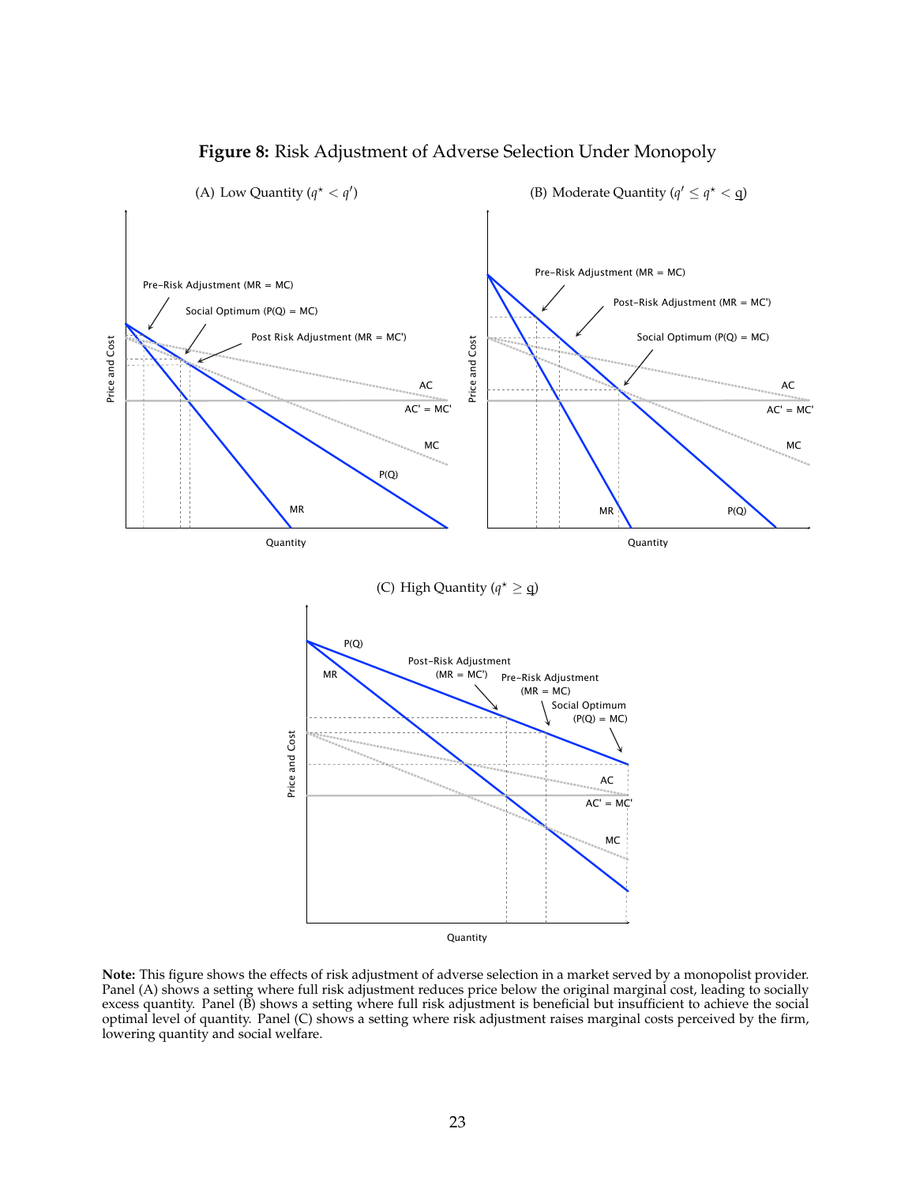**Figure 8:** Risk Adjustment of Adverse Selection Under Monopoly

(A) Low Quantity ($q^{\star} < q'$)

(B) Moderate Quantity ($q' \leq q^{\star} < \underline{q}$)

(C) High Quantity ($q^{\star} \geq \underline{q}$)

**Note:** This figure shows the effects of risk adjustment of adverse selection in a market served by a monopolist provider. Panel (A) shows a setting where full risk adjustment reduces price below the original marginal cost, leading to socially excess quantity. Panel (B) shows a setting where full risk adjustment is beneficial but insufficient to achieve the social optimal level of quantity. Panel (C) shows a setting where risk adjustment raises marginal costs perceived by the firm, lowering quantity and social welfare.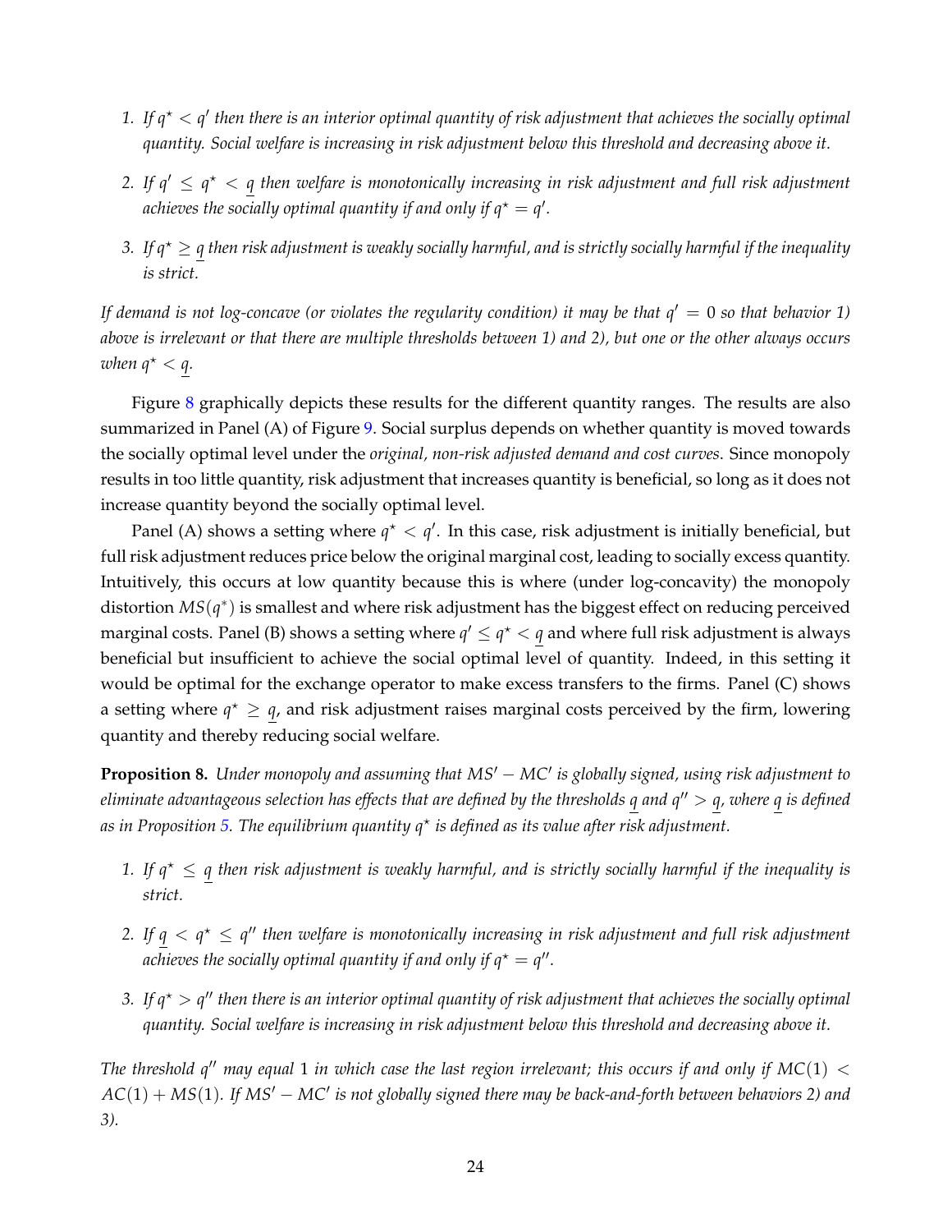1. *If $q^\star < q'$ then there is an interior optimal quantity of risk adjustment that achieves the socially optimal quantity. Social welfare is increasing in risk adjustment below this threshold and decreasing above it.*

2. *If $q' \leq q^\star < \underline{q}$ then welfare is monotonically increasing in risk adjustment and full risk adjustment achieves the socially optimal quantity if and only if $q^\star = q'$.*

3. *If $q^\star \geq \underline{q}$ then risk adjustment is weakly socially harmful, and is strictly socially harmful if the inequality is strict.*

*If demand is not log-concave (or violates the regularity condition) it may be that $q' = 0$ so that behavior 1) above is irrelevant or that there are multiple thresholds between 1) and 2), but one or the other always occurs when $q^\star < \underline{q}$.*

Figure 8 graphically depicts these results for the different quantity ranges. The results are also summarized in Panel (A) of Figure 9. Social surplus depends on whether quantity is moved towards the socially optimal level under the *original, non-risk adjusted demand and cost curves*. Since monopoly results in too little quantity, risk adjustment that increases quantity is beneficial, so long as it does not increase quantity beyond the socially optimal level.

Panel (A) shows a setting where $q^\star < q'$. In this case, risk adjustment is initially beneficial, but full risk adjustment reduces price below the original marginal cost, leading to socially excess quantity. Intuitively, this occurs at low quantity because this is where (under log-concavity) the monopoly distortion $MS(q^*)$ is smallest and where risk adjustment has the biggest effect on reducing perceived marginal costs. Panel (B) shows a setting where $q' \leq q^\star < \underline{q}$ and where full risk adjustment is always beneficial but insufficient to achieve the social optimal level of quantity. Indeed, in this setting it would be optimal for the exchange operator to make excess transfers to the firms. Panel (C) shows a setting where $q^\star \geq \underline{q}$, and risk adjustment raises marginal costs perceived by the firm, lowering quantity and thereby reducing social welfare.

**Proposition 8.** *Under monopoly and assuming that $MS' - MC'$ is globally signed, using risk adjustment to eliminate advantageous selection has effects that are defined by the thresholds $\underline{q}$ and $q'' > \underline{q}$, where $\underline{q}$ is defined as in Proposition 5. The equilibrium quantity $q^\star$ is defined as its value after risk adjustment.*

1. *If $q^\star \leq \underline{q}$ then risk adjustment is weakly harmful, and is strictly socially harmful if the inequality is strict.*

2. *If $\underline{q} < q^\star \leq q''$ then welfare is monotonically increasing in risk adjustment and full risk adjustment achieves the socially optimal quantity if and only if $q^\star = q''$.*

3. *If $q^\star > q''$ then there is an interior optimal quantity of risk adjustment that achieves the socially optimal quantity. Social welfare is increasing in risk adjustment below this threshold and decreasing above it.*

*The threshold $q''$ may equal 1 in which case the last region irrelevant; this occurs if and only if $MC(1) < AC(1) + MS(1)$. If $MS' - MC'$ is not globally signed there may be back-and-forth between behaviors 2) and 3).*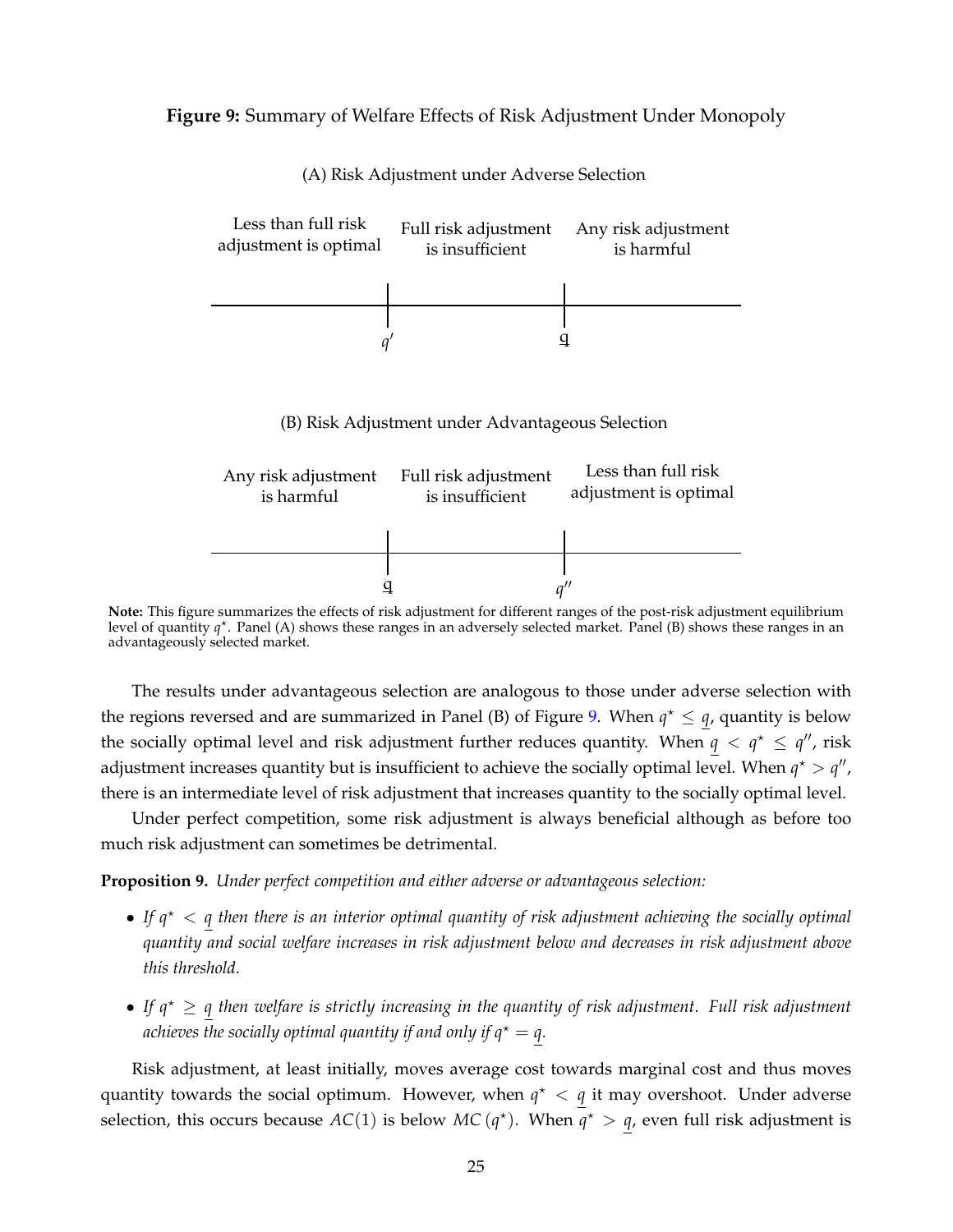**Figure 9:** Summary of Welfare Effects of Risk Adjustment Under Monopoly

(A) Risk Adjustment under Adverse Selection

| Less than full risk adjustment is optimal | Full risk adjustment is insufficient | Any risk adjustment is harmful |
|---|---|---|
| ← $q'$ | $\underline{q}$ → | |

(B) Risk Adjustment under Advantageous Selection

| Any risk adjustment is harmful | Full risk adjustment is insufficient | Less than full risk adjustment is optimal |
|---|---|---|
| ← $\underline{q}$ | $q''$ → | |

**Note:** This figure summarizes the effects of risk adjustment for different ranges of the post-risk adjustment equilibrium level of quantity $q^{\star}$. Panel (A) shows these ranges in an adversely selected market. Panel (B) shows these ranges in an advantageously selected market.

The results under advantageous selection are analogous to those under adverse selection with the regions reversed and are summarized in Panel (B) of Figure 9. When $q^{\star} \leq \underline{q}$, quantity is below the socially optimal level and risk adjustment further reduces quantity. When $\underline{q} < q^{\star} \leq q''$, risk adjustment increases quantity but is insufficient to achieve the socially optimal level. When $q^{\star} > q''$, there is an intermediate level of risk adjustment that increases quantity to the socially optimal level.

Under perfect competition, some risk adjustment is always beneficial although as before too much risk adjustment can sometimes be detrimental.

**Proposition 9.** *Under perfect competition and either adverse or advantageous selection:*

- *If $q^{\star} < \underline{q}$ then there is an interior optimal quantity of risk adjustment achieving the socially optimal quantity and social welfare increases in risk adjustment below and decreases in risk adjustment above this threshold.*
- *If $q^{\star} \geq \underline{q}$ then welfare is strictly increasing in the quantity of risk adjustment. Full risk adjustment achieves the socially optimal quantity if and only if $q^{\star} = \underline{q}$.*

Risk adjustment, at least initially, moves average cost towards marginal cost and thus moves quantity towards the social optimum. However, when $q^{\star} < \underline{q}$ it may overshoot. Under adverse selection, this occurs because $AC(1)$ is below $MC(q^{\star})$. When $q^{\star} > \underline{q}$, even full risk adjustment is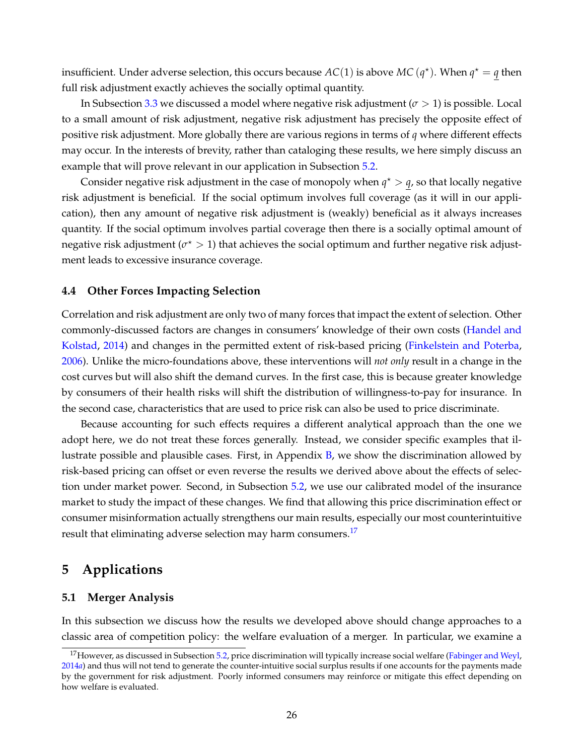insufficient. Under adverse selection, this occurs because $AC(1)$ is above $MC(q^\star)$. When $q^\star = \underline{q}$ then full risk adjustment exactly achieves the socially optimal quantity.

In Subsection 3.3 we discussed a model where negative risk adjustment ($\sigma > 1$) is possible. Local to a small amount of risk adjustment, negative risk adjustment has precisely the opposite effect of positive risk adjustment. More globally there are various regions in terms of $q$ where different effects may occur. In the interests of brevity, rather than cataloging these results, we here simply discuss an example that will prove relevant in our application in Subsection 5.2.

Consider negative risk adjustment in the case of monopoly when $q^\star > \underline{q}$, so that locally negative risk adjustment is beneficial. If the social optimum involves full coverage (as it will in our application), then any amount of negative risk adjustment is (weakly) beneficial as it always increases quantity. If the social optimum involves partial coverage then there is a socially optimal amount of negative risk adjustment ($\sigma^\star > 1$) that achieves the social optimum and further negative risk adjustment leads to excessive insurance coverage.

### 4.4 Other Forces Impacting Selection

Correlation and risk adjustment are only two of many forces that impact the extent of selection. Other commonly-discussed factors are changes in consumers' knowledge of their own costs (Handel and Kolstad, 2014) and changes in the permitted extent of risk-based pricing (Finkelstein and Poterba, 2006). Unlike the micro-foundations above, these interventions will *not only* result in a change in the cost curves but will also shift the demand curves. In the first case, this is because greater knowledge by consumers of their health risks will shift the distribution of willingness-to-pay for insurance. In the second case, characteristics that are used to price risk can also be used to price discriminate.

Because accounting for such effects requires a different analytical approach than the one we adopt here, we do not treat these forces generally. Instead, we consider specific examples that illustrate possible and plausible cases. First, in Appendix B, we show the discrimination allowed by risk-based pricing can offset or even reverse the results we derived above about the effects of selection under market power. Second, in Subsection 5.2, we use our calibrated model of the insurance market to study the impact of these changes. We find that allowing this price discrimination effect or consumer misinformation actually strengthens our main results, especially our most counterintuitive result that eliminating adverse selection may harm consumers.[17]

## 5 Applications

### 5.1 Merger Analysis

In this subsection we discuss how the results we developed above should change approaches to a classic area of competition policy: the welfare evaluation of a merger. In particular, we examine a

[17] However, as discussed in Subsection 5.2, price discrimination will typically increase social welfare (Fabinger and Weyl, 2014*a*) and thus will not tend to generate the counter-intuitive social surplus results if one accounts for the payments made by the government for risk adjustment. Poorly informed consumers may reinforce or mitigate this effect depending on how welfare is evaluated.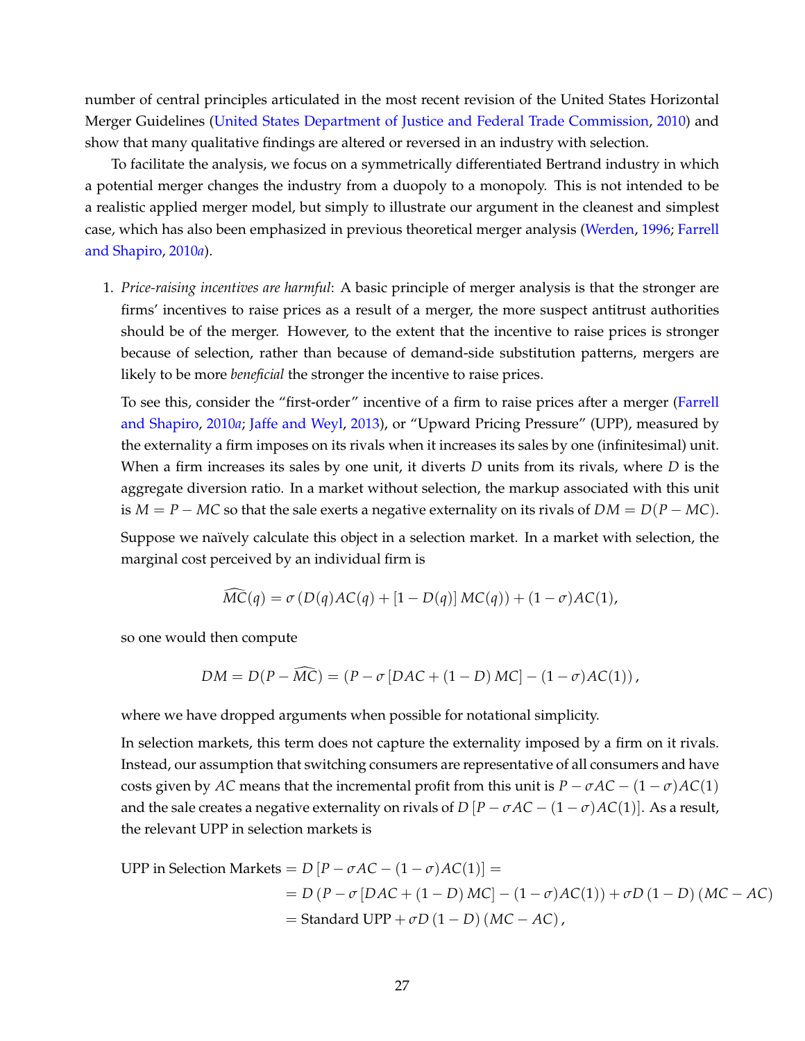number of central principles articulated in the most recent revision of the United States Horizontal Merger Guidelines (United States Department of Justice and Federal Trade Commission, 2010) and show that many qualitative findings are altered or reversed in an industry with selection.

To facilitate the analysis, we focus on a symmetrically differentiated Bertrand industry in which a potential merger changes the industry from a duopoly to a monopoly. This is not intended to be a realistic applied merger model, but simply to illustrate our argument in the cleanest and simplest case, which has also been emphasized in previous theoretical merger analysis (Werden, 1996; Farrell and Shapiro, 2010*a*).

1. *Price-raising incentives are harmful*: A basic principle of merger analysis is that the stronger are firms' incentives to raise prices as a result of a merger, the more suspect antitrust authorities should be of the merger. However, to the extent that the incentive to raise prices is stronger because of selection, rather than because of demand-side substitution patterns, mergers are likely to be more *beneficial* the stronger the incentive to raise prices.

   To see this, consider the "first-order" incentive of a firm to raise prices after a merger (Farrell and Shapiro, 2010*a*; Jaffe and Weyl, 2013), or "Upward Pricing Pressure" (UPP), measured by the externality a firm imposes on its rivals when it increases its sales by one (infinitesimal) unit. When a firm increases its sales by one unit, it diverts $D$ units from its rivals, where $D$ is the aggregate diversion ratio. In a market without selection, the markup associated with this unit is $M = P - MC$ so that the sale exerts a negative externality on its rivals of $DM = D(P - MC)$.

   Suppose we naïvely calculate this object in a selection market. In a market with selection, the marginal cost perceived by an individual firm is

   $$\widehat{MC}(q) = \sigma\left(D(q)AC(q) + [1 - D(q)]\, MC(q)\right) + (1-\sigma)AC(1),$$

   so one would then compute

   $$DM = D(P - \widehat{MC}) = \left(P - \sigma\left[DAC + (1-D)\, MC\right] - (1-\sigma)AC(1)\right),$$

   where we have dropped arguments when possible for notational simplicity.

   In selection markets, this term does not capture the externality imposed by a firm on it rivals. Instead, our assumption that switching consumers are representative of all consumers and have costs given by $AC$ means that the incremental profit from this unit is $P - \sigma AC - (1-\sigma)AC(1)$ and the sale creates a negative externality on rivals of $D\left[P - \sigma AC - (1-\sigma)AC(1)\right]$. As a result, the relevant UPP in selection markets is

   $$\begin{aligned}
   \text{UPP in Selection Markets} &= D\left[P - \sigma AC - (1-\sigma)AC(1)\right] = \\
   &= D\left(P - \sigma\left[DAC + (1-D)\, MC\right] - (1-\sigma)AC(1)\right) + \sigma D\,(1-D)\,(MC - AC) \\
   &= \text{Standard UPP} + \sigma D\,(1-D)\,(MC - AC)\,,
   \end{aligned}$$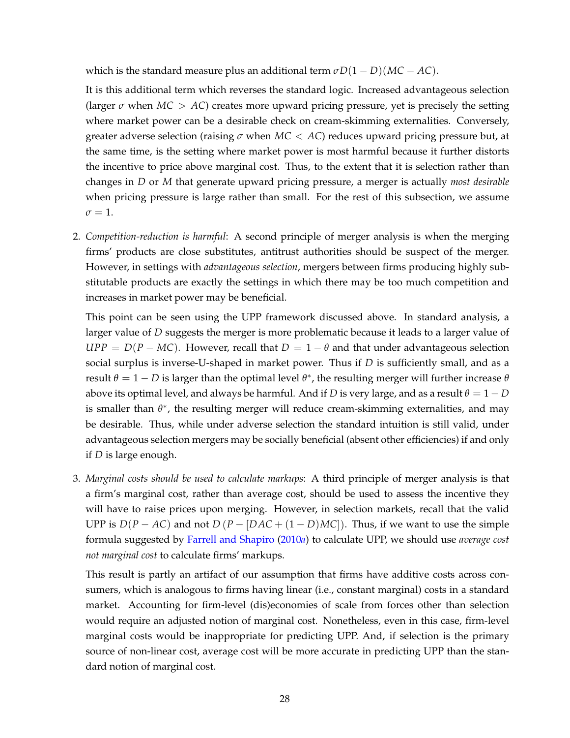which is the standard measure plus an additional term $\sigma D(1-D)(MC-AC)$.

It is this additional term which reverses the standard logic. Increased advantageous selection (larger $\sigma$ when $MC > AC$) creates more upward pricing pressure, yet is precisely the setting where market power can be a desirable check on cream-skimming externalities. Conversely, greater adverse selection (raising $\sigma$ when $MC < AC$) reduces upward pricing pressure but, at the same time, is the setting where market power is most harmful because it further distorts the incentive to price above marginal cost. Thus, to the extent that it is selection rather than changes in $D$ or $M$ that generate upward pricing pressure, a merger is actually *most desirable* when pricing pressure is large rather than small. For the rest of this subsection, we assume $\sigma = 1$.

2. *Competition-reduction is harmful*: A second principle of merger analysis is when the merging firms' products are close substitutes, antitrust authorities should be suspect of the merger. However, in settings with *advantageous selection*, mergers between firms producing highly substitutable products are exactly the settings in which there may be too much competition and increases in market power may be beneficial.

   This point can be seen using the UPP framework discussed above. In standard analysis, a larger value of $D$ suggests the merger is more problematic because it leads to a larger value of $UPP = D(P - MC)$. However, recall that $D = 1 - \theta$ and that under advantageous selection social surplus is inverse-U-shaped in market power. Thus if $D$ is sufficiently small, and as a result $\theta = 1 - D$ is larger than the optimal level $\theta^*$, the resulting merger will further increase $\theta$ above its optimal level, and always be harmful. And if $D$ is very large, and as a result $\theta = 1 - D$ is smaller than $\theta^*$, the resulting merger will reduce cream-skimming externalities, and may be desirable. Thus, while under adverse selection the standard intuition is still valid, under advantageous selection mergers may be socially beneficial (absent other efficiencies) if and only if $D$ is large enough.

3. *Marginal costs should be used to calculate markups*: A third principle of merger analysis is that a firm's marginal cost, rather than average cost, should be used to assess the incentive they will have to raise prices upon merging. However, in selection markets, recall that the valid UPP is $D(P - AC)$ and not $D\left(P - [DAC + (1-D)MC]\right)$. Thus, if we want to use the simple formula suggested by Farrell and Shapiro (2010*a*) to calculate UPP, we should use *average cost not marginal cost* to calculate firms' markups.

   This result is partly an artifact of our assumption that firms have additive costs across consumers, which is analogous to firms having linear (i.e., constant marginal) costs in a standard market. Accounting for firm-level (dis)economies of scale from forces other than selection would require an adjusted notion of marginal cost. Nonetheless, even in this case, firm-level marginal costs would be inappropriate for predicting UPP. And, if selection is the primary source of non-linear cost, average cost will be more accurate in predicting UPP than the standard notion of marginal cost.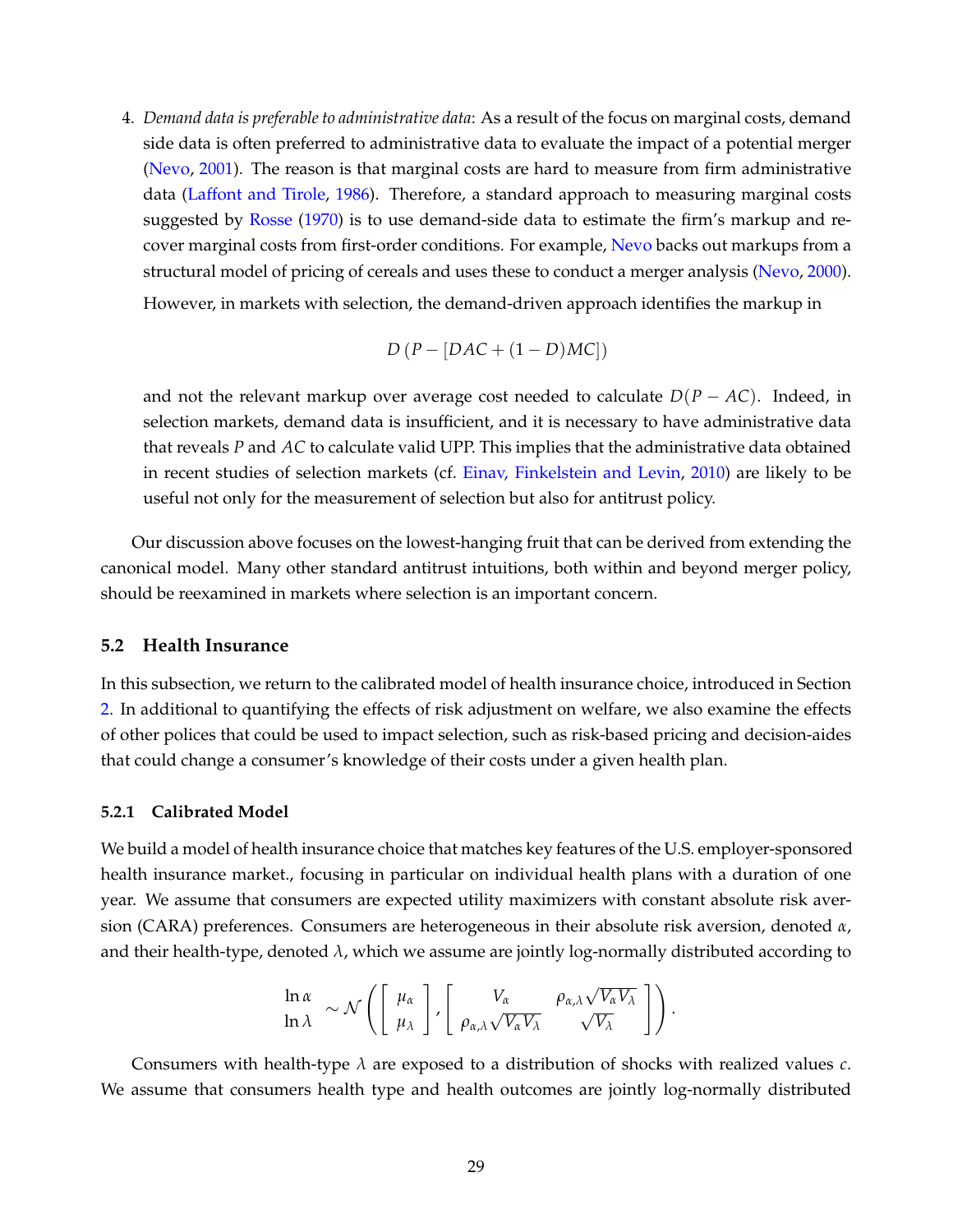4. *Demand data is preferable to administrative data*: As a result of the focus on marginal costs, demand side data is often preferred to administrative data to evaluate the impact of a potential merger (Nevo, 2001). The reason is that marginal costs are hard to measure from firm administrative data (Laffont and Tirole, 1986). Therefore, a standard approach to measuring marginal costs suggested by Rosse (1970) is to use demand-side data to estimate the firm's markup and recover marginal costs from first-order conditions. For example, Nevo backs out markups from a structural model of pricing of cereals and uses these to conduct a merger analysis (Nevo, 2000).

   However, in markets with selection, the demand-driven approach identifies the markup in

   $$D\left(P - [DAC + (1-D)MC]\right)$$

   and not the relevant markup over average cost needed to calculate $D(P - AC)$. Indeed, in selection markets, demand data is insufficient, and it is necessary to have administrative data that reveals $P$ and $AC$ to calculate valid UPP. This implies that the administrative data obtained in recent studies of selection markets (cf. Einav, Finkelstein and Levin, 2010) are likely to be useful not only for the measurement of selection but also for antitrust policy.

Our discussion above focuses on the lowest-hanging fruit that can be derived from extending the canonical model. Many other standard antitrust intuitions, both within and beyond merger policy, should be reexamined in markets where selection is an important concern.

## 5.2 Health Insurance

In this subsection, we return to the calibrated model of health insurance choice, introduced in Section 2. In additional to quantifying the effects of risk adjustment on welfare, we also examine the effects of other polices that could be used to impact selection, such as risk-based pricing and decision-aides that could change a consumer's knowledge of their costs under a given health plan.

### 5.2.1 Calibrated Model

We build a model of health insurance choice that matches key features of the U.S. employer-sponsored health insurance market., focusing in particular on individual health plans with a duration of one year. We assume that consumers are expected utility maximizers with constant absolute risk aversion (CARA) preferences. Consumers are heterogeneous in their absolute risk aversion, denoted $\alpha$, and their health-type, denoted $\lambda$, which we assume are jointly log-normally distributed according to

$$\begin{matrix} \ln \alpha \\ \ln \lambda \end{matrix} \sim \mathcal{N}\left( \begin{bmatrix} \mu_\alpha \\ \mu_\lambda \end{bmatrix}, \begin{bmatrix} V_\alpha & \rho_{\alpha,\lambda}\sqrt{V_\alpha V_\lambda} \\ \rho_{\alpha,\lambda}\sqrt{V_\alpha V_\lambda} & \sqrt{V_\lambda} \end{bmatrix} \right).$$

Consumers with health-type $\lambda$ are exposed to a distribution of shocks with realized values $c$. We assume that consumers health type and health outcomes are jointly log-normally distributed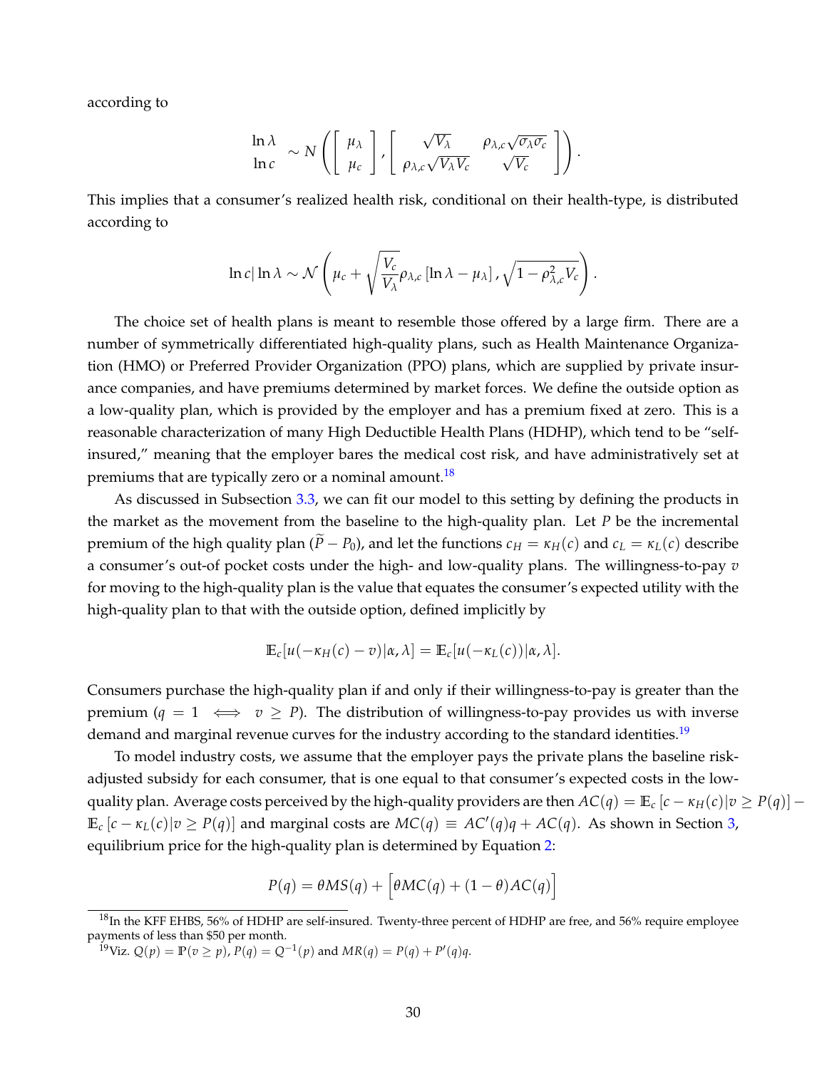according to

$$
\begin{matrix} \ln \lambda \\ \ln c \end{matrix} \sim N\left( \left[ \begin{matrix} \mu_\lambda \\ \mu_c \end{matrix} \right], \left[ \begin{matrix} \sqrt{V_\lambda} & \rho_{\lambda,c}\sqrt{\sigma_\lambda \sigma_c} \\ \rho_{\lambda,c}\sqrt{V_\lambda V_c} & \sqrt{V_c} \end{matrix} \right] \right).
$$

This implies that a consumer's realized health risk, conditional on their health-type, is distributed according to

$$
\ln c | \ln \lambda \sim \mathcal{N}\left( \mu_c + \sqrt{\frac{V_c}{V_\lambda}} \rho_{\lambda,c} \left[ \ln \lambda - \mu_\lambda \right], \sqrt{1 - \rho_{\lambda,c}^2 V_c} \right).
$$

The choice set of health plans is meant to resemble those offered by a large firm. There are a number of symmetrically differentiated high-quality plans, such as Health Maintenance Organization (HMO) or Preferred Provider Organization (PPO) plans, which are supplied by private insurance companies, and have premiums determined by market forces. We define the outside option as a low-quality plan, which is provided by the employer and has a premium fixed at zero. This is a reasonable characterization of many High Deductible Health Plans (HDHP), which tend to be "self-insured," meaning that the employer bares the medical cost risk, and have administratively set at premiums that are typically zero or a nominal amount.[18]

As discussed in Subsection 3.3, we can fit our model to this setting by defining the products in the market as the movement from the baseline to the high-quality plan. Let $P$ be the incremental premium of the high quality plan ($\widetilde{P} - P_0$), and let the functions $c_H = \kappa_H(c)$ and $c_L = \kappa_L(c)$ describe a consumer's out-of pocket costs under the high- and low-quality plans. The willingness-to-pay $v$ for moving to the high-quality plan is the value that equates the consumer's expected utility with the high-quality plan to that with the outside option, defined implicitly by

$$
\mathbb{E}_c[u(-\kappa_H(c) - v)|\alpha, \lambda] = \mathbb{E}_c[u(-\kappa_L(c))|\alpha, \lambda].
$$

Consumers purchase the high-quality plan if and only if their willingness-to-pay is greater than the premium ($q = 1 \iff v \geq P$). The distribution of willingness-to-pay provides us with inverse demand and marginal revenue curves for the industry according to the standard identities.[19]

To model industry costs, we assume that the employer pays the private plans the baseline risk-adjusted subsidy for each consumer, that is one equal to that consumer's expected costs in the low-quality plan. Average costs perceived by the high-quality providers are then $AC(q) = \mathbb{E}_c\left[c - \kappa_H(c)|v \geq P(q)\right] - \mathbb{E}_c\left[c - \kappa_L(c)|v \geq P(q)\right]$ and marginal costs are $MC(q) \equiv AC'(q)q + AC(q)$. As shown in Section 3, equilibrium price for the high-quality plan is determined by Equation 2:

$$
P(q) = \theta MS(q) + \Big[\theta MC(q) + (1-\theta)AC(q)\Big]
$$

[18] In the KFF EHBS, 56% of HDHP are self-insured. Twenty-three percent of HDHP are free, and 56% require employee payments of less than \$50 per month.

[19] Viz. $Q(p) = \mathbb{P}(v \geq p)$, $P(q) = Q^{-1}(p)$ and $MR(q) = P(q) + P'(q)q$.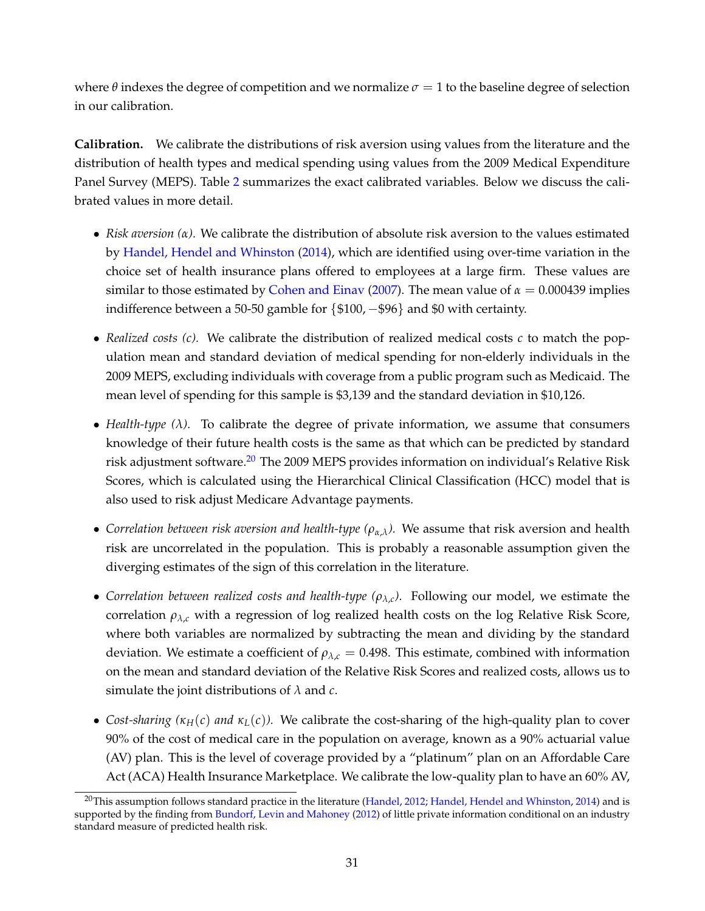where $\theta$ indexes the degree of competition and we normalize $\sigma = 1$ to the baseline degree of selection in our calibration.

**Calibration.** We calibrate the distributions of risk aversion using values from the literature and the distribution of health types and medical spending using values from the 2009 Medical Expenditure Panel Survey (MEPS). Table 2 summarizes the exact calibrated variables. Below we discuss the calibrated values in more detail.

- *Risk aversion ($\alpha$).* We calibrate the distribution of absolute risk aversion to the values estimated by Handel, Hendel and Whinston (2014), which are identified using over-time variation in the choice set of health insurance plans offered to employees at a large firm. These values are similar to those estimated by Cohen and Einav (2007). The mean value of $\alpha = 0.000439$ implies indifference between a 50-50 gamble for $\{\$100, -\$96\}$ and \$0 with certainty.

- *Realized costs ($c$).* We calibrate the distribution of realized medical costs $c$ to match the population mean and standard deviation of medical spending for non-elderly individuals in the 2009 MEPS, excluding individuals with coverage from a public program such as Medicaid. The mean level of spending for this sample is \$3,139 and the standard deviation in \$10,126.

- *Health-type ($\lambda$).* To calibrate the degree of private information, we assume that consumers knowledge of their future health costs is the same as that which can be predicted by standard risk adjustment software.[20] The 2009 MEPS provides information on individual's Relative Risk Scores, which is calculated using the Hierarchical Clinical Classification (HCC) model that is also used to risk adjust Medicare Advantage payments.

- *Correlation between risk aversion and health-type ($\rho_{\alpha,\lambda}$).* We assume that risk aversion and health risk are uncorrelated in the population. This is probably a reasonable assumption given the diverging estimates of the sign of this correlation in the literature.

- *Correlation between realized costs and health-type ($\rho_{\lambda,c}$).* Following our model, we estimate the correlation $\rho_{\lambda,c}$ with a regression of log realized health costs on the log Relative Risk Score, where both variables are normalized by subtracting the mean and dividing by the standard deviation. We estimate a coefficient of $\rho_{\lambda,c} = 0.498$. This estimate, combined with information on the mean and standard deviation of the Relative Risk Scores and realized costs, allows us to simulate the joint distributions of $\lambda$ and $c$.

- *Cost-sharing ($\kappa_H(c)$ and $\kappa_L(c)$).* We calibrate the cost-sharing of the high-quality plan to cover 90% of the cost of medical care in the population on average, known as a 90% actuarial value (AV) plan. This is the level of coverage provided by a "platinum" plan on an Affordable Care Act (ACA) Health Insurance Marketplace. We calibrate the low-quality plan to have an 60% AV,

[20] This assumption follows standard practice in the literature (Handel, 2012; Handel, Hendel and Whinston, 2014) and is supported by the finding from Bundorf, Levin and Mahoney (2012) of little private information conditional on an industry standard measure of predicted health risk.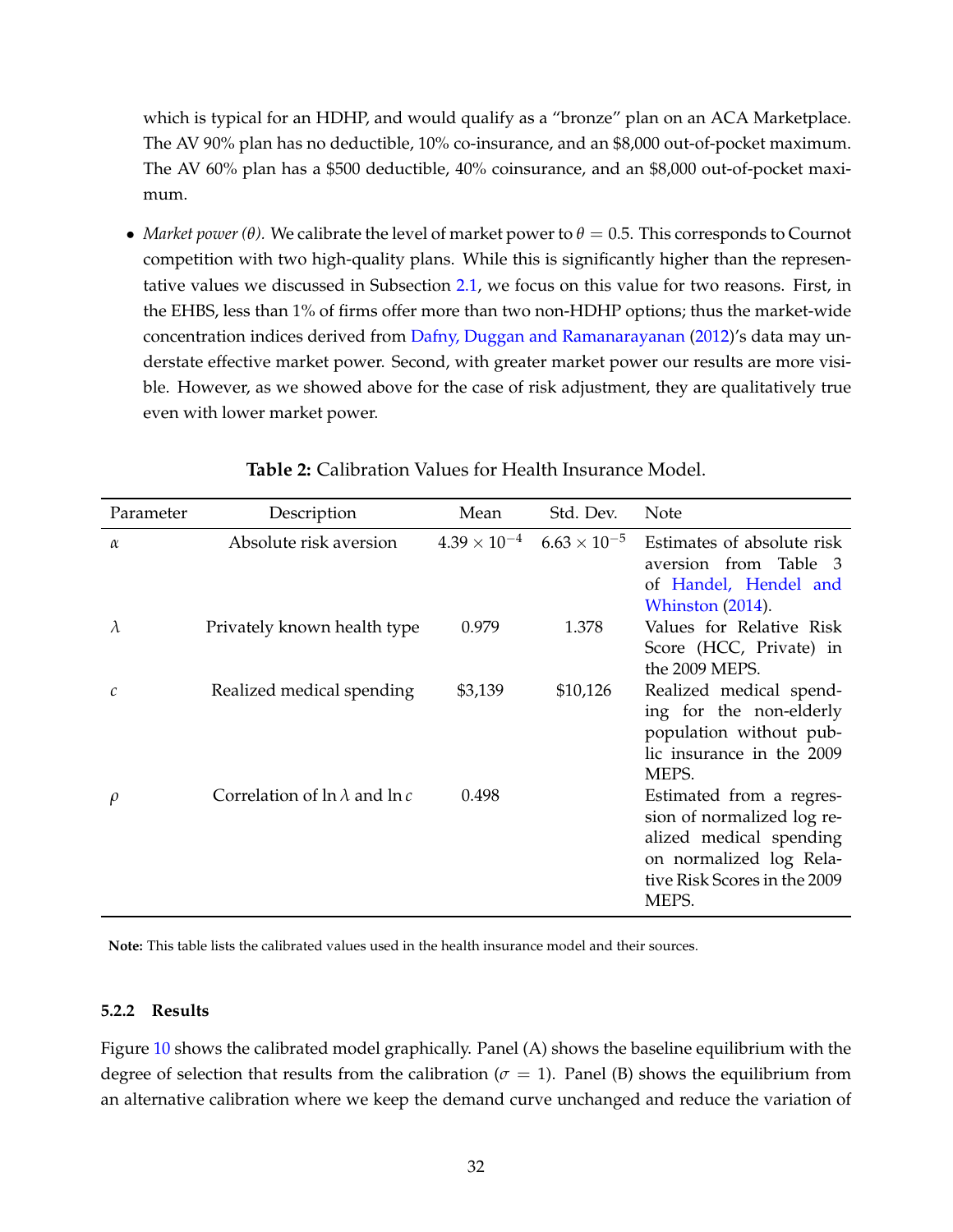which is typical for an HDHP, and would qualify as a "bronze" plan on an ACA Marketplace. The AV 90% plan has no deductible, 10% co-insurance, and an $8,000 out-of-pocket maximum. The AV 60% plan has a $500 deductible, 40% coinsurance, and an $8,000 out-of-pocket maximum.

- *Market power ($\theta$).* We calibrate the level of market power to $\theta = 0.5$. This corresponds to Cournot competition with two high-quality plans. While this is significantly higher than the representative values we discussed in Subsection 2.1, we focus on this value for two reasons. First, in the EHBS, less than 1% of firms offer more than two non-HDHP options; thus the market-wide concentration indices derived from Dafny, Duggan and Ramanarayanan (2012)'s data may understate effective market power. Second, with greater market power our results are more visible. However, as we showed above for the case of risk adjustment, they are qualitatively true even with lower market power.

**Table 2:** Calibration Values for Health Insurance Model.

| Parameter | Description | Mean | Std. Dev. | Note |
|---|---|---|---|---|
| $\alpha$ | Absolute risk aversion | $4.39 \times 10^{-4}$ | $6.63 \times 10^{-5}$ | Estimates of absolute risk aversion from Table 3 of Handel, Hendel and Whinston (2014). |
| $\lambda$ | Privately known health type | 0.979 | 1.378 | Values for Relative Risk Score (HCC, Private) in the 2009 MEPS. |
| $c$ | Realized medical spending | $3,139 | $10,126 | Realized medical spending for the non-elderly population without public insurance in the 2009 MEPS. |
| $\rho$ | Correlation of $\ln \lambda$ and $\ln c$ | 0.498 | | Estimated from a regression of normalized log realized medical spending on normalized log Relative Risk Scores in the 2009 MEPS. |

**Note:** This table lists the calibrated values used in the health insurance model and their sources.

#### 5.2.2 Results

Figure 10 shows the calibrated model graphically. Panel (A) shows the baseline equilibrium with the degree of selection that results from the calibration ($\sigma = 1$). Panel (B) shows the equilibrium from an alternative calibration where we keep the demand curve unchanged and reduce the variation of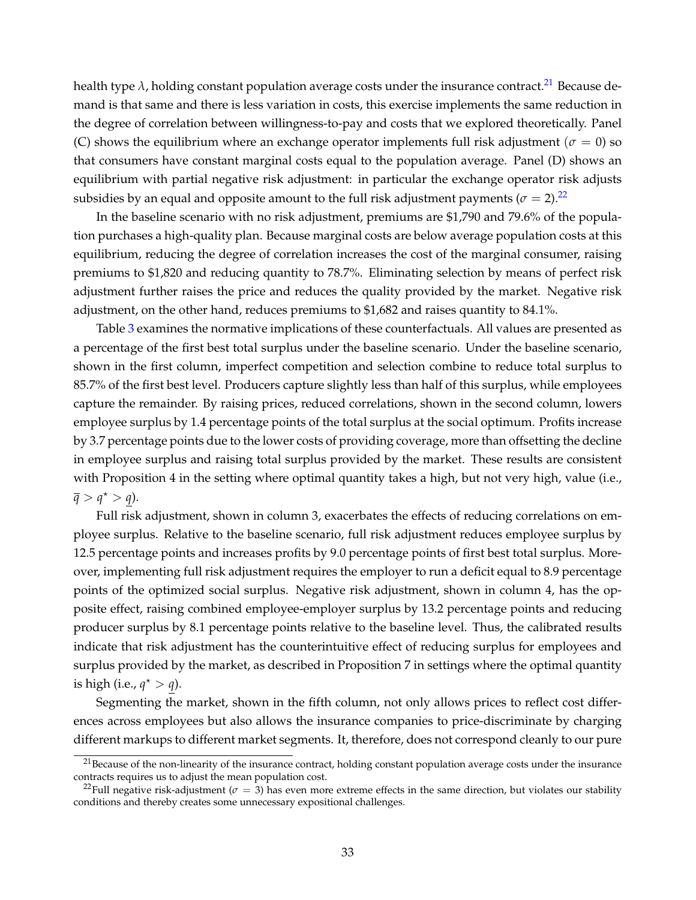health type $\lambda$, holding constant population average costs under the insurance contract.[21] Because demand is that same and there is less variation in costs, this exercise implements the same reduction in the degree of correlation between willingness-to-pay and costs that we explored theoretically. Panel (C) shows the equilibrium where an exchange operator implements full risk adjustment ($\sigma = 0$) so that consumers have constant marginal costs equal to the population average. Panel (D) shows an equilibrium with partial negative risk adjustment: in particular the exchange operator risk adjusts subsidies by an equal and opposite amount to the full risk adjustment payments ($\sigma = 2$).[22]

In the baseline scenario with no risk adjustment, premiums are \$1,790 and 79.6% of the population purchases a high-quality plan. Because marginal costs are below average population costs at this equilibrium, reducing the degree of correlation increases the cost of the marginal consumer, raising premiums to \$1,820 and reducing quantity to 78.7%. Eliminating selection by means of perfect risk adjustment further raises the price and reduces the quality provided by the market. Negative risk adjustment, on the other hand, reduces premiums to \$1,682 and raises quantity to 84.1%.

Table 3 examines the normative implications of these counterfactuals. All values are presented as a percentage of the first best total surplus under the baseline scenario. Under the baseline scenario, shown in the first column, imperfect competition and selection combine to reduce total surplus to 85.7% of the first best level. Producers capture slightly less than half of this surplus, while employees capture the remainder. By raising prices, reduced correlations, shown in the second column, lowers employee surplus by 1.4 percentage points of the total surplus at the social optimum. Profits increase by 3.7 percentage points due to the lower costs of providing coverage, more than offsetting the decline in employee surplus and raising total surplus provided by the market. These results are consistent with Proposition 4 in the setting where optimal quantity takes a high, but not very high, value (i.e., $\overline{q} > q^{\star} > \underline{q}$).

Full risk adjustment, shown in column 3, exacerbates the effects of reducing correlations on employee surplus. Relative to the baseline scenario, full risk adjustment reduces employee surplus by 12.5 percentage points and increases profits by 9.0 percentage points of first best total surplus. Moreover, implementing full risk adjustment requires the employer to run a deficit equal to 8.9 percentage points of the optimized social surplus. Negative risk adjustment, shown in column 4, has the opposite effect, raising combined employee-employer surplus by 13.2 percentage points and reducing producer surplus by 8.1 percentage points relative to the baseline level. Thus, the calibrated results indicate that risk adjustment has the counterintuitive effect of reducing surplus for employees and surplus provided by the market, as described in Proposition 7 in settings where the optimal quantity is high (i.e., $q^{\star} > \underline{q}$).

Segmenting the market, shown in the fifth column, not only allows prices to reflect cost differences across employees but also allows the insurance companies to price-discriminate by charging different markups to different market segments. It, therefore, does not correspond cleanly to our pure

[21] Because of the non-linearity of the insurance contract, holding constant population average costs under the insurance contracts requires us to adjust the mean population cost.

[22] Full negative risk-adjustment ($\sigma = 3$) has even more extreme effects in the same direction, but violates our stability conditions and thereby creates some unnecessary expositional challenges.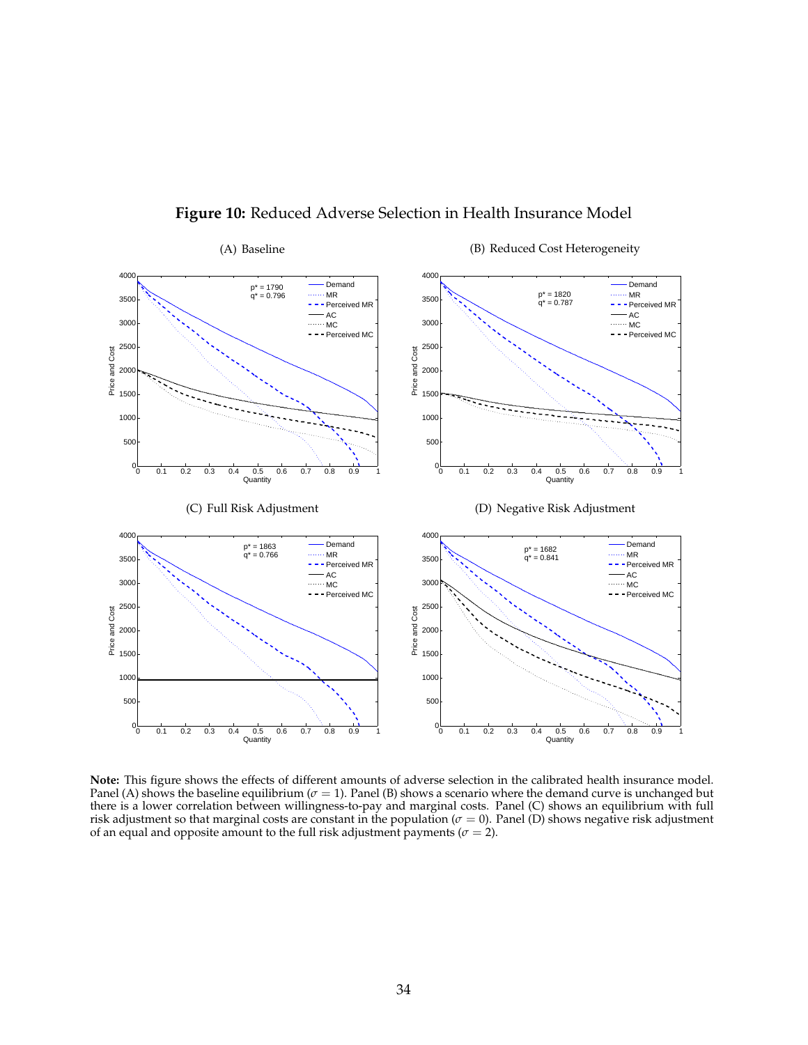**Figure 10:** Reduced Adverse Selection in Health Insurance Model

(A) Baseline

(B) Reduced Cost Heterogeneity

(C) Full Risk Adjustment

(D) Negative Risk Adjustment

**Note:** This figure shows the effects of different amounts of adverse selection in the calibrated health insurance model. Panel (A) shows the baseline equilibrium ($\sigma = 1$). Panel (B) shows a scenario where the demand curve is unchanged but there is a lower correlation between willingness-to-pay and marginal costs. Panel (C) shows an equilibrium with full risk adjustment so that marginal costs are constant in the population ($\sigma = 0$). Panel (D) shows negative risk adjustment of an equal and opposite amount to the full risk adjustment payments ($\sigma = 2$).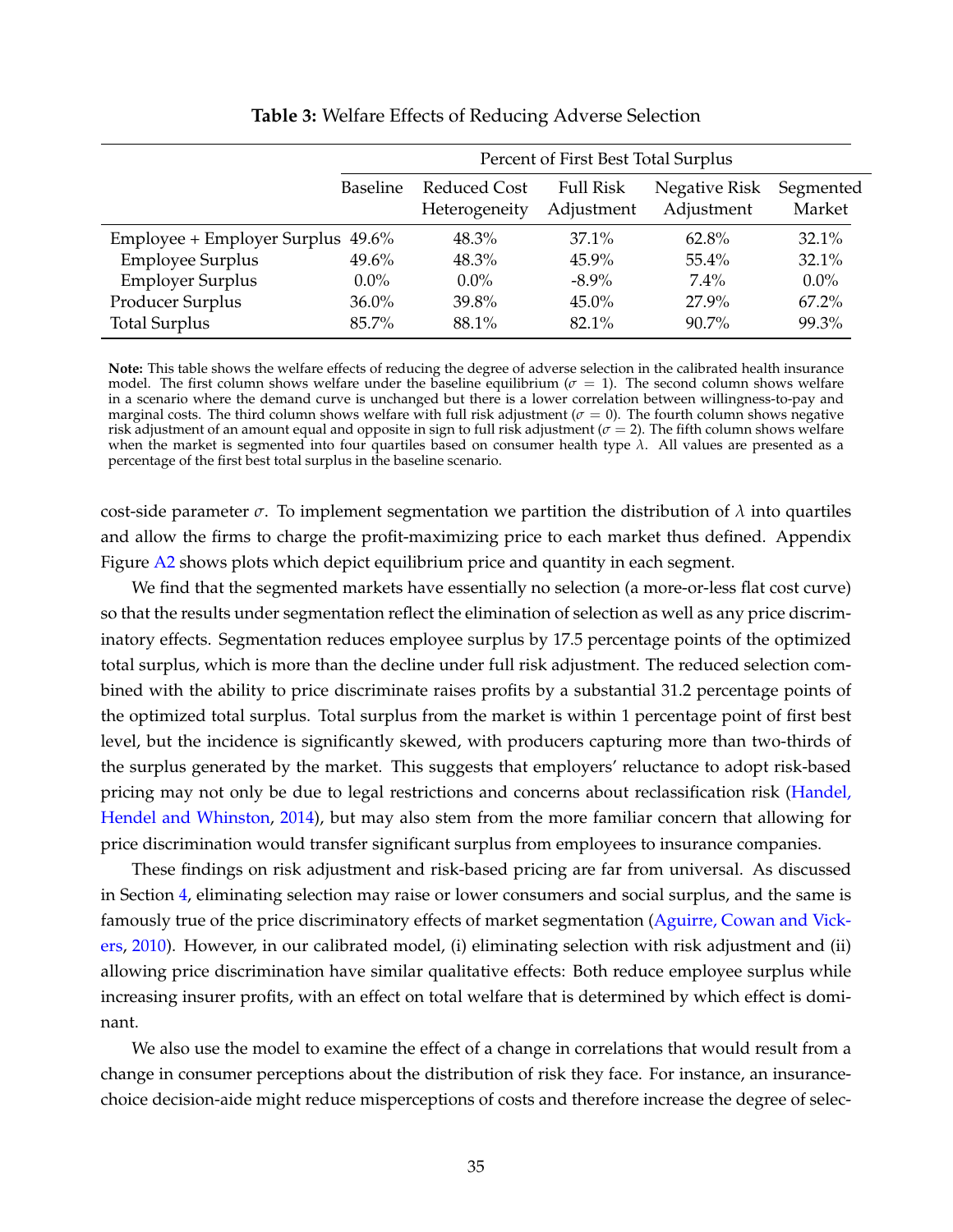**Table 3:** Welfare Effects of Reducing Adverse Selection

| | Percent of First Best Total Surplus | | | | |
|---|---|---|---|---|---|
| | Baseline | Reduced Cost Heterogeneity | Full Risk Adjustment | Negative Risk Adjustment | Segmented Market |
| Employee + Employer Surplus | 49.6% | 48.3% | 37.1% | 62.8% | 32.1% |
| Employee Surplus | 49.6% | 48.3% | 45.9% | 55.4% | 32.1% |
| Employer Surplus | 0.0% | 0.0% | -8.9% | 7.4% | 0.0% |
| Producer Surplus | 36.0% | 39.8% | 45.0% | 27.9% | 67.2% |
| Total Surplus | 85.7% | 88.1% | 82.1% | 90.7% | 99.3% |

**Note:** This table shows the welfare effects of reducing the degree of adverse selection in the calibrated health insurance model. The first column shows welfare under the baseline equilibrium ($\sigma = 1$). The second column shows welfare in a scenario where the demand curve is unchanged but there is a lower correlation between willingness-to-pay and marginal costs. The third column shows welfare with full risk adjustment ($\sigma = 0$). The fourth column shows negative risk adjustment of an amount equal and opposite in sign to full risk adjustment ($\sigma = 2$). The fifth column shows welfare when the market is segmented into four quartiles based on consumer health type $\lambda$. All values are presented as a percentage of the first best total surplus in the baseline scenario.

cost-side parameter $\sigma$. To implement segmentation we partition the distribution of $\lambda$ into quartiles and allow the firms to charge the profit-maximizing price to each market thus defined. Appendix Figure A2 shows plots which depict equilibrium price and quantity in each segment.

We find that the segmented markets have essentially no selection (a more-or-less flat cost curve) so that the results under segmentation reflect the elimination of selection as well as any price discriminatory effects. Segmentation reduces employee surplus by 17.5 percentage points of the optimized total surplus, which is more than the decline under full risk adjustment. The reduced selection combined with the ability to price discriminate raises profits by a substantial 31.2 percentage points of the optimized total surplus. Total surplus from the market is within 1 percentage point of first best level, but the incidence is significantly skewed, with producers capturing more than two-thirds of the surplus generated by the market. This suggests that employers' reluctance to adopt risk-based pricing may not only be due to legal restrictions and concerns about reclassification risk (Handel, Hendel and Whinston, 2014), but may also stem from the more familiar concern that allowing for price discrimination would transfer significant surplus from employees to insurance companies.

These findings on risk adjustment and risk-based pricing are far from universal. As discussed in Section 4, eliminating selection may raise or lower consumers and social surplus, and the same is famously true of the price discriminatory effects of market segmentation (Aguirre, Cowan and Vickers, 2010). However, in our calibrated model, (i) eliminating selection with risk adjustment and (ii) allowing price discrimination have similar qualitative effects: Both reduce employee surplus while increasing insurer profits, with an effect on total welfare that is determined by which effect is dominant.

We also use the model to examine the effect of a change in correlations that would result from a change in consumer perceptions about the distribution of risk they face. For instance, an insurance-choice decision-aide might reduce misperceptions of costs and therefore increase the degree of selec-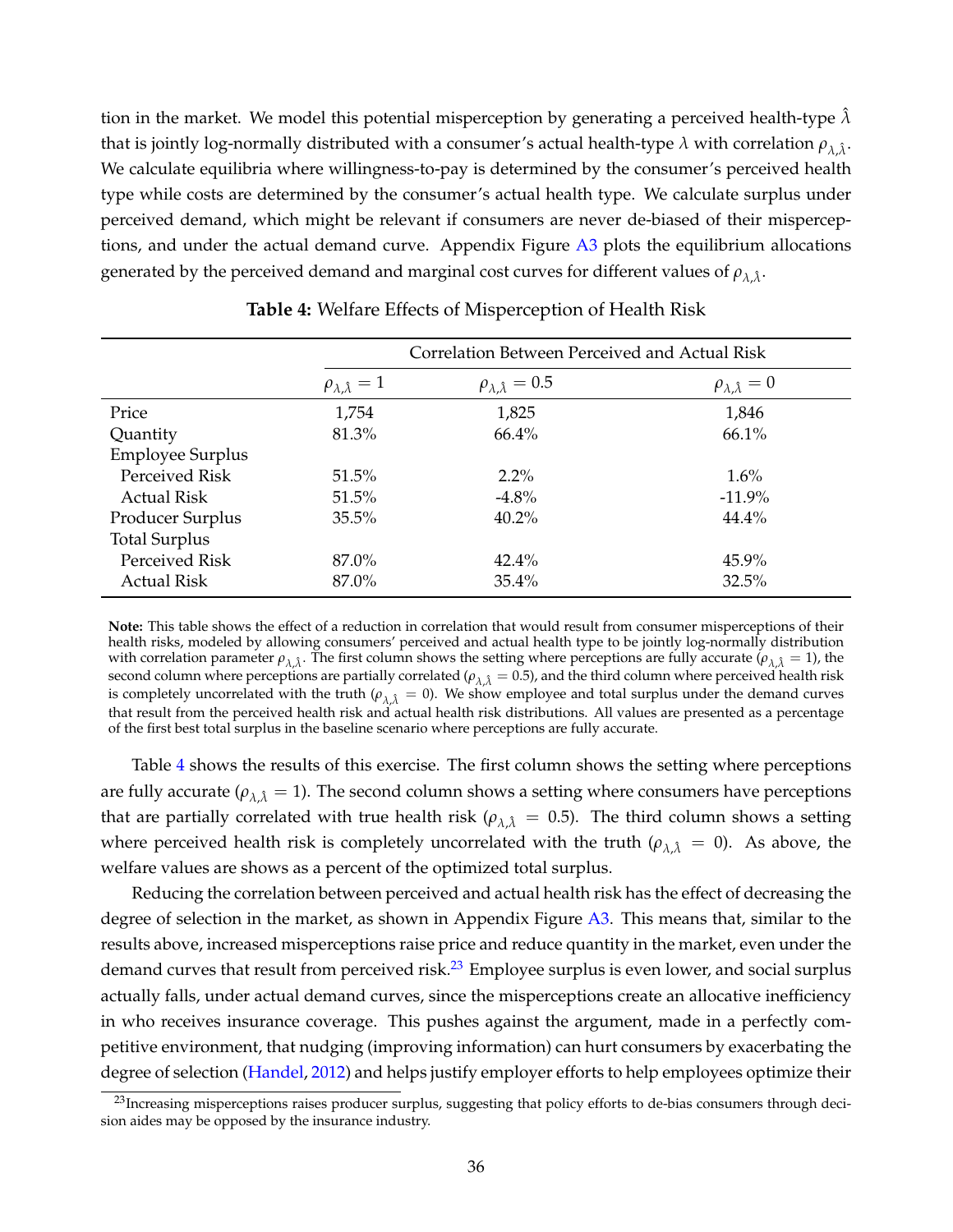tion in the market. We model this potential misperception by generating a perceived health-type $\hat{\lambda}$ that is jointly log-normally distributed with a consumer's actual health-type $\lambda$ with correlation $\rho_{\lambda,\hat{\lambda}}$. We calculate equilibria where willingness-to-pay is determined by the consumer's perceived health type while costs are determined by the consumer's actual health type. We calculate surplus under perceived demand, which might be relevant if consumers are never de-biased of their misperceptions, and under the actual demand curve. Appendix Figure A3 plots the equilibrium allocations generated by the perceived demand and marginal cost curves for different values of $\rho_{\lambda,\hat{\lambda}}$.

**Table 4:** Welfare Effects of Misperception of Health Risk

| | Correlation Between Perceived and Actual Risk | | |
|---|---|---|---|
| | $\rho_{\lambda,\hat{\lambda}} = 1$ | $\rho_{\lambda,\hat{\lambda}} = 0.5$ | $\rho_{\lambda,\hat{\lambda}} = 0$ |
| Price | 1,754 | 1,825 | 1,846 |
| Quantity | 81.3% | 66.4% | 66.1% |
| Employee Surplus | | | |
| Perceived Risk | 51.5% | 2.2% | 1.6% |
| Actual Risk | 51.5% | -4.8% | -11.9% |
| Producer Surplus | 35.5% | 40.2% | 44.4% |
| Total Surplus | | | |
| Perceived Risk | 87.0% | 42.4% | 45.9% |
| Actual Risk | 87.0% | 35.4% | 32.5% |

**Note:** This table shows the effect of a reduction in correlation that would result from consumer misperceptions of their health risks, modeled by allowing consumers' perceived and actual health type to be jointly log-normally distribution with correlation parameter $\rho_{\lambda,\hat{\lambda}}$. The first column shows the setting where perceptions are fully accurate ($\rho_{\lambda,\hat{\lambda}} = 1$), the second column where perceptions are partially correlated ($\rho_{\lambda,\hat{\lambda}} = 0.5$), and the third column where perceived health risk is completely uncorrelated with the truth ($\rho_{\lambda,\hat{\lambda}} = 0$). We show employee and total surplus under the demand curves that result from the perceived health risk and actual health risk distributions. All values are presented as a percentage of the first best total surplus in the baseline scenario where perceptions are fully accurate.

Table 4 shows the results of this exercise. The first column shows the setting where perceptions are fully accurate ($\rho_{\lambda,\hat{\lambda}} = 1$). The second column shows a setting where consumers have perceptions that are partially correlated with true health risk ($\rho_{\lambda,\hat{\lambda}} = 0.5$). The third column shows a setting where perceived health risk is completely uncorrelated with the truth ($\rho_{\lambda,\hat{\lambda}} = 0$). As above, the welfare values are shows as a percent of the optimized total surplus.

Reducing the correlation between perceived and actual health risk has the effect of decreasing the degree of selection in the market, as shown in Appendix Figure A3. This means that, similar to the results above, increased misperceptions raise price and reduce quantity in the market, even under the demand curves that result from perceived risk.[23] Employee surplus is even lower, and social surplus actually falls, under actual demand curves, since the misperceptions create an allocative inefficiency in who receives insurance coverage. This pushes against the argument, made in a perfectly competitive environment, that nudging (improving information) can hurt consumers by exacerbating the degree of selection (Handel, 2012) and helps justify employer efforts to help employees optimize their

[23] Increasing misperceptions raises producer surplus, suggesting that policy efforts to de-bias consumers through decision aides may be opposed by the insurance industry.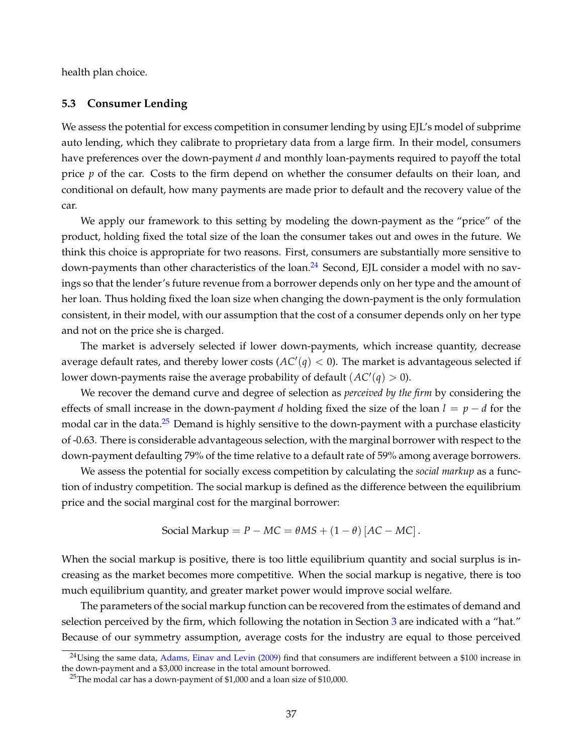health plan choice.

### 5.3 Consumer Lending

We assess the potential for excess competition in consumer lending by using EJL's model of subprime auto lending, which they calibrate to proprietary data from a large firm. In their model, consumers have preferences over the down-payment $d$ and monthly loan-payments required to payoff the total price $p$ of the car. Costs to the firm depend on whether the consumer defaults on their loan, and conditional on default, how many payments are made prior to default and the recovery value of the car.

We apply our framework to this setting by modeling the down-payment as the "price" of the product, holding fixed the total size of the loan the consumer takes out and owes in the future. We think this choice is appropriate for two reasons. First, consumers are substantially more sensitive to down-payments than other characteristics of the loan.[24] Second, EJL consider a model with no savings so that the lender's future revenue from a borrower depends only on her type and the amount of her loan. Thus holding fixed the loan size when changing the down-payment is the only formulation consistent, in their model, with our assumption that the cost of a consumer depends only on her type and not on the price she is charged.

The market is adversely selected if lower down-payments, which increase quantity, decrease average default rates, and thereby lower costs ($AC'(q) < 0$). The market is advantageous selected if lower down-payments raise the average probability of default ($AC'(q) > 0$).

We recover the demand curve and degree of selection as *perceived by the firm* by considering the effects of small increase in the down-payment $d$ holding fixed the size of the loan $l = p - d$ for the modal car in the data.[25] Demand is highly sensitive to the down-payment with a purchase elasticity of -0.63. There is considerable advantageous selection, with the marginal borrower with respect to the down-payment defaulting 79% of the time relative to a default rate of 59% among average borrowers.

We assess the potential for socially excess competition by calculating the *social markup* as a function of industry competition. The social markup is defined as the difference between the equilibrium price and the social marginal cost for the marginal borrower:

$$\text{Social Markup} = P - MC = \theta MS + (1 - \theta)\left[AC - MC\right].$$

When the social markup is positive, there is too little equilibrium quantity and social surplus is increasing as the market becomes more competitive. When the social markup is negative, there is too much equilibrium quantity, and greater market power would improve social welfare.

The parameters of the social markup function can be recovered from the estimates of demand and selection perceived by the firm, which following the notation in Section 3 are indicated with a "hat." Because of our symmetry assumption, average costs for the industry are equal to those perceived

[24] Using the same data, Adams, Einav and Levin (2009) find that consumers are indifferent between a \$100 increase in the down-payment and a \$3,000 increase in the total amount borrowed.

[25] The modal car has a down-payment of \$1,000 and a loan size of \$10,000.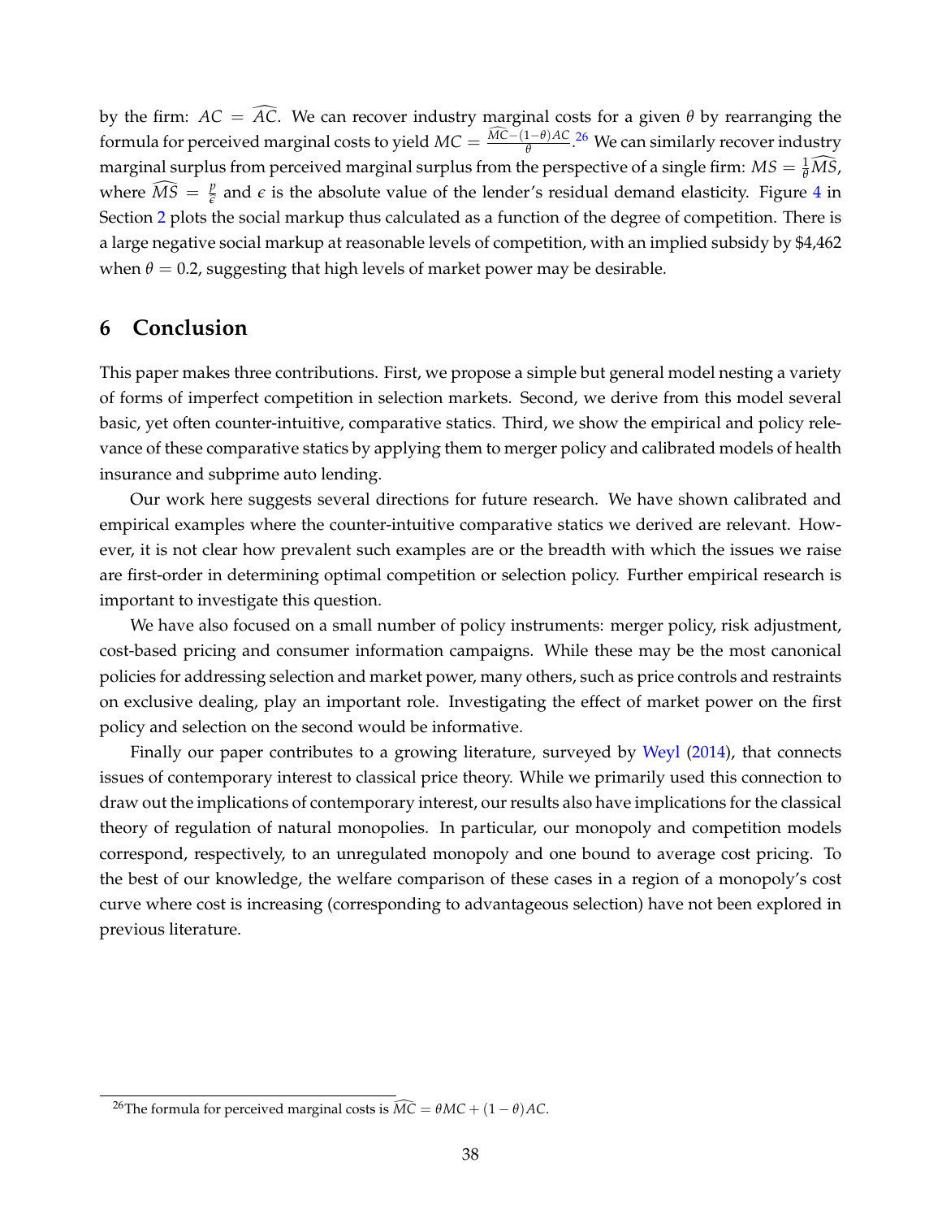by the firm: $AC = \widehat{AC}$. We can recover industry marginal costs for a given $\theta$ by rearranging the formula for perceived marginal costs to yield $MC = \frac{\widehat{MC}-(1-\theta)AC}{\theta}$.[26] We can similarly recover industry marginal surplus from perceived marginal surplus from the perspective of a single firm: $MS = \frac{1}{\theta}\widehat{MS}$, where $\widehat{MS} = \frac{p}{\epsilon}$ and $\epsilon$ is the absolute value of the lender's residual demand elasticity. Figure 4 in Section 2 plots the social markup thus calculated as a function of the degree of competition. There is a large negative social markup at reasonable levels of competition, with an implied subsidy by $4,462 when $\theta = 0.2$, suggesting that high levels of market power may be desirable.

## 6 Conclusion

This paper makes three contributions. First, we propose a simple but general model nesting a variety of forms of imperfect competition in selection markets. Second, we derive from this model several basic, yet often counter-intuitive, comparative statics. Third, we show the empirical and policy relevance of these comparative statics by applying them to merger policy and calibrated models of health insurance and subprime auto lending.

Our work here suggests several directions for future research. We have shown calibrated and empirical examples where the counter-intuitive comparative statics we derived are relevant. However, it is not clear how prevalent such examples are or the breadth with which the issues we raise are first-order in determining optimal competition or selection policy. Further empirical research is important to investigate this question.

We have also focused on a small number of policy instruments: merger policy, risk adjustment, cost-based pricing and consumer information campaigns. While these may be the most canonical policies for addressing selection and market power, many others, such as price controls and restraints on exclusive dealing, play an important role. Investigating the effect of market power on the first policy and selection on the second would be informative.

Finally our paper contributes to a growing literature, surveyed by Weyl (2014), that connects issues of contemporary interest to classical price theory. While we primarily used this connection to draw out the implications of contemporary interest, our results also have implications for the classical theory of regulation of natural monopolies. In particular, our monopoly and competition models correspond, respectively, to an unregulated monopoly and one bound to average cost pricing. To the best of our knowledge, the welfare comparison of these cases in a region of a monopoly's cost curve where cost is increasing (corresponding to advantageous selection) have not been explored in previous literature.

[26] The formula for perceived marginal costs is $\widehat{MC} = \theta MC + (1-\theta)AC$.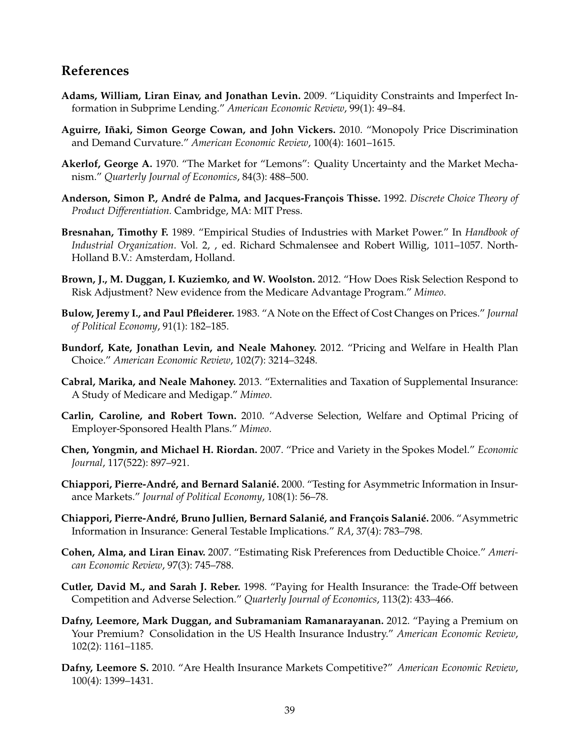## References

**Adams, William, Liran Einav, and Jonathan Levin.** 2009. "Liquidity Constraints and Imperfect Information in Subprime Lending." *American Economic Review*, 99(1): 49–84.

**Aguirre, Iñaki, Simon George Cowan, and John Vickers.** 2010. "Monopoly Price Discrimination and Demand Curvature." *American Economic Review*, 100(4): 1601–1615.

**Akerlof, George A.** 1970. "The Market for "Lemons": Quality Uncertainty and the Market Mechanism." *Quarterly Journal of Economics*, 84(3): 488–500.

**Anderson, Simon P., André de Palma, and Jacques-François Thisse.** 1992. *Discrete Choice Theory of Product Differentiation.* Cambridge, MA: MIT Press.

**Bresnahan, Timothy F.** 1989. "Empirical Studies of Industries with Market Power." In *Handbook of Industrial Organization*. Vol. 2, , ed. Richard Schmalensee and Robert Willig, 1011–1057. North-Holland B.V.: Amsterdam, Holland.

**Brown, J., M. Duggan, I. Kuziemko, and W. Woolston.** 2012. "How Does Risk Selection Respond to Risk Adjustment? New evidence from the Medicare Advantage Program." *Mimeo*.

**Bulow, Jeremy I., and Paul Pfleiderer.** 1983. "A Note on the Effect of Cost Changes on Prices." *Journal of Political Economy*, 91(1): 182–185.

**Bundorf, Kate, Jonathan Levin, and Neale Mahoney.** 2012. "Pricing and Welfare in Health Plan Choice." *American Economic Review*, 102(7): 3214–3248.

**Cabral, Marika, and Neale Mahoney.** 2013. "Externalities and Taxation of Supplemental Insurance: A Study of Medicare and Medigap." *Mimeo*.

**Carlin, Caroline, and Robert Town.** 2010. "Adverse Selection, Welfare and Optimal Pricing of Employer-Sponsored Health Plans." *Mimeo*.

**Chen, Yongmin, and Michael H. Riordan.** 2007. "Price and Variety in the Spokes Model." *Economic Journal*, 117(522): 897–921.

**Chiappori, Pierre-André, and Bernard Salanié.** 2000. "Testing for Asymmetric Information in Insurance Markets." *Journal of Political Economy*, 108(1): 56–78.

**Chiappori, Pierre-André, Bruno Jullien, Bernard Salanié, and François Salanié.** 2006. "Asymmetric Information in Insurance: General Testable Implications." *RA*, 37(4): 783–798.

**Cohen, Alma, and Liran Einav.** 2007. "Estimating Risk Preferences from Deductible Choice." *American Economic Review*, 97(3): 745–788.

**Cutler, David M., and Sarah J. Reber.** 1998. "Paying for Health Insurance: the Trade-Off between Competition and Adverse Selection." *Quarterly Journal of Economics*, 113(2): 433–466.

**Dafny, Leemore, Mark Duggan, and Subramaniam Ramanarayanan.** 2012. "Paying a Premium on Your Premium? Consolidation in the US Health Insurance Industry." *American Economic Review*, 102(2): 1161–1185.

**Dafny, Leemore S.** 2010. "Are Health Insurance Markets Competitive?" *American Economic Review*, 100(4): 1399–1431.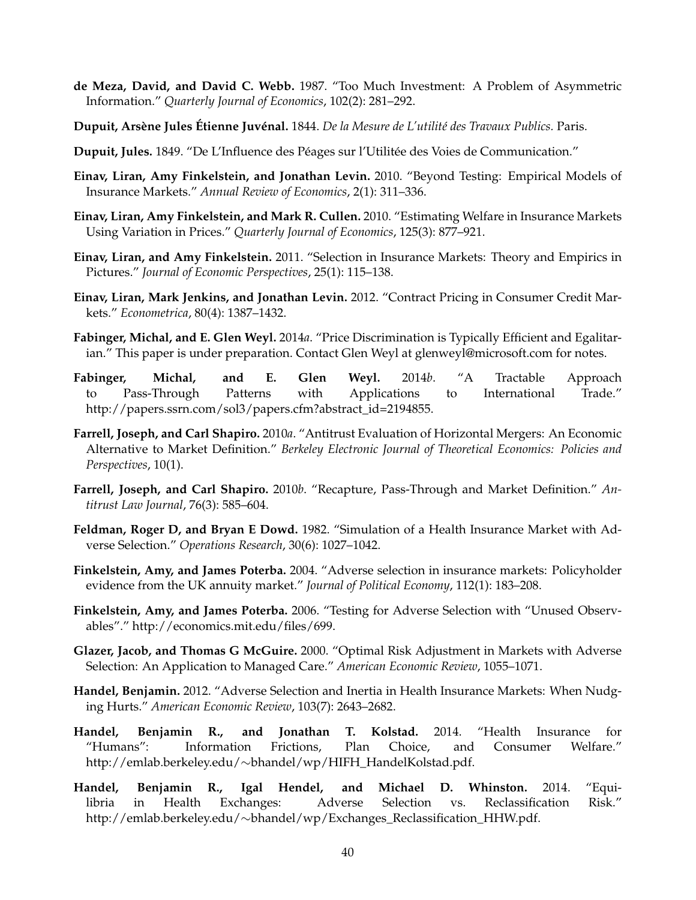**de Meza, David, and David C. Webb.** 1987. "Too Much Investment: A Problem of Asymmetric Information." *Quarterly Journal of Economics*, 102(2): 281–292.

**Dupuit, Arsène Jules Étienne Juvénal.** 1844. *De la Mesure de L'utilité des Travaux Publics.* Paris.

**Dupuit, Jules.** 1849. "De L'Influence des Péages sur l'Utilitée des Voies de Communication."

**Einav, Liran, Amy Finkelstein, and Jonathan Levin.** 2010. "Beyond Testing: Empirical Models of Insurance Markets." *Annual Review of Economics*, 2(1): 311–336.

**Einav, Liran, Amy Finkelstein, and Mark R. Cullen.** 2010. "Estimating Welfare in Insurance Markets Using Variation in Prices." *Quarterly Journal of Economics*, 125(3): 877–921.

**Einav, Liran, and Amy Finkelstein.** 2011. "Selection in Insurance Markets: Theory and Empirics in Pictures." *Journal of Economic Perspectives*, 25(1): 115–138.

**Einav, Liran, Mark Jenkins, and Jonathan Levin.** 2012. "Contract Pricing in Consumer Credit Markets." *Econometrica*, 80(4): 1387–1432.

**Fabinger, Michal, and E. Glen Weyl.** 2014*a*. "Price Discrimination is Typically Efficient and Egalitarian." This paper is under preparation. Contact Glen Weyl at glenweyl@microsoft.com for notes.

**Fabinger, Michal, and E. Glen Weyl.** 2014*b*. "A Tractable Approach to Pass-Through Patterns with Applications to International Trade." http://papers.ssrn.com/sol3/papers.cfm?abstract_id=2194855.

**Farrell, Joseph, and Carl Shapiro.** 2010*a*. "Antitrust Evaluation of Horizontal Mergers: An Economic Alternative to Market Definition." *Berkeley Electronic Journal of Theoretical Economics: Policies and Perspectives*, 10(1).

**Farrell, Joseph, and Carl Shapiro.** 2010*b*. "Recapture, Pass-Through and Market Definition." *Antitrust Law Journal*, 76(3): 585–604.

**Feldman, Roger D, and Bryan E Dowd.** 1982. "Simulation of a Health Insurance Market with Adverse Selection." *Operations Research*, 30(6): 1027–1042.

**Finkelstein, Amy, and James Poterba.** 2004. "Adverse selection in insurance markets: Policyholder evidence from the UK annuity market." *Journal of Political Economy*, 112(1): 183–208.

**Finkelstein, Amy, and James Poterba.** 2006. "Testing for Adverse Selection with "Unused Observables"." http://economics.mit.edu/files/699.

**Glazer, Jacob, and Thomas G McGuire.** 2000. "Optimal Risk Adjustment in Markets with Adverse Selection: An Application to Managed Care." *American Economic Review*, 1055–1071.

**Handel, Benjamin.** 2012. "Adverse Selection and Inertia in Health Insurance Markets: When Nudging Hurts." *American Economic Review*, 103(7): 2643–2682.

**Handel, Benjamin R., and Jonathan T. Kolstad.** 2014. "Health Insurance for "Humans": Information Frictions, Plan Choice, and Consumer Welfare." http://emlab.berkeley.edu/∼bhandel/wp/HIFH_HandelKolstad.pdf.

**Handel, Benjamin R., Igal Hendel, and Michael D. Whinston.** 2014. "Equilibria in Health Exchanges: Adverse Selection vs. Reclassification Risk." http://emlab.berkeley.edu/∼bhandel/wp/Exchanges_Reclassification_HHW.pdf.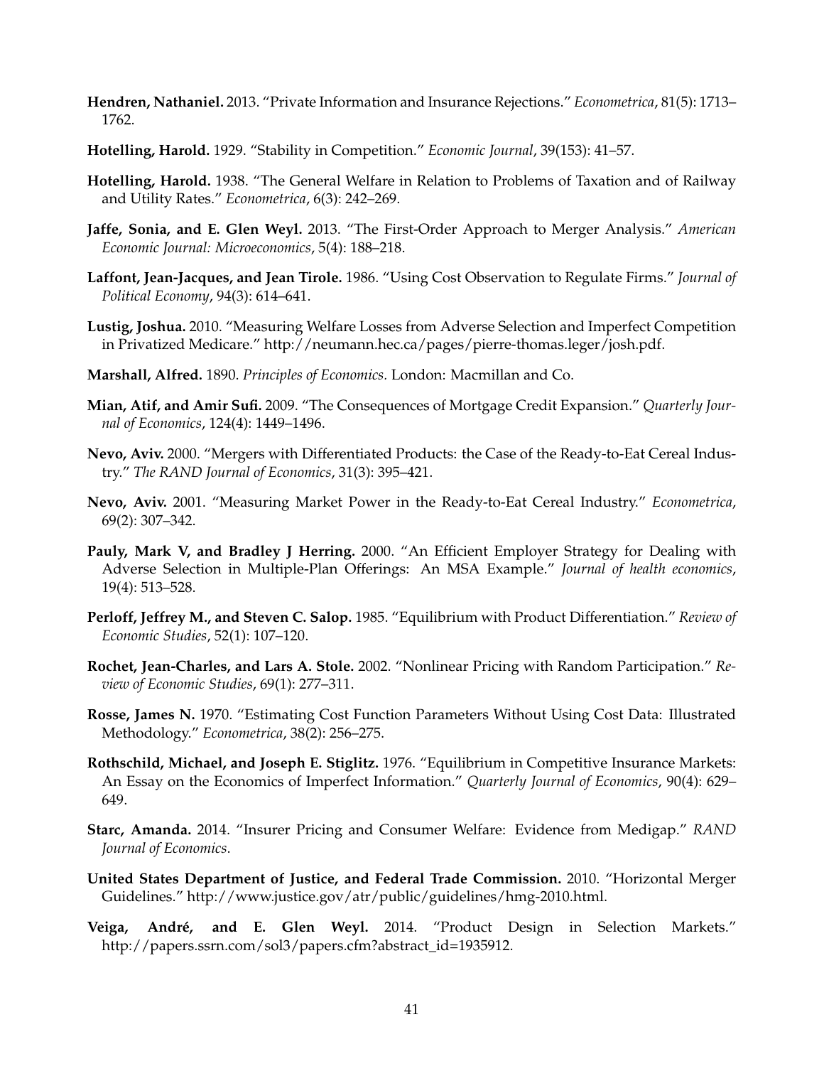**Hendren, Nathaniel.** 2013. "Private Information and Insurance Rejections." *Econometrica*, 81(5): 1713–1762.

**Hotelling, Harold.** 1929. "Stability in Competition." *Economic Journal*, 39(153): 41–57.

**Hotelling, Harold.** 1938. "The General Welfare in Relation to Problems of Taxation and of Railway and Utility Rates." *Econometrica*, 6(3): 242–269.

**Jaffe, Sonia, and E. Glen Weyl.** 2013. "The First-Order Approach to Merger Analysis." *American Economic Journal: Microeconomics*, 5(4): 188–218.

**Laffont, Jean-Jacques, and Jean Tirole.** 1986. "Using Cost Observation to Regulate Firms." *Journal of Political Economy*, 94(3): 614–641.

**Lustig, Joshua.** 2010. "Measuring Welfare Losses from Adverse Selection and Imperfect Competition in Privatized Medicare." http://neumann.hec.ca/pages/pierre-thomas.leger/josh.pdf.

**Marshall, Alfred.** 1890. *Principles of Economics.* London: Macmillan and Co.

**Mian, Atif, and Amir Sufi.** 2009. "The Consequences of Mortgage Credit Expansion." *Quarterly Journal of Economics*, 124(4): 1449–1496.

**Nevo, Aviv.** 2000. "Mergers with Differentiated Products: the Case of the Ready-to-Eat Cereal Industry." *The RAND Journal of Economics*, 31(3): 395–421.

**Nevo, Aviv.** 2001. "Measuring Market Power in the Ready-to-Eat Cereal Industry." *Econometrica*, 69(2): 307–342.

**Pauly, Mark V, and Bradley J Herring.** 2000. "An Efficient Employer Strategy for Dealing with Adverse Selection in Multiple-Plan Offerings: An MSA Example." *Journal of health economics*, 19(4): 513–528.

**Perloff, Jeffrey M., and Steven C. Salop.** 1985. "Equilibrium with Product Differentiation." *Review of Economic Studies*, 52(1): 107–120.

**Rochet, Jean-Charles, and Lars A. Stole.** 2002. "Nonlinear Pricing with Random Participation." *Review of Economic Studies*, 69(1): 277–311.

**Rosse, James N.** 1970. "Estimating Cost Function Parameters Without Using Cost Data: Illustrated Methodology." *Econometrica*, 38(2): 256–275.

**Rothschild, Michael, and Joseph E. Stiglitz.** 1976. "Equilibrium in Competitive Insurance Markets: An Essay on the Economics of Imperfect Information." *Quarterly Journal of Economics*, 90(4): 629–649.

**Starc, Amanda.** 2014. "Insurer Pricing and Consumer Welfare: Evidence from Medigap." *RAND Journal of Economics*.

**United States Department of Justice, and Federal Trade Commission.** 2010. "Horizontal Merger Guidelines." http://www.justice.gov/atr/public/guidelines/hmg-2010.html.

**Veiga, André, and E. Glen Weyl.** 2014. "Product Design in Selection Markets." http://papers.ssrn.com/sol3/papers.cfm?abstract_id=1935912.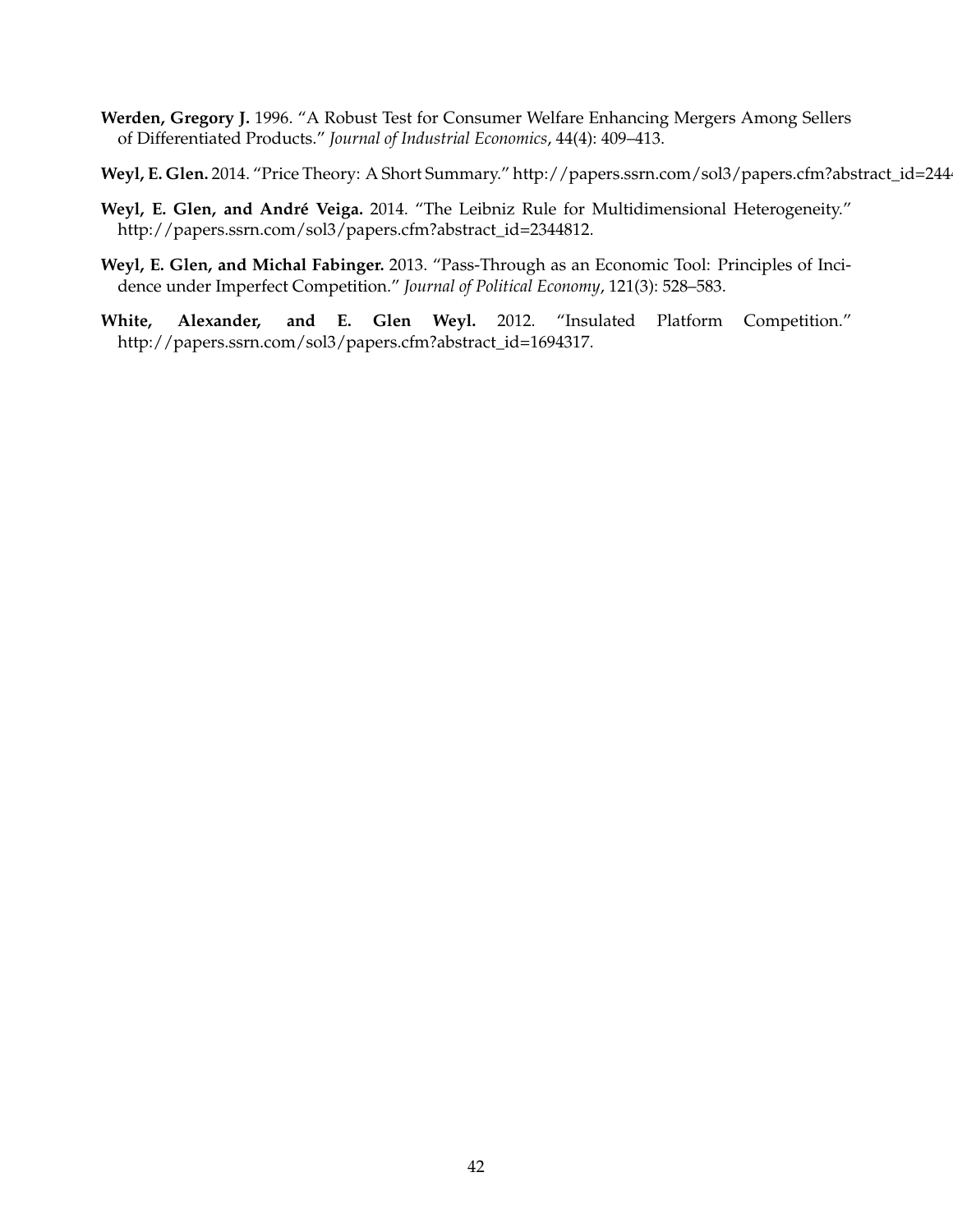**Werden, Gregory J.** 1996. "A Robust Test for Consumer Welfare Enhancing Mergers Among Sellers of Differentiated Products." *Journal of Industrial Economics*, 44(4): 409–413.

**Weyl, E. Glen.** 2014. "Price Theory: A Short Summary." http://papers.ssrn.com/sol3/papers.cfm?abstract_id=244

**Weyl, E. Glen, and André Veiga.** 2014. "The Leibniz Rule for Multidimensional Heterogeneity." http://papers.ssrn.com/sol3/papers.cfm?abstract_id=2344812.

**Weyl, E. Glen, and Michal Fabinger.** 2013. "Pass-Through as an Economic Tool: Principles of Incidence under Imperfect Competition." *Journal of Political Economy*, 121(3): 528–583.

**White, Alexander, and E. Glen Weyl.** 2012. "Insulated Platform Competition." http://papers.ssrn.com/sol3/papers.cfm?abstract_id=1694317.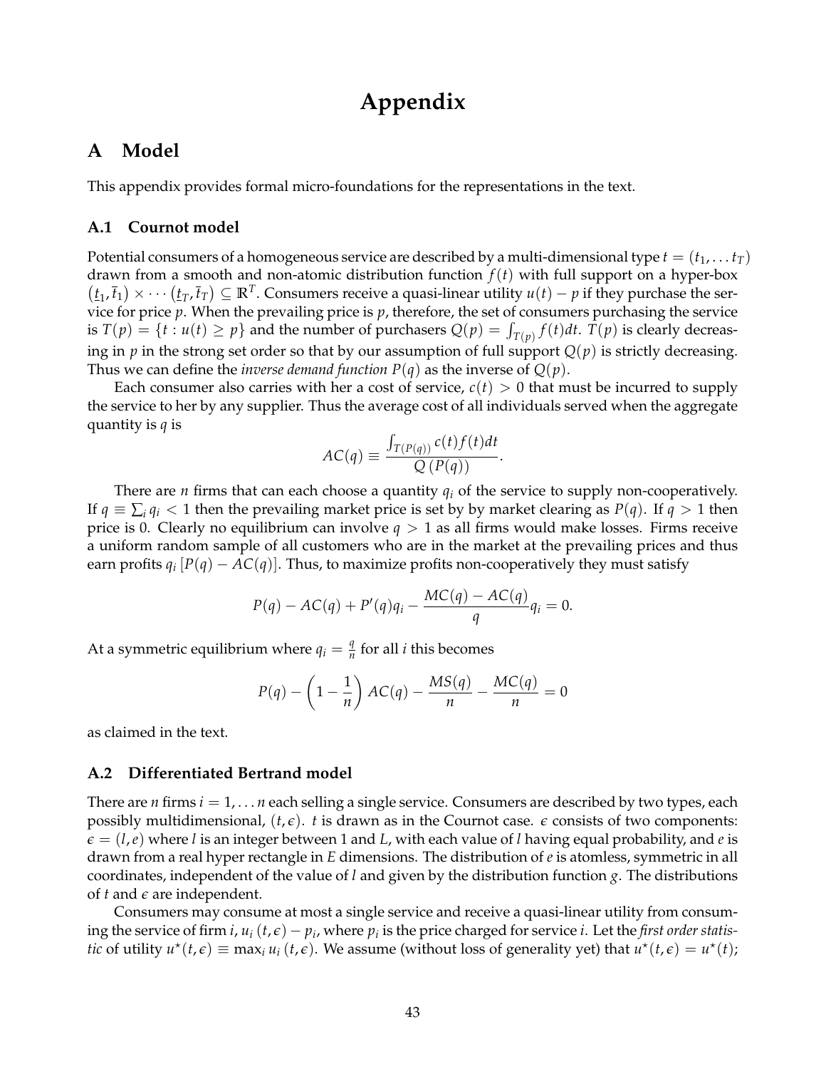# Appendix

## A Model

This appendix provides formal micro-foundations for the representations in the text.

### A.1 Cournot model

Potential consumers of a homogeneous service are described by a multi-dimensional type $t = (t_1, \ldots t_T)$ drawn from a smooth and non-atomic distribution function $f(t)$ with full support on a hyper-box $(\underline{t}_1, \overline{t}_1) \times \cdots (\underline{t}_T, \overline{t}_T) \subseteq \mathbb{R}^T$. Consumers receive a quasi-linear utility $u(t) - p$ if they purchase the service for price $p$. When the prevailing price is $p$, therefore, the set of consumers purchasing the service is $T(p) = \{t : u(t) \geq p\}$ and the number of purchasers $Q(p) = \int_{T(p)} f(t)dt$. $T(p)$ is clearly decreasing in $p$ in the strong set order so that by our assumption of full support $Q(p)$ is strictly decreasing. Thus we can define the *inverse demand function* $P(q)$ as the inverse of $Q(p)$.

Each consumer also carries with her a cost of service, $c(t) > 0$ that must be incurred to supply the service to her by any supplier. Thus the average cost of all individuals served when the aggregate quantity is $q$ is

$$AC(q) \equiv \frac{\int_{T(P(q))} c(t)f(t)dt}{Q\left(P(q)\right)}.$$

There are $n$ firms that can each choose a quantity $q_i$ of the service to supply non-cooperatively. If $q \equiv \sum_i q_i < 1$ then the prevailing market price is set by by market clearing as $P(q)$. If $q > 1$ then price is 0. Clearly no equilibrium can involve $q > 1$ as all firms would make losses. Firms receive a uniform random sample of all customers who are in the market at the prevailing prices and thus earn profits $q_i \left[P(q) - AC(q)\right]$. Thus, to maximize profits non-cooperatively they must satisfy

$$P(q) - AC(q) + P'(q)q_i - \frac{MC(q) - AC(q)}{q}q_i = 0.$$

At a symmetric equilibrium where $q_i = \frac{q}{n}$ for all $i$ this becomes

$$P(q) - \left(1 - \frac{1}{n}\right)AC(q) - \frac{MS(q)}{n} - \frac{MC(q)}{n} = 0$$

as claimed in the text.

### A.2 Differentiated Bertrand model

There are $n$ firms $i = 1, \ldots n$ each selling a single service. Consumers are described by two types, each possibly multidimensional, $(t, \epsilon)$. $t$ is drawn as in the Cournot case. $\epsilon$ consists of two components: $\epsilon = (l, e)$ where $l$ is an integer between 1 and $L$, with each value of $l$ having equal probability, and $e$ is drawn from a real hyper rectangle in $E$ dimensions. The distribution of $e$ is atomless, symmetric in all coordinates, independent of the value of $l$ and given by the distribution function $g$. The distributions of $t$ and $\epsilon$ are independent.

Consumers may consume at most a single service and receive a quasi-linear utility from consuming the service of firm $i$, $u_i(t, \epsilon) - p_i$, where $p_i$ is the price charged for service $i$. Let the *first order statistic* of utility $u^\star(t, \epsilon) \equiv \max_i u_i(t, \epsilon)$. We assume (without loss of generality yet) that $u^\star(t, \epsilon) = u^\star(t)$;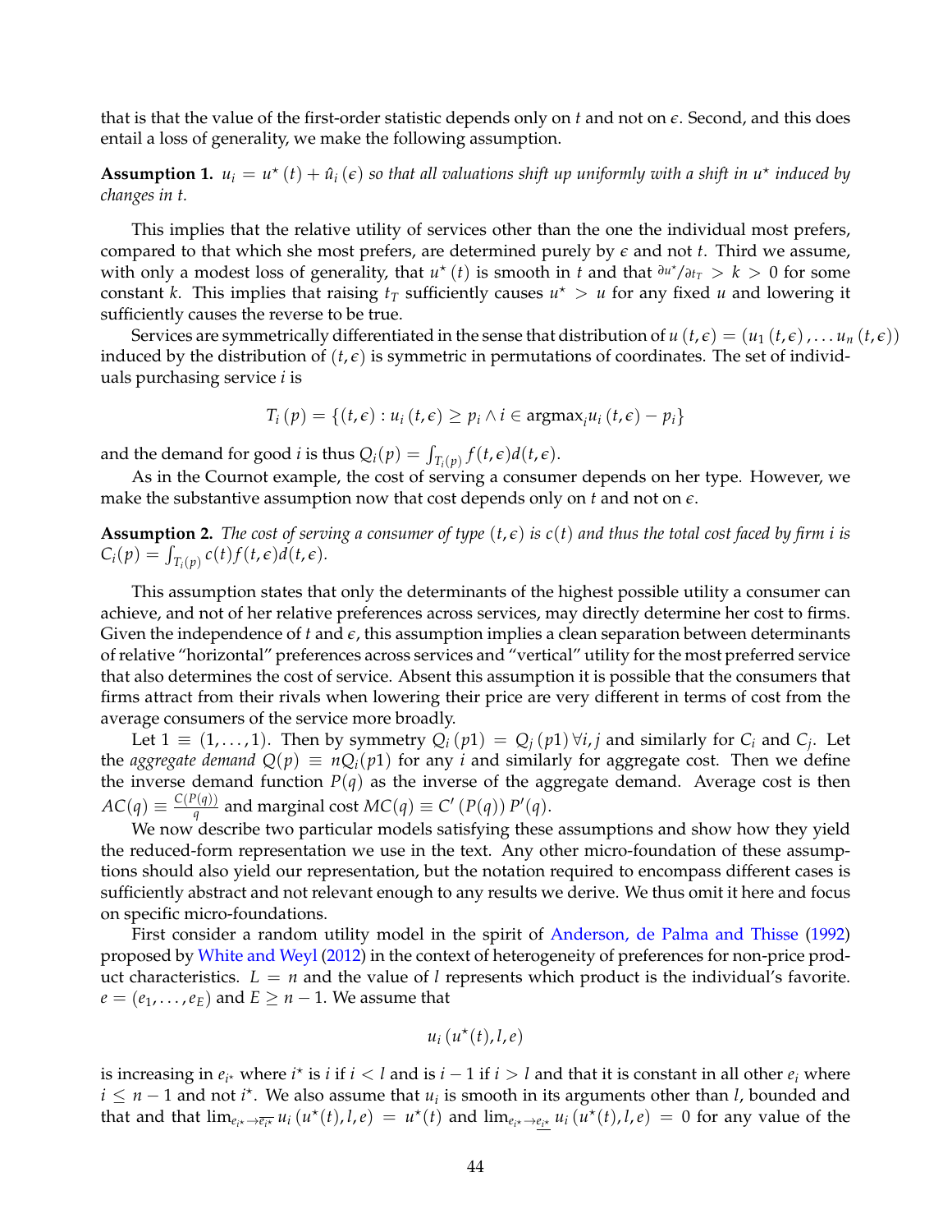that is that the value of the first-order statistic depends only on $t$ and not on $\epsilon$. Second, and this does entail a loss of generality, we make the following assumption.

**Assumption 1.** *$u_i = u^\star(t) + \hat{u}_i(\epsilon)$ so that all valuations shift up uniformly with a shift in $u^\star$ induced by changes in $t$.*

This implies that the relative utility of services other than the one the individual most prefers, compared to that which she most prefers, are determined purely by $\epsilon$ and not $t$. Third we assume, with only a modest loss of generality, that $u^\star(t)$ is smooth in $t$ and that ${\partial u^\star}/{\partial t_T} > k > 0$ for some constant $k$. This implies that raising $t_T$ sufficiently causes $u^\star > u$ for any fixed $u$ and lowering it sufficiently causes the reverse to be true.

Services are symmetrically differentiated in the sense that distribution of $u(t,\epsilon) = (u_1(t,\epsilon), \dots u_n(t,\epsilon))$ induced by the distribution of $(t,\epsilon)$ is symmetric in permutations of coordinates. The set of individuals purchasing service $i$ is

$$T_i(p) = \{(t,\epsilon) : u_i(t,\epsilon) \geq p_i \wedge i \in \text{argmax}_i u_i(t,\epsilon) - p_i\}$$

and the demand for good $i$ is thus $Q_i(p) = \int_{T_i(p)} f(t,\epsilon) d(t,\epsilon)$.

As in the Cournot example, the cost of serving a consumer depends on her type. However, we make the substantive assumption now that cost depends only on $t$ and not on $\epsilon$.

**Assumption 2.** *The cost of serving a consumer of type $(t,\epsilon)$ is $c(t)$ and thus the total cost faced by firm $i$ is $C_i(p) = \int_{T_i(p)} c(t) f(t,\epsilon) d(t,\epsilon)$.*

This assumption states that only the determinants of the highest possible utility a consumer can achieve, and not of her relative preferences across services, may directly determine her cost to firms. Given the independence of $t$ and $\epsilon$, this assumption implies a clean separation between determinants of relative "horizontal" preferences across services and "vertical" utility for the most preferred service that also determines the cost of service. Absent this assumption it is possible that the consumers that firms attract from their rivals when lowering their price are very different in terms of cost from the average consumers of the service more broadly.

Let $1 \equiv (1, \dots, 1)$. Then by symmetry $Q_i(p1) = Q_j(p1) \, \forall i, j$ and similarly for $C_i$ and $C_j$. Let the *aggregate demand* $Q(p) \equiv nQ_i(p1)$ for any $i$ and similarly for aggregate cost. Then we define the inverse demand function $P(q)$ as the inverse of the aggregate demand. Average cost is then $AC(q) \equiv \frac{C(P(q))}{q}$ and marginal cost $MC(q) \equiv C'(P(q)) P'(q)$.

We now describe two particular models satisfying these assumptions and show how they yield the reduced-form representation we use in the text. Any other micro-foundation of these assumptions should also yield our representation, but the notation required to encompass different cases is sufficiently abstract and not relevant enough to any results we derive. We thus omit it here and focus on specific micro-foundations.

First consider a random utility model in the spirit of Anderson, de Palma and Thisse (1992) proposed by White and Weyl (2012) in the context of heterogeneity of preferences for non-price product characteristics. $L = n$ and the value of $l$ represents which product is the individual's favorite. $e = (e_1, \dots, e_E)$ and $E \geq n-1$. We assume that

$$u_i(u^\star(t), l, e)$$

is increasing in $e_{i^\star}$ where $i^\star$ is $i$ if $i < l$ and is $i-1$ if $i > l$ and that it is constant in all other $e_i$ where $i \leq n-1$ and not $i^\star$. We also assume that $u_i$ is smooth in its arguments other than $l$, bounded and that and that $\lim_{e_{i^\star} \to \overline{e_{i^\star}}} u_i(u^\star(t), l, e) = u^\star(t)$ and $\lim_{e_{i^\star} \to \underline{e_{i^\star}}} u_i(u^\star(t), l, e) = 0$ for any value of the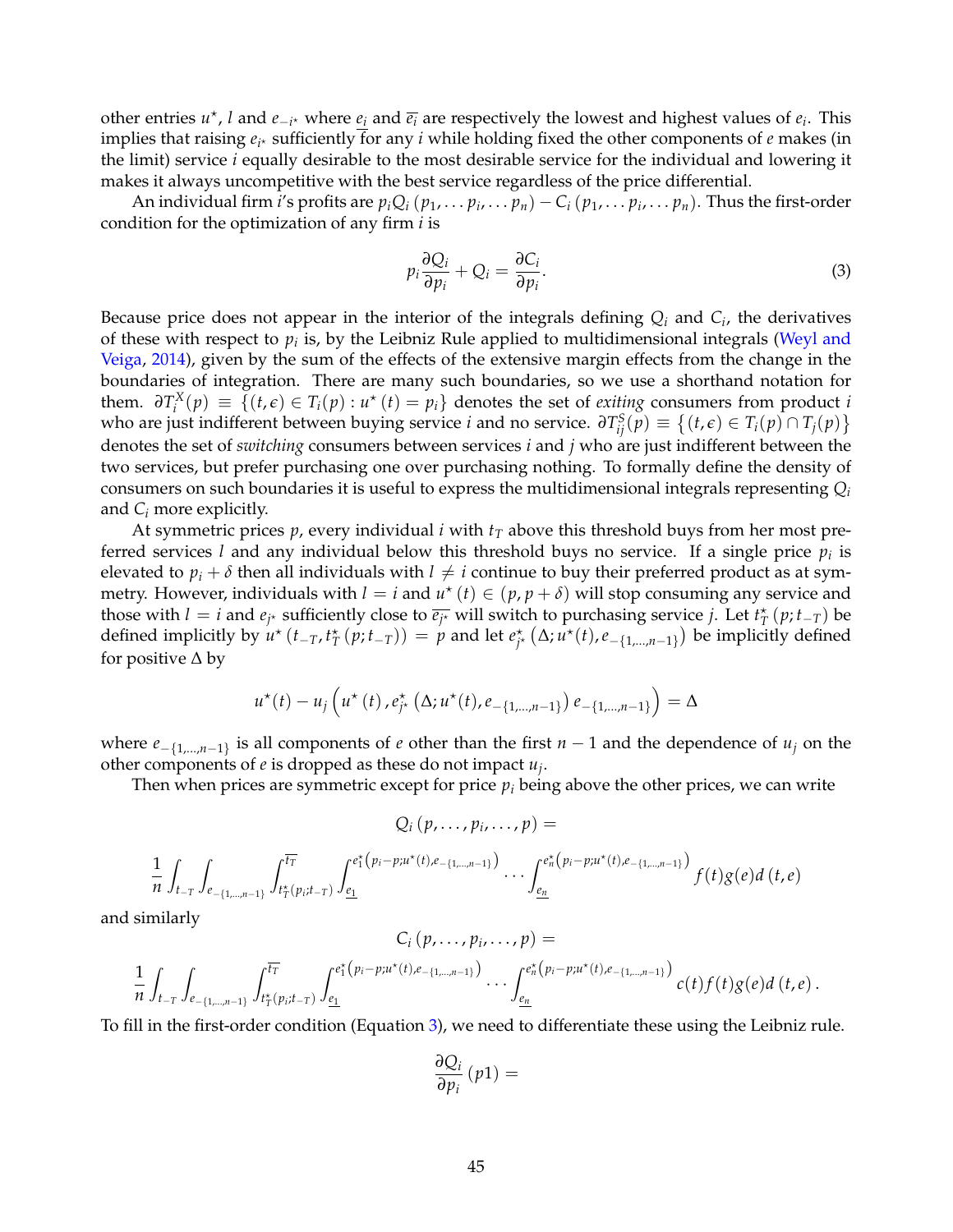other entries $u^\star$, $l$ and $e_{-i^\star}$ where $\underline{e_i}$ and $\overline{e_i}$ are respectively the lowest and highest values of $e_i$. This implies that raising $e_{i^\star}$ sufficiently for any $i$ while holding fixed the other components of $e$ makes (in the limit) service $i$ equally desirable to the most desirable service for the individual and lowering it makes it always uncompetitive with the best service regardless of the price differential.

An individual firm $i$'s profits are $p_i Q_i (p_1, \dots p_i, \dots p_n) - C_i (p_1, \dots p_i, \dots p_n)$. Thus the first-order condition for the optimization of any firm $i$ is

$$p_i \frac{\partial Q_i}{\partial p_i} + Q_i = \frac{\partial C_i}{\partial p_i}. \tag{3}$$

Because price does not appear in the interior of the integrals defining $Q_i$ and $C_i$, the derivatives of these with respect to $p_i$ is, by the Leibniz Rule applied to multidimensional integrals (Weyl and Veiga, 2014), given by the sum of the effects of the extensive margin effects from the change in the boundaries of integration. There are many such boundaries, so we use a shorthand notation for them. $\partial T_i^X(p) \equiv \{(t, \epsilon) \in T_i(p) : u^\star(t) = p_i\}$ denotes the set of *exiting* consumers from product $i$ who are just indifferent between buying service $i$ and no service. $\partial T_{ij}^S(p) \equiv \{(t, \epsilon) \in T_i(p) \cap T_j(p)\}$ denotes the set of *switching* consumers between services $i$ and $j$ who are just indifferent between the two services, but prefer purchasing one over purchasing nothing. To formally define the density of consumers on such boundaries it is useful to express the multidimensional integrals representing $Q_i$ and $C_i$ more explicitly.

At symmetric prices $p$, every individual $i$ with $t_T$ above this threshold buys from her most preferred services $l$ and any individual below this threshold buys no service. If a single price $p_i$ is elevated to $p_i + \delta$ then all individuals with $l \neq i$ continue to buy their preferred product as at symmetry. However, individuals with $l = i$ and $u^\star(t) \in (p, p + \delta)$ will stop consuming any service and those with $l = i$ and $e_{j^\star}$ sufficiently close to $\overline{e_{j^\star}}$ will switch to purchasing service $j$. Let $t_T^\star(p; t_{-T})$ be defined implicitly by $u^\star(t_{-T}, t_T^\star(p; t_{-T})) = p$ and let $e_{j^\star}^\star\left(\Delta; u^\star(t), e_{-\{1,\dots,n-1\}}\right)$ be implicitly defined for positive $\Delta$ by

$$u^\star(t) - u_j\left(u^\star(t), e_{j^\star}^\star\left(\Delta; u^\star(t), e_{-\{1,\dots,n-1\}}\right) e_{-\{1,\dots,n-1\}}\right) = \Delta$$

where $e_{-\{1,\dots,n-1\}}$ is all components of $e$ other than the first $n-1$ and the dependence of $u_j$ on the other components of $e$ is dropped as these do not impact $u_j$.

Then when prices are symmetric except for price $p_i$ being above the other prices, we can write

$$Q_i(p, \dots, p_i, \dots, p) =$$

$$\frac{1}{n} \int_{t_{-T}} \int_{e_{-\{1,\dots,n-1\}}} \int_{t_T^\star(p_i; t_{-T})}^{\overline{t_T}} \int_{\underline{e_1}}^{e_1^\star\left(p_i - p; u^\star(t), e_{-\{1,\dots,n-1\}}\right)} \cdots \int_{\underline{e_n}}^{e_n^\star\left(p_i - p; u^\star(t), e_{-\{1,\dots,n-1\}}\right)} f(t) g(e) d(t, e)$$

and similarly

$$C_i(p, \dots, p_i, \dots, p) =$$

$$\frac{1}{n} \int_{t_{-T}} \int_{e_{-\{1,\dots,n-1\}}} \int_{t_T^\star(p_i; t_{-T})}^{\overline{t_T}} \int_{\underline{e_1}}^{e_1^\star\left(p_i - p; u^\star(t), e_{-\{1,\dots,n-1\}}\right)} \cdots \int_{\underline{e_n}}^{e_n^\star\left(p_i - p; u^\star(t), e_{-\{1,\dots,n-1\}}\right)} c(t) f(t) g(e) d(t, e).$$

To fill in the first-order condition (Equation 3), we need to differentiate these using the Leibniz rule.

$$\frac{\partial Q_i}{\partial p_i}(p1) =$$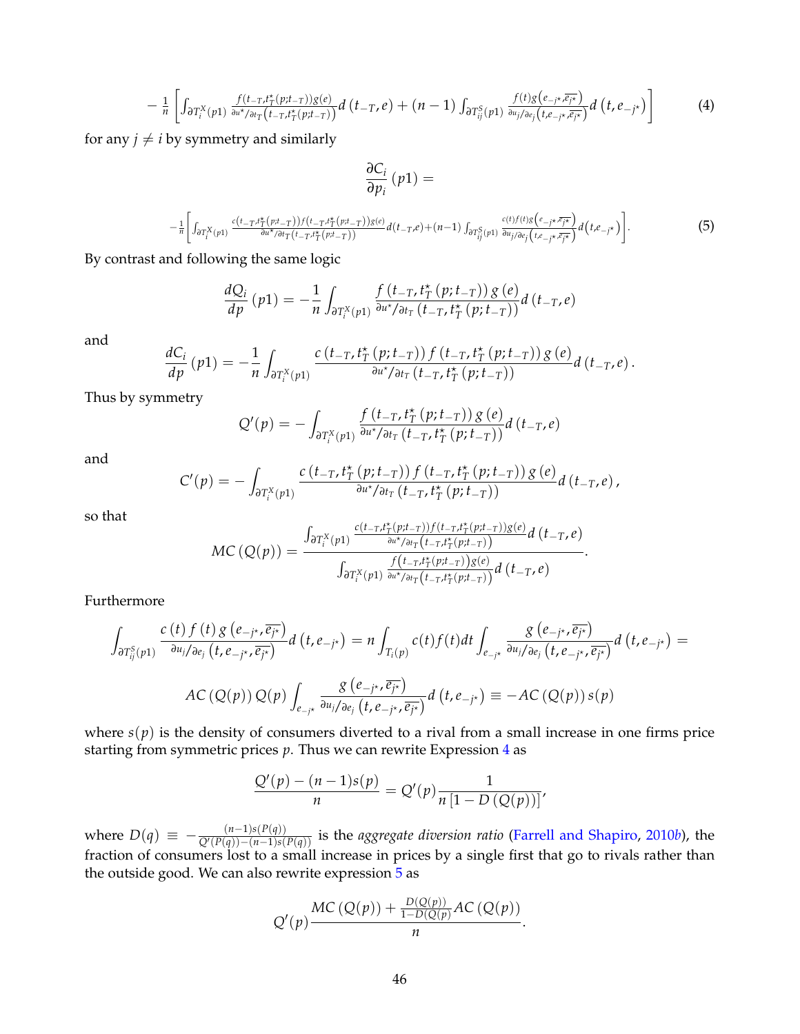$$-\frac{1}{n}\left[\int_{\partial T_i^X(p1)} \frac{f(t_{-T},t_T^\star(p;t_{-T}))g(e)}{\partial u^\star/\partial t_T\left(t_{-T},t_T^\star(p;t_{-T})\right)} d\left(t_{-T},e\right) + (n-1)\int_{\partial T_{ij}^S(p1)} \frac{f(t)g\left(e_{-j^\star},\overline{e_{j^\star}}\right)}{\partial u_j/\partial e_j\left(t,e_{-j^\star},\overline{e_{j^\star}}\right)} d\left(t,e_{-j^\star}\right)\right] \tag{4}$$

for any $j \neq i$ by symmetry and similarly

$$\frac{\partial C_i}{\partial p_i}(p1) =$$

$$-\frac{1}{n}\left[\int_{\partial T_i^X(p1)} \frac{c\left(t_{-T},t_T^\star(p;t_{-T})\right)f\left(t_{-T},t_T^\star(p;t_{-T})\right)g(e)}{\partial u^\star/\partial t_T\left(t_{-T},t_T^\star(p;t_{-T})\right)} d(t_{-T},e) + (n-1)\int_{\partial T_{ij}^S(p1)} \frac{c(t)f(t)g\left(e_{-j^\star},\overline{e_{j^\star}}\right)}{\partial u_j/\partial e_j\left(t,e_{-j^\star},\overline{e_{j^\star}}\right)} d\left(t,e_{-j^\star}\right)\right]. \tag{5}$$

By contrast and following the same logic

$$\frac{dQ_i}{dp}(p1) = -\frac{1}{n}\int_{\partial T_i^X(p1)} \frac{f\left(t_{-T},t_T^\star(p;t_{-T})\right)g(e)}{\partial u^\star/\partial t_T\left(t_{-T},t_T^\star(p;t_{-T})\right)} d\left(t_{-T},e\right)$$

and

$$\frac{dC_i}{dp}(p1) = -\frac{1}{n}\int_{\partial T_i^X(p1)} \frac{c\left(t_{-T},t_T^\star(p;t_{-T})\right)f\left(t_{-T},t_T^\star(p;t_{-T})\right)g(e)}{\partial u^\star/\partial t_T\left(t_{-T},t_T^\star(p;t_{-T})\right)} d\left(t_{-T},e\right).$$

Thus by symmetry

$$Q'(p) = -\int_{\partial T_i^X(p1)} \frac{f\left(t_{-T},t_T^\star(p;t_{-T})\right)g(e)}{\partial u^\star/\partial t_T\left(t_{-T},t_T^\star(p;t_{-T})\right)} d\left(t_{-T},e\right)$$

and

$$C'(p) = -\int_{\partial T_i^X(p1)} \frac{c\left(t_{-T},t_T^\star(p;t_{-T})\right)f\left(t_{-T},t_T^\star(p;t_{-T})\right)g(e)}{\partial u^\star/\partial t_T\left(t_{-T},t_T^\star(p;t_{-T})\right)} d\left(t_{-T},e\right),$$

so that

$$MC\left(Q(p)\right) = \frac{\int_{\partial T_i^X(p1)} \frac{c\left(t_{-T},t_T^\star(p;t_{-T})\right)f\left(t_{-T},t_T^\star(p;t_{-T})\right)g(e)}{\partial u^\star/\partial t_T\left(t_{-T},t_T^\star(p;t_{-T})\right)} d\left(t_{-T},e\right)}{\int_{\partial T_i^X(p1)} \frac{f\left(t_{-T},t_T^\star(p;t_{-T})\right)g(e)}{\partial u^\star/\partial t_T\left(t_{-T},t_T^\star(p;t_{-T})\right)} d\left(t_{-T},e\right)}.$$

Furthermore

$$\int_{\partial T_{ij}^S(p1)} \frac{c(t)f(t)g\left(e_{-j^\star},\overline{e_{j^\star}}\right)}{\partial u_j/\partial e_j\left(t,e_{-j^\star},\overline{e_{j^\star}}\right)} d\left(t,e_{-j^\star}\right) = n\int_{T_i(p)} c(t)f(t)dt \int_{e_{-j^\star}} \frac{g\left(e_{-j^\star},\overline{e_{j^\star}}\right)}{\partial u_j/\partial e_j\left(t,e_{-j^\star},\overline{e_{j^\star}}\right)} d\left(t,e_{-j^\star}\right) =$$

$$AC\left(Q(p)\right)Q(p)\int_{e_{-j^\star}} \frac{g\left(e_{-j^\star},\overline{e_{j^\star}}\right)}{\partial u_j/\partial e_j\left(t,e_{-j^\star},\overline{e_{j^\star}}\right)} d\left(t,e_{-j^\star}\right) \equiv -AC\left(Q(p)\right)s(p)$$

where $s(p)$ is the density of consumers diverted to a rival from a small increase in one firms price starting from symmetric prices $p$. Thus we can rewrite Expression 4 as

$$\frac{Q'(p)-(n-1)s(p)}{n} = Q'(p)\frac{1}{n\left[1-D\left(Q(p)\right)\right]},$$

where $D(q) \equiv -\frac{(n-1)s(P(q))}{Q'(P(q))-(n-1)s(P(q))}$ is the *aggregate diversion ratio* (Farrell and Shapiro, 2010*b*), the fraction of consumers lost to a small increase in prices by a single first that go to rivals rather than the outside good. We can also rewrite expression 5 as

$$Q'(p)\frac{MC\left(Q(p)\right) + \frac{D(Q(p))}{1-D(Q(p))}AC\left(Q(p)\right)}{n}.$$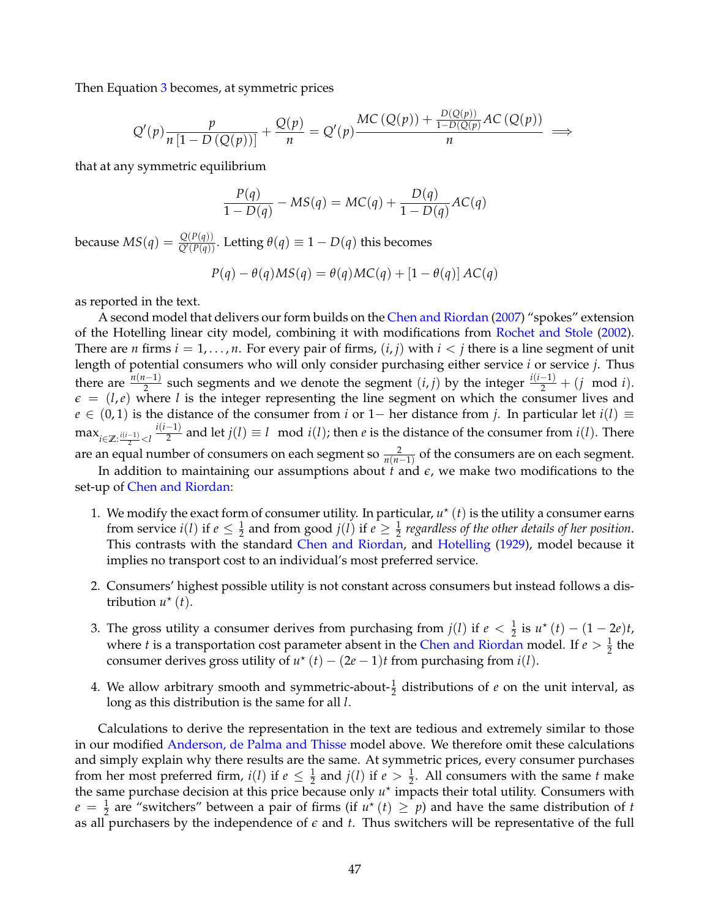Then Equation 3 becomes, at symmetric prices

$$Q'(p)\frac{p}{n\left[1-D\left(Q(p)\right)\right]}+\frac{Q(p)}{n}=Q'(p)\frac{MC\left(Q(p)\right)+\frac{D(Q(p))}{1-D(Q(p)}AC\left(Q(p)\right)}{n}\implies$$

that at any symmetric equilibrium

$$\frac{P(q)}{1-D(q)}-MS(q)=MC(q)+\frac{D(q)}{1-D(q)}AC(q)$$

because $MS(q)=\frac{Q(P(q))}{Q'(P(q))}$. Letting $\theta(q)\equiv 1-D(q)$ this becomes

$$P(q)-\theta(q)MS(q)=\theta(q)MC(q)+\left[1-\theta(q)\right]AC(q)$$

as reported in the text.

A second model that delivers our form builds on the Chen and Riordan (2007) "spokes" extension of the Hotelling linear city model, combining it with modifications from Rochet and Stole (2002). There are $n$ firms $i=1,\ldots,n$. For every pair of firms, $(i,j)$ with $i<j$ there is a line segment of unit length of potential consumers who will only consider purchasing either service $i$ or service $j$. Thus there are $\frac{n(n-1)}{2}$ such segments and we denote the segment $(i,j)$ by the integer $\frac{i(i-1)}{2}+(j \mod i)$. $\epsilon=(l,e)$ where $l$ is the integer representing the line segment on which the consumer lives and $e\in(0,1)$ is the distance of the consumer from $i$ or 1− her distance from $j$. In particular let $i(l)\equiv\max_{i\in\mathbb{Z}:\frac{i(i-1)}{2}<l}\frac{i(i-1)}{2}$ and let $j(l)\equiv l \mod i(l)$; then $e$ is the distance of the consumer from $i(l)$. There are an equal number of consumers on each segment so $\frac{2}{n(n-1)}$ of the consumers are on each segment.

In addition to maintaining our assumptions about $t$ and $\epsilon$, we make two modifications to the set-up of Chen and Riordan:

1. We modify the exact form of consumer utility. In particular, $u^{\star}(t)$ is the utility a consumer earns from service $i(l)$ if $e\leq\frac{1}{2}$ and from good $j(l)$ if $e\geq\frac{1}{2}$ *regardless of the other details of her position*. This contrasts with the standard Chen and Riordan, and Hotelling (1929), model because it implies no transport cost to an individual's most preferred service.
2. Consumers' highest possible utility is not constant across consumers but instead follows a distribution $u^{\star}(t)$.
3. The gross utility a consumer derives from purchasing from $j(l)$ if $e<\frac{1}{2}$ is $u^{\star}(t)-(1-2e)t$, where $t$ is a transportation cost parameter absent in the Chen and Riordan model. If $e>\frac{1}{2}$ the consumer derives gross utility of $u^{\star}(t)-(2e-1)t$ from purchasing from $i(l)$.
4. We allow arbitrary smooth and symmetric-about-$\frac{1}{2}$ distributions of $e$ on the unit interval, as long as this distribution is the same for all $l$.

Calculations to derive the representation in the text are tedious and extremely similar to those in our modified Anderson, de Palma and Thisse model above. We therefore omit these calculations and simply explain why there results are the same. At symmetric prices, every consumer purchases from her most preferred firm, $i(l)$ if $e\leq\frac{1}{2}$ and $j(l)$ if $e>\frac{1}{2}$. All consumers with the same $t$ make the same purchase decision at this price because only $u^{\star}$ impacts their total utility. Consumers with $e=\frac{1}{2}$ are "switchers" between a pair of firms (if $u^{\star}(t)\geq p$) and have the same distribution of $t$ as all purchasers by the independence of $\epsilon$ and $t$. Thus switchers will be representative of the full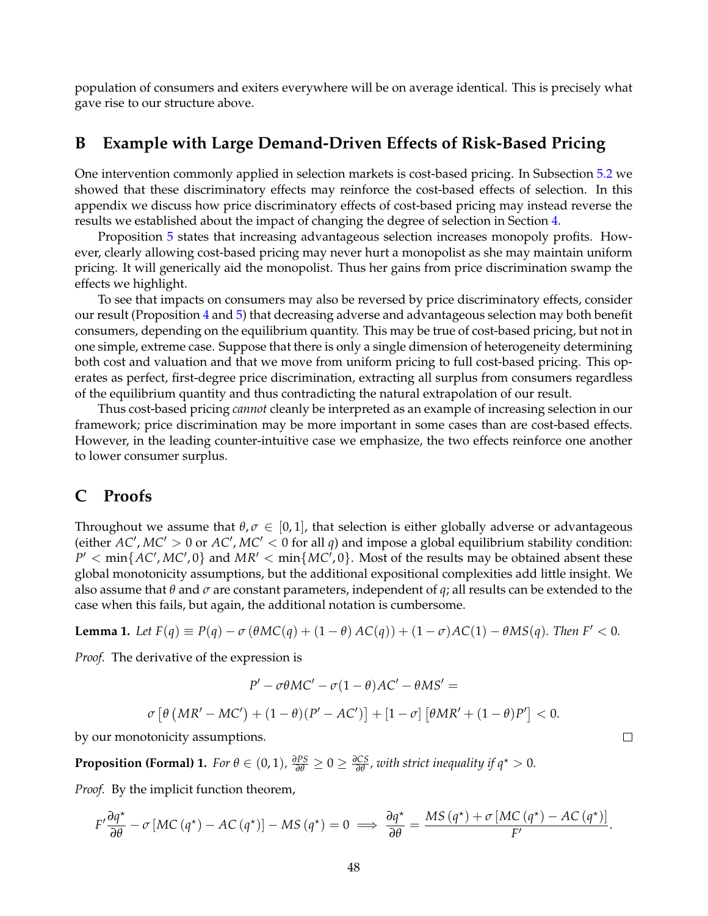population of consumers and exiters everywhere will be on average identical. This is precisely what gave rise to our structure above.

## B Example with Large Demand-Driven Effects of Risk-Based Pricing

One intervention commonly applied in selection markets is cost-based pricing. In Subsection 5.2 we showed that these discriminatory effects may reinforce the cost-based effects of selection. In this appendix we discuss how price discriminatory effects of cost-based pricing may instead reverse the results we established about the impact of changing the degree of selection in Section 4.

Proposition 5 states that increasing advantageous selection increases monopoly profits. However, clearly allowing cost-based pricing may never hurt a monopolist as she may maintain uniform pricing. It will generically aid the monopolist. Thus her gains from price discrimination swamp the effects we highlight.

To see that impacts on consumers may also be reversed by price discriminatory effects, consider our result (Proposition 4 and 5) that decreasing adverse and advantageous selection may both benefit consumers, depending on the equilibrium quantity. This may be true of cost-based pricing, but not in one simple, extreme case. Suppose that there is only a single dimension of heterogeneity determining both cost and valuation and that we move from uniform pricing to full cost-based pricing. This operates as perfect, first-degree price discrimination, extracting all surplus from consumers regardless of the equilibrium quantity and thus contradicting the natural extrapolation of our result.

Thus cost-based pricing *cannot* cleanly be interpreted as an example of increasing selection in our framework; price discrimination may be more important in some cases than are cost-based effects. However, in the leading counter-intuitive case we emphasize, the two effects reinforce one another to lower consumer surplus.

## C Proofs

Throughout we assume that $\theta, \sigma \in [0,1]$, that selection is either globally adverse or advantageous (either $AC', MC' > 0$ or $AC', MC' < 0$ for all $q$) and impose a global equilibrium stability condition: $P' < \min\{AC', MC', 0\}$ and $MR' < \min\{MC', 0\}$. Most of the results may be obtained absent these global monotonicity assumptions, but the additional expositional complexities add little insight. We also assume that $\theta$ and $\sigma$ are constant parameters, independent of $q$; all results can be extended to the case when this fails, but again, the additional notation is cumbersome.

**Lemma 1.** *Let* $F(q) \equiv P(q) - \sigma\left(\theta MC(q) + (1-\theta)\, AC(q)\right) + (1-\sigma)AC(1) - \theta MS(q)$. *Then* $F' < 0$.

*Proof.* The derivative of the expression is

$$P' - \sigma\theta MC' - \sigma(1-\theta)AC' - \theta MS' =$$

$$\sigma\left[\theta\left(MR' - MC'\right) + (1-\theta)(P' - AC')\right] + [1-\sigma]\left[\theta MR' + (1-\theta)P'\right] < 0.$$

by our monotonicity assumptions. ☐

**Proposition (Formal) 1.** *For* $\theta \in (0,1)$, $\frac{\partial PS}{\partial \theta} \geq 0 \geq \frac{\partial CS}{\partial \theta}$, *with strict inequality if* $q^\star > 0$.

*Proof.* By the implicit function theorem,

$$F'\frac{\partial q^\star}{\partial \theta} - \sigma\left[MC\left(q^\star\right) - AC\left(q^\star\right)\right] - MS\left(q^\star\right) = 0 \implies \frac{\partial q^\star}{\partial \theta} = \frac{MS\left(q^\star\right) + \sigma\left[MC\left(q^\star\right) - AC\left(q^\star\right)\right]}{F'}.$$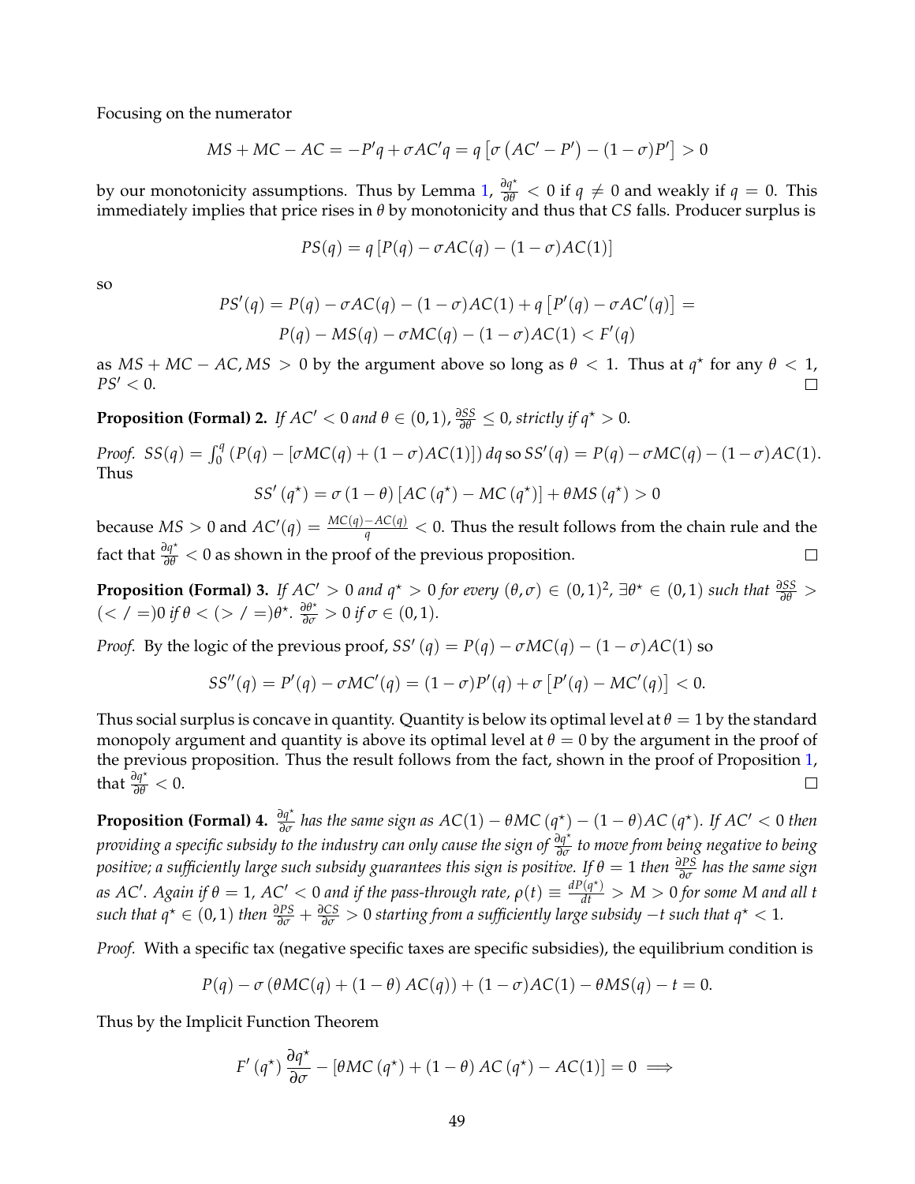Focusing on the numerator

$$MS + MC - AC = -P'q + \sigma AC'q = q\left[\sigma\left(AC' - P'\right) - (1-\sigma)P'\right] > 0$$

by our monotonicity assumptions. Thus by Lemma 1, $\frac{\partial q^\star}{\partial \theta} < 0$ if $q \neq 0$ and weakly if $q = 0$. This immediately implies that price rises in $\theta$ by monotonicity and thus that $CS$ falls. Producer surplus is

$$PS(q) = q\left[P(q) - \sigma AC(q) - (1-\sigma)AC(1)\right]$$

so

$$PS'(q) = P(q) - \sigma AC(q) - (1-\sigma)AC(1) + q\left[P'(q) - \sigma AC'(q)\right] =$$
$$P(q) - MS(q) - \sigma MC(q) - (1-\sigma)AC(1) < F'(q)$$

as $MS + MC - AC, MS > 0$ by the argument above so long as $\theta < 1$. Thus at $q^\star$ for any $\theta < 1$, $PS' < 0$. $\square$

**Proposition (Formal) 2.** *If $AC' < 0$ and $\theta \in (0,1)$, $\frac{\partial SS}{\partial \theta} \leq 0$, strictly if $q^\star > 0$.*

*Proof.* $SS(q) = \int_0^q \left(P(q) - [\sigma MC(q) + (1-\sigma)AC(1)]\right) dq$ so $SS'(q) = P(q) - \sigma MC(q) - (1-\sigma)AC(1)$. Thus

$$SS'\left(q^\star\right) = \sigma\left(1-\theta\right)\left[AC\left(q^\star\right) - MC\left(q^\star\right)\right] + \theta MS\left(q^\star\right) > 0$$

because $MS > 0$ and $AC'(q) = \frac{MC(q) - AC(q)}{q} < 0$. Thus the result follows from the chain rule and the fact that $\frac{\partial q^\star}{\partial \theta} < 0$ as shown in the proof of the previous proposition. $\square$

**Proposition (Formal) 3.** *If $AC' > 0$ and $q^\star > 0$ for every $(\theta, \sigma) \in (0,1)^2$, $\exists \theta^\star \in (0,1)$ such that $\frac{\partial SS}{\partial \theta} > (< / =) 0$ if $\theta < (> / =) \theta^\star$. $\frac{\partial \theta^\star}{\partial \sigma} > 0$ if $\sigma \in (0,1)$.*

*Proof.* By the logic of the previous proof, $SS'\left(q\right) = P(q) - \sigma MC(q) - (1-\sigma)AC(1)$ so

$$SS''(q) = P'(q) - \sigma MC'(q) = (1-\sigma)P'(q) + \sigma\left[P'(q) - MC'(q)\right] < 0.$$

Thus social surplus is concave in quantity. Quantity is below its optimal level at $\theta = 1$ by the standard monopoly argument and quantity is above its optimal level at $\theta = 0$ by the argument in the proof of the previous proposition. Thus the result follows from the fact, shown in the proof of Proposition 1, that $\frac{\partial q^\star}{\partial \theta} < 0$. $\square$

**Proposition (Formal) 4.** *$\frac{\partial q^\star}{\partial \sigma}$ has the same sign as $AC(1) - \theta MC\left(q^\star\right) - (1-\theta)AC\left(q^\star\right)$. If $AC' < 0$ then providing a specific subsidy to the industry can only cause the sign of $\frac{\partial q^\star}{\partial \sigma}$ to move from being negative to being positive; a sufficiently large such subsidy guarantees this sign is positive. If $\theta = 1$ then $\frac{\partial PS}{\partial \sigma}$ has the same sign as $AC'$. Again if $\theta = 1$, $AC' < 0$ and if the pass-through rate, $\rho(t) \equiv \frac{dP(q^\star)}{dt} > M > 0$ for some $M$ and all $t$ such that $q^\star \in (0,1)$ then $\frac{\partial PS}{\partial \sigma} + \frac{\partial CS}{\partial \sigma} > 0$ starting from a sufficiently large subsidy $-t$ such that $q^\star < 1$.*

*Proof.* With a specific tax (negative specific taxes are specific subsidies), the equilibrium condition is

$$P(q) - \sigma\left(\theta MC(q) + \left(1-\theta\right)AC(q)\right) + (1-\sigma)AC(1) - \theta MS(q) - t = 0.$$

Thus by the Implicit Function Theorem

$$F'\left(q^\star\right)\frac{\partial q^\star}{\partial \sigma} - \left[\theta MC\left(q^\star\right) + \left(1-\theta\right)AC\left(q^\star\right) - AC(1)\right] = 0 \implies$$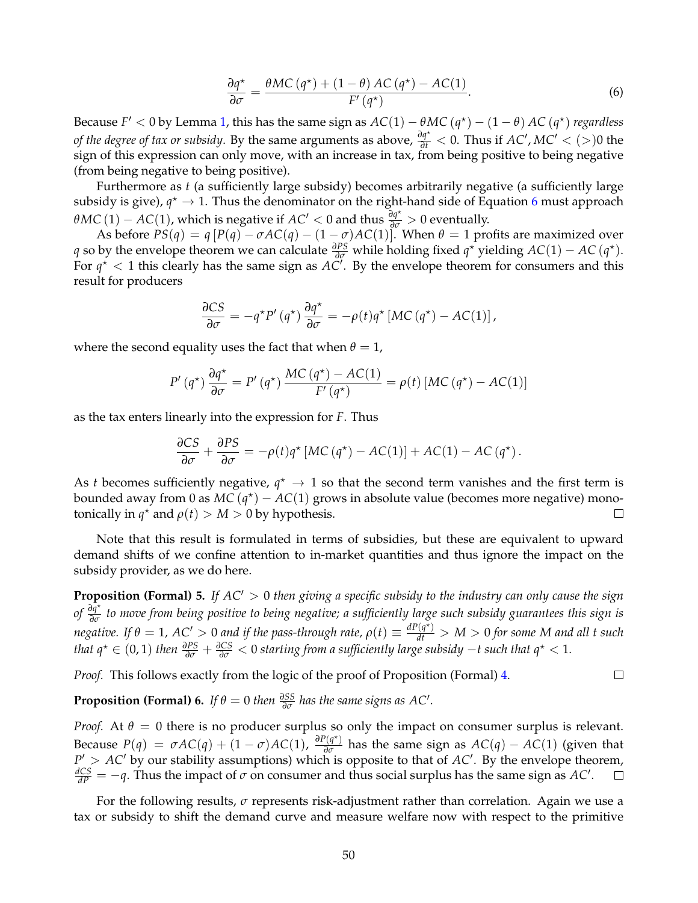$$\frac{\partial q^\star}{\partial \sigma} = \frac{\theta MC\left(q^\star\right) + (1-\theta)\, AC\left(q^\star\right) - AC(1)}{F'\left(q^\star\right)}. \tag{6}$$

Because $F' < 0$ by Lemma 1, this has the same sign as $AC(1) - \theta MC\left(q^\star\right) - (1-\theta)\, AC\left(q^\star\right)$ *regardless of the degree of tax or subsidy*. By the same arguments as above, $\frac{\partial q^\star}{\partial t} < 0$. Thus if $AC', MC' < (>) 0$ the sign of this expression can only move, with an increase in tax, from being positive to being negative (from being negative to being positive).

Furthermore as $t$ (a sufficiently large subsidy) becomes arbitrarily negative (a sufficiently large subsidy is give), $q^\star \to 1$. Thus the denominator on the right-hand side of Equation 6 must approach $\theta MC\,(1) - AC(1)$, which is negative if $AC' < 0$ and thus $\frac{\partial q^\star}{\partial \sigma} > 0$ eventually.

As before $PS(q) = q\left[P(q) - \sigma AC(q) - (1-\sigma)AC(1)\right]$. When $\theta = 1$ profits are maximized over $q$ so by the envelope theorem we can calculate $\frac{\partial PS}{\partial \sigma}$ while holding fixed $q^\star$ yielding $AC(1) - AC\left(q^\star\right)$. For $q^\star < 1$ this clearly has the same sign as $AC'$. By the envelope theorem for consumers and this result for producers

$$\frac{\partial CS}{\partial \sigma} = -q^\star P'\left(q^\star\right) \frac{\partial q^\star}{\partial \sigma} = -\rho(t) q^\star \left[MC\left(q^\star\right) - AC(1)\right],$$

where the second equality uses the fact that when $\theta = 1$,

$$P'\left(q^\star\right) \frac{\partial q^\star}{\partial \sigma} = P'\left(q^\star\right) \frac{MC\left(q^\star\right) - AC(1)}{F'\left(q^\star\right)} = \rho(t)\left[MC\left(q^\star\right) - AC(1)\right]$$

as the tax enters linearly into the expression for $F$. Thus

$$\frac{\partial CS}{\partial \sigma} + \frac{\partial PS}{\partial \sigma} = -\rho(t) q^\star \left[MC\left(q^\star\right) - AC(1)\right] + AC(1) - AC\left(q^\star\right).$$

As $t$ becomes sufficiently negative, $q^\star \to 1$ so that the second term vanishes and the first term is bounded away from 0 as $MC\left(q^\star\right) - AC(1)$ grows in absolute value (becomes more negative) monotonically in $q^\star$ and $\rho(t) > M > 0$ by hypothesis. $\square$

Note that this result is formulated in terms of subsidies, but these are equivalent to upward demand shifts of we confine attention to in-market quantities and thus ignore the impact on the subsidy provider, as we do here.

**Proposition (Formal) 5.** *If $AC' > 0$ then giving a specific subsidy to the industry can only cause the sign of $\frac{\partial q^\star}{\partial \sigma}$ to move from being positive to being negative; a sufficiently large such subsidy guarantees this sign is negative. If $\theta = 1$, $AC' > 0$ and if the pass-through rate, $\rho(t) \equiv \frac{dP(q^\star)}{dt} > M > 0$ for some $M$ and all $t$ such that $q^\star \in (0,1)$ then $\frac{\partial PS}{\partial \sigma} + \frac{\partial CS}{\partial \sigma} < 0$ starting from a sufficiently large subsidy $-t$ such that $q^\star < 1$.*

*Proof.* This follows exactly from the logic of the proof of Proposition (Formal) 4. $\square$

**Proposition (Formal) 6.** *If $\theta = 0$ then $\frac{\partial SS}{\partial \sigma}$ has the same signs as $AC'$.*

*Proof.* At $\theta = 0$ there is no producer surplus so only the impact on consumer surplus is relevant. Because $P(q) = \sigma AC(q) + (1-\sigma)AC(1)$, $\frac{\partial P(q^\star)}{\partial \sigma}$ has the same sign as $AC(q) - AC(1)$ (given that $P' > AC'$ by our stability assumptions) which is opposite to that of $AC'$. By the envelope theorem, $\frac{dCS}{dP} = -q$. Thus the impact of $\sigma$ on consumer and thus social surplus has the same sign as $AC'$. $\square$

For the following results, $\sigma$ represents risk-adjustment rather than correlation. Again we use a tax or subsidy to shift the demand curve and measure welfare now with respect to the primitive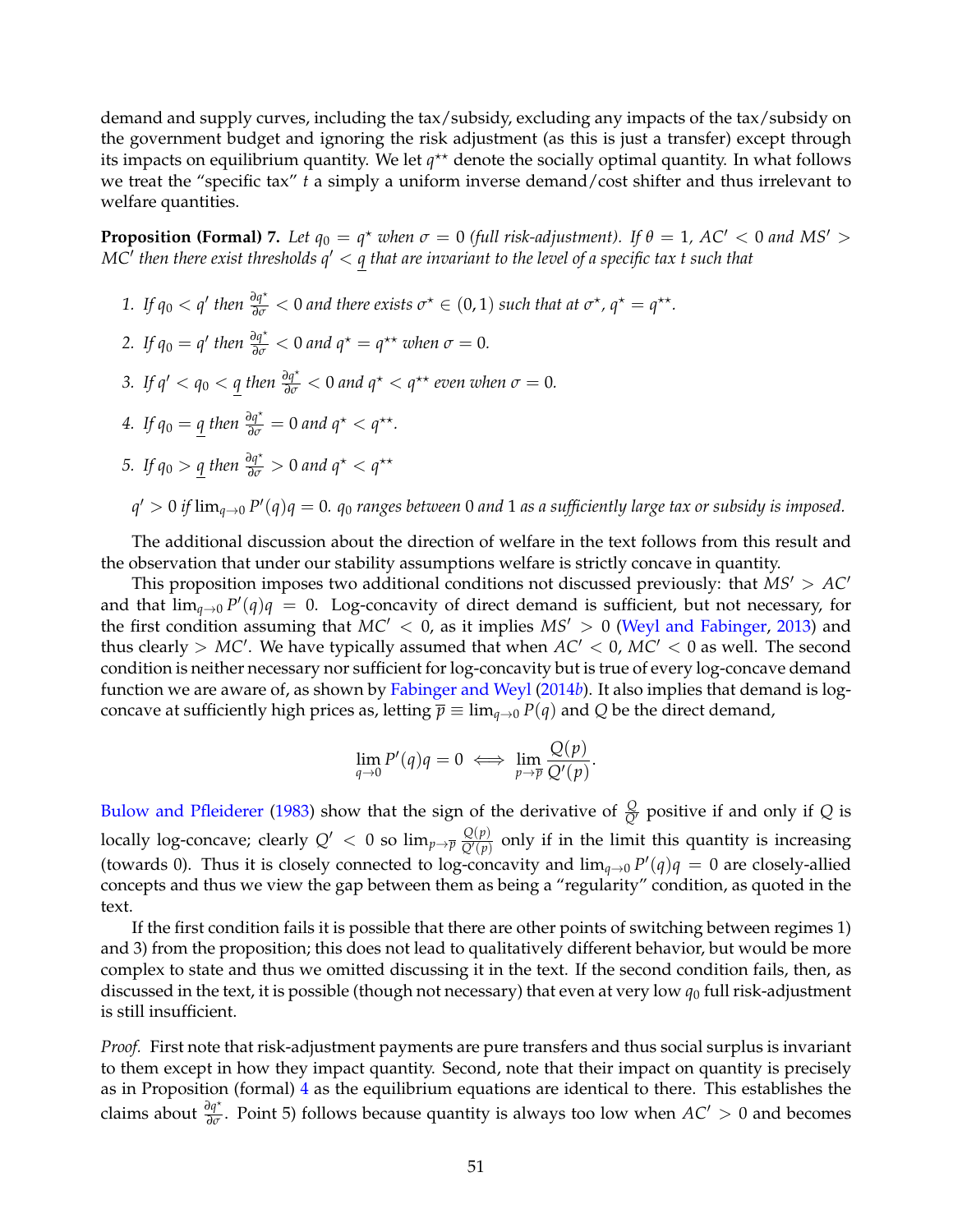demand and supply curves, including the tax/subsidy, excluding any impacts of the tax/subsidy on the government budget and ignoring the risk adjustment (as this is just a transfer) except through its impacts on equilibrium quantity. We let $q^{\star\star}$ denote the socially optimal quantity. In what follows we treat the "specific tax" $t$ a simply a uniform inverse demand/cost shifter and thus irrelevant to welfare quantities.

**Proposition (Formal) 7.** *Let $q_0 = q^\star$ when $\sigma = 0$ (full risk-adjustment). If $\theta = 1$, $AC' < 0$ and $MS' > MC'$ then there exist thresholds $q' < \underline{q}$ that are invariant to the level of a specific tax $t$ such that*

1. *If $q_0 < q'$ then $\frac{\partial q^\star}{\partial \sigma} < 0$ and there exists $\sigma^\star \in (0,1)$ such that at $\sigma^\star$, $q^\star = q^{\star\star}$.*
2. *If $q_0 = q'$ then $\frac{\partial q^\star}{\partial \sigma} < 0$ and $q^\star = q^{\star\star}$ when $\sigma = 0$.*
3. *If $q' < q_0 < \underline{q}$ then $\frac{\partial q^\star}{\partial \sigma} < 0$ and $q^\star < q^{\star\star}$ even when $\sigma = 0$.*
4. *If $q_0 = \underline{q}$ then $\frac{\partial q^\star}{\partial \sigma} = 0$ and $q^\star < q^{\star\star}$.*
5. *If $q_0 > \underline{q}$ then $\frac{\partial q^\star}{\partial \sigma} > 0$ and $q^\star < q^{\star\star}$*

*$q' > 0$ if $\lim_{q\to 0} P'(q)q = 0$. $q_0$ ranges between $0$ and $1$ as a sufficiently large tax or subsidy is imposed.*

The additional discussion about the direction of welfare in the text follows from this result and the observation that under our stability assumptions welfare is strictly concave in quantity.

This proposition imposes two additional conditions not discussed previously: that $MS' > AC'$ and that $\lim_{q\to 0} P'(q)q = 0$. Log-concavity of direct demand is sufficient, but not necessary, for the first condition assuming that $MC' < 0$, as it implies $MS' > 0$ (Weyl and Fabinger, 2013) and thus clearly $> MC'$. We have typically assumed that when $AC' < 0$, $MC' < 0$ as well. The second condition is neither necessary nor sufficient for log-concavity but is true of every log-concave demand function we are aware of, as shown by Fabinger and Weyl (2014*b*). It also implies that demand is log-concave at sufficiently high prices as, letting $\overline{p} \equiv \lim_{q\to 0} P(q)$ and $Q$ be the direct demand,

$$\lim_{q\to 0} P'(q)q = 0 \iff \lim_{p\to\overline{p}} \frac{Q(p)}{Q'(p)}.$$

Bulow and Pfleiderer (1983) show that the sign of the derivative of $\frac{Q}{Q'}$ positive if and only if $Q$ is locally log-concave; clearly $Q' < 0$ so $\lim_{p\to\overline{p}} \frac{Q(p)}{Q'(p)}$ only if in the limit this quantity is increasing (towards 0). Thus it is closely connected to log-concavity and $\lim_{q\to 0} P'(q)q = 0$ are closely-allied concepts and thus we view the gap between them as being a "regularity" condition, as quoted in the text.

If the first condition fails it is possible that there are other points of switching between regimes 1) and 3) from the proposition; this does not lead to qualitatively different behavior, but would be more complex to state and thus we omitted discussing it in the text. If the second condition fails, then, as discussed in the text, it is possible (though not necessary) that even at very low $q_0$ full risk-adjustment is still insufficient.

*Proof.* First note that risk-adjustment payments are pure transfers and thus social surplus is invariant to them except in how they impact quantity. Second, note that their impact on quantity is precisely as in Proposition (formal) 4 as the equilibrium equations are identical to there. This establishes the claims about $\frac{\partial q^\star}{\partial \sigma}$. Point 5) follows because quantity is always too low when $AC' > 0$ and becomes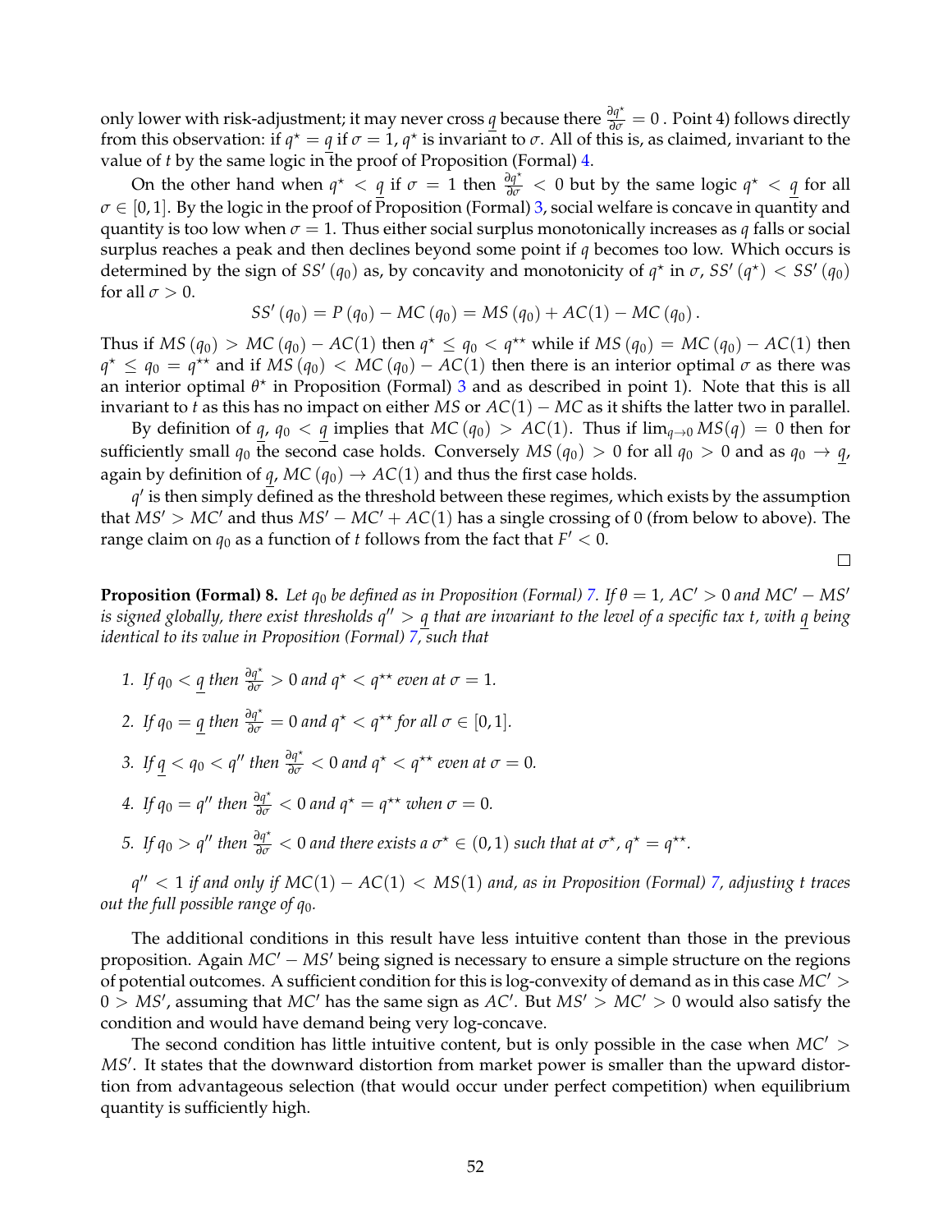only lower with risk-adjustment; it may never cross $\underline{q}$ because there $\frac{\partial q^\star}{\partial \sigma} = 0$ . Point 4) follows directly from this observation: if $q^\star = \underline{q}$ if $\sigma = 1$, $q^\star$ is invariant to $\sigma$. All of this is, as claimed, invariant to the value of $t$ by the same logic in the proof of Proposition (Formal) 4.

On the other hand when $q^\star < \underline{q}$ if $\sigma = 1$ then $\frac{\partial q^\star}{\partial \sigma} < 0$ but by the same logic $q^\star < \underline{q}$ for all $\sigma \in [0, 1]$. By the logic in the proof of Proposition (Formal) 3, social welfare is concave in quantity and quantity is too low when $\sigma = 1$. Thus either social surplus monotonically increases as $q$ falls or social surplus reaches a peak and then declines beyond some point if $q$ becomes too low. Which occurs is determined by the sign of $SS'(q_0)$ as, by concavity and monotonicity of $q^\star$ in $\sigma$, $SS'(q^\star) < SS'(q_0)$ for all $\sigma > 0$.

$$SS'(q_0) = P(q_0) - MC(q_0) = MS(q_0) + AC(1) - MC(q_0).$$

Thus if $MS(q_0) > MC(q_0) - AC(1)$ then $q^\star \leq q_0 < q^{\star\star}$ while if $MS(q_0) = MC(q_0) - AC(1)$ then $q^\star \leq q_0 = q^{\star\star}$ and if $MS(q_0) < MC(q_0) - AC(1)$ then there is an interior optimal $\sigma$ as there was an interior optimal $\theta^\star$ in Proposition (Formal) 3 and as described in point 1). Note that this is all invariant to $t$ as this has no impact on either $MS$ or $AC(1) - MC$ as it shifts the latter two in parallel.

By definition of $\underline{q}$, $q_0 < \underline{q}$ implies that $MC(q_0) > AC(1)$. Thus if $\lim_{q \to 0} MS(q) = 0$ then for sufficiently small $q_0$ the second case holds. Conversely $MS(q_0) > 0$ for all $q_0 > 0$ and as $q_0 \to \underline{q}$, again by definition of $\underline{q}$, $MC(q_0) \to AC(1)$ and thus the first case holds.

$q'$ is then simply defined as the threshold between these regimes, which exists by the assumption that $MS' > MC'$ and thus $MS' - MC' + AC(1)$ has a single crossing of 0 (from below to above). The range claim on $q_0$ as a function of $t$ follows from the fact that $F' < 0$.

□

**Proposition (Formal) 8.** *Let $q_0$ be defined as in Proposition (Formal) 7. If $\theta = 1$, $AC' > 0$ and $MC' - MS'$ is signed globally, there exist thresholds $q'' > \underline{q}$ that are invariant to the level of a specific tax $t$, with $\underline{q}$ being identical to its value in Proposition (Formal) 7, such that*

1. *If $q_0 < \underline{q}$ then $\frac{\partial q^\star}{\partial \sigma} > 0$ and $q^\star < q^{\star\star}$ even at $\sigma = 1$.*
2. *If $q_0 = \underline{q}$ then $\frac{\partial q^\star}{\partial \sigma} = 0$ and $q^\star < q^{\star\star}$ for all $\sigma \in [0, 1]$.*
3. *If $\underline{q} < q_0 < q''$ then $\frac{\partial q^\star}{\partial \sigma} < 0$ and $q^\star < q^{\star\star}$ even at $\sigma = 0$.*
4. *If $q_0 = q''$ then $\frac{\partial q^\star}{\partial \sigma} < 0$ and $q^\star = q^{\star\star}$ when $\sigma = 0$.*
5. *If $q_0 > q''$ then $\frac{\partial q^\star}{\partial \sigma} < 0$ and there exists a $\sigma^\star \in (0, 1)$ such that at $\sigma^\star$, $q^\star = q^{\star\star}$.*

*$q'' < 1$ if and only if $MC(1) - AC(1) < MS(1)$ and, as in Proposition (Formal) 7, adjusting $t$ traces out the full possible range of $q_0$.*

The additional conditions in this result have less intuitive content than those in the previous proposition. Again $MC' - MS'$ being signed is necessary to ensure a simple structure on the regions of potential outcomes. A sufficient condition for this is log-convexity of demand as in this case $MC' > 0 > MS'$, assuming that $MC'$ has the same sign as $AC'$. But $MS' > MC' > 0$ would also satisfy the condition and would have demand being very log-concave.

The second condition has little intuitive content, but is only possible in the case when $MC' > MS'$. It states that the downward distortion from market power is smaller than the upward distortion from advantageous selection (that would occur under perfect competition) when equilibrium quantity is sufficiently high.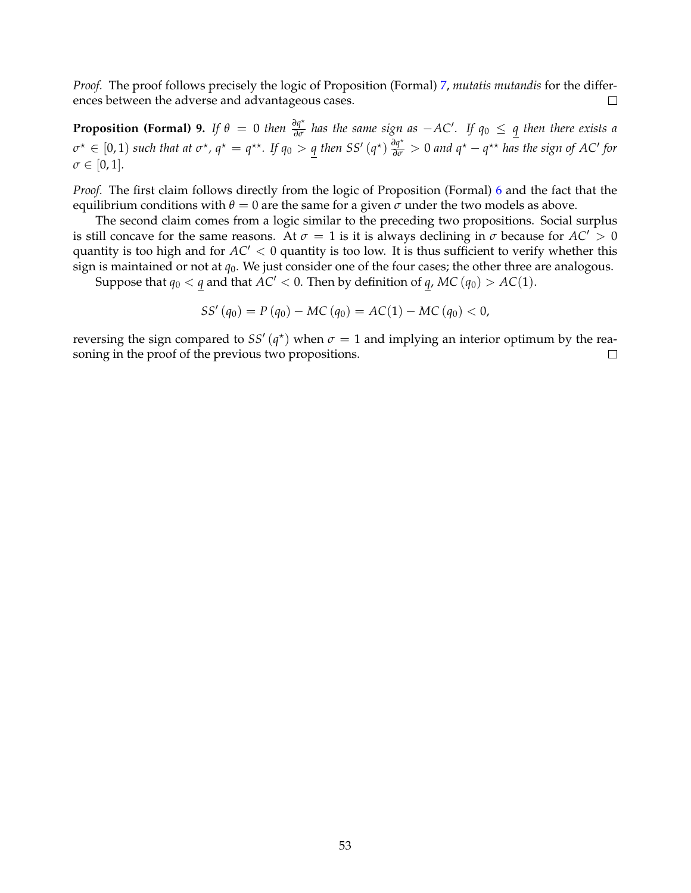*Proof.* The proof follows precisely the logic of Proposition (Formal) 7, *mutatis mutandis* for the differences between the adverse and advantageous cases. □

**Proposition (Formal) 9.** *If $\theta = 0$ then $\frac{\partial q^\star}{\partial \sigma}$ has the same sign as $-AC'$. If $q_0 \leq \underline{q}$ then there exists a $\sigma^\star \in [0, 1)$ such that at $\sigma^\star$, $q^\star = q^{\star\star}$. If $q_0 > \underline{q}$ then $SS'(q^\star) \frac{\partial q^\star}{\partial \sigma} > 0$ and $q^\star - q^{\star\star}$ has the sign of $AC'$ for $\sigma \in [0, 1]$.*

*Proof.* The first claim follows directly from the logic of Proposition (Formal) 6 and the fact that the equilibrium conditions with $\theta = 0$ are the same for a given $\sigma$ under the two models as above.

The second claim comes from a logic similar to the preceding two propositions. Social surplus is still concave for the same reasons. At $\sigma = 1$ is it is always declining in $\sigma$ because for $AC' > 0$ quantity is too high and for $AC' < 0$ quantity is too low. It is thus sufficient to verify whether this sign is maintained or not at $q_0$. We just consider one of the four cases; the other three are analogous.

Suppose that $q_0 < \underline{q}$ and that $AC' < 0$. Then by definition of $\underline{q}$, $MC(q_0) > AC(1)$.

$$SS'(q_0) = P(q_0) - MC(q_0) = AC(1) - MC(q_0) < 0,$$

reversing the sign compared to $SS'(q^\star)$ when $\sigma = 1$ and implying an interior optimum by the reasoning in the proof of the previous two propositions. □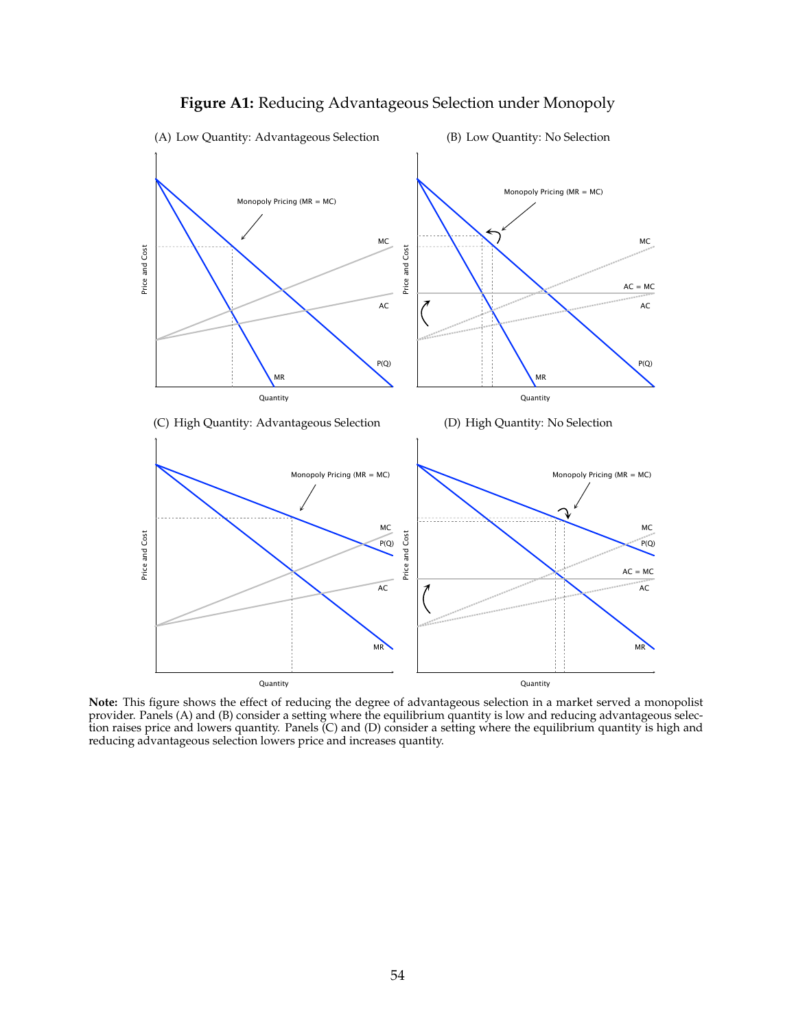**Figure A1:** Reducing Advantageous Selection under Monopoly

(A) Low Quantity: Advantageous Selection

(B) Low Quantity: No Selection

(C) High Quantity: Advantageous Selection

(D) High Quantity: No Selection

**Note:** This figure shows the effect of reducing the degree of advantageous selection in a market served a monopolist provider. Panels (A) and (B) consider a setting where the equilibrium quantity is low and reducing advantageous selection raises price and lowers quantity. Panels (C) and (D) consider a setting where the equilibrium quantity is high and reducing advantageous selection lowers price and increases quantity.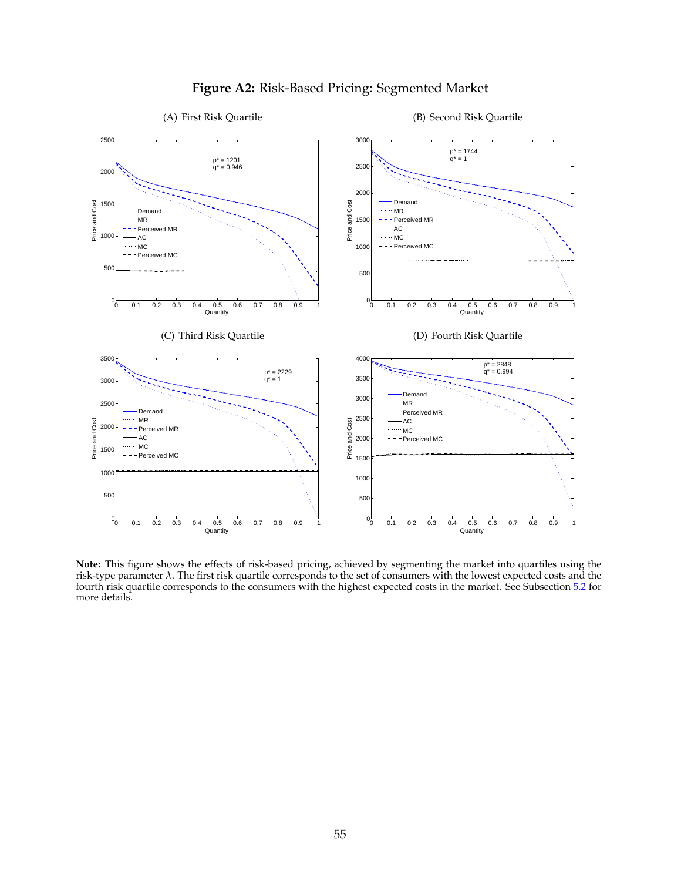# Figure A2: Risk-Based Pricing: Segmented Market

(A) First Risk Quartile

(B) Second Risk Quartile

(C) Third Risk Quartile

(D) Fourth Risk Quartile

**Note:** This figure shows the effects of risk-based pricing, achieved by segmenting the market into quartiles using the risk-type parameter $\lambda$. The first risk quartile corresponds to the set of consumers with the lowest expected costs and the fourth risk quartile corresponds to the consumers with the highest expected costs in the market. See Subsection 5.2 for more details.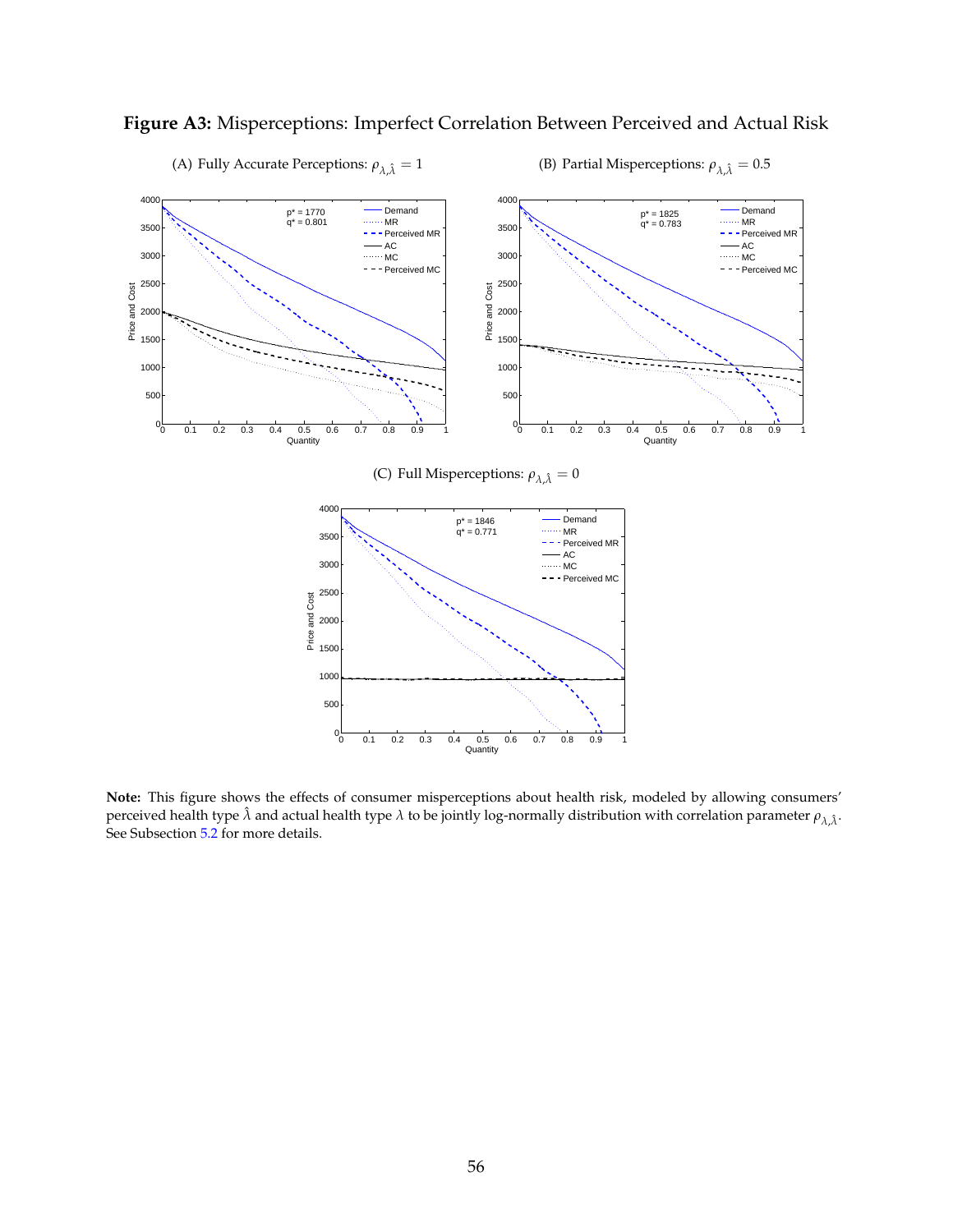**Figure A3:** Misperceptions: Imperfect Correlation Between Perceived and Actual Risk

(A) Fully Accurate Perceptions: $\rho_{\lambda,\hat{\lambda}} = 1$

p* = 1770
q* = 0.801

Demand
MR
Perceived MR
AC
MC
Perceived MC

Price and Cost
Quantity

(B) Partial Misperceptions: $\rho_{\lambda,\hat{\lambda}} = 0.5$

p* = 1825
q* = 0.783

Demand
MR
Perceived MR
AC
MC
Perceived MC

Price and Cost
Quantity

(C) Full Misperceptions: $\rho_{\lambda,\hat{\lambda}} = 0$

p* = 1846
q* = 0.771

Demand
MR
Perceived MR
AC
MC
Perceived MC

Price and Cost
Quantity

**Note:** This figure shows the effects of consumer misperceptions about health risk, modeled by allowing consumers' perceived health type $\hat{\lambda}$ and actual health type $\lambda$ to be jointly log-normally distribution with correlation parameter $\rho_{\lambda,\hat{\lambda}}$. See Subsection 5.2 for more details.